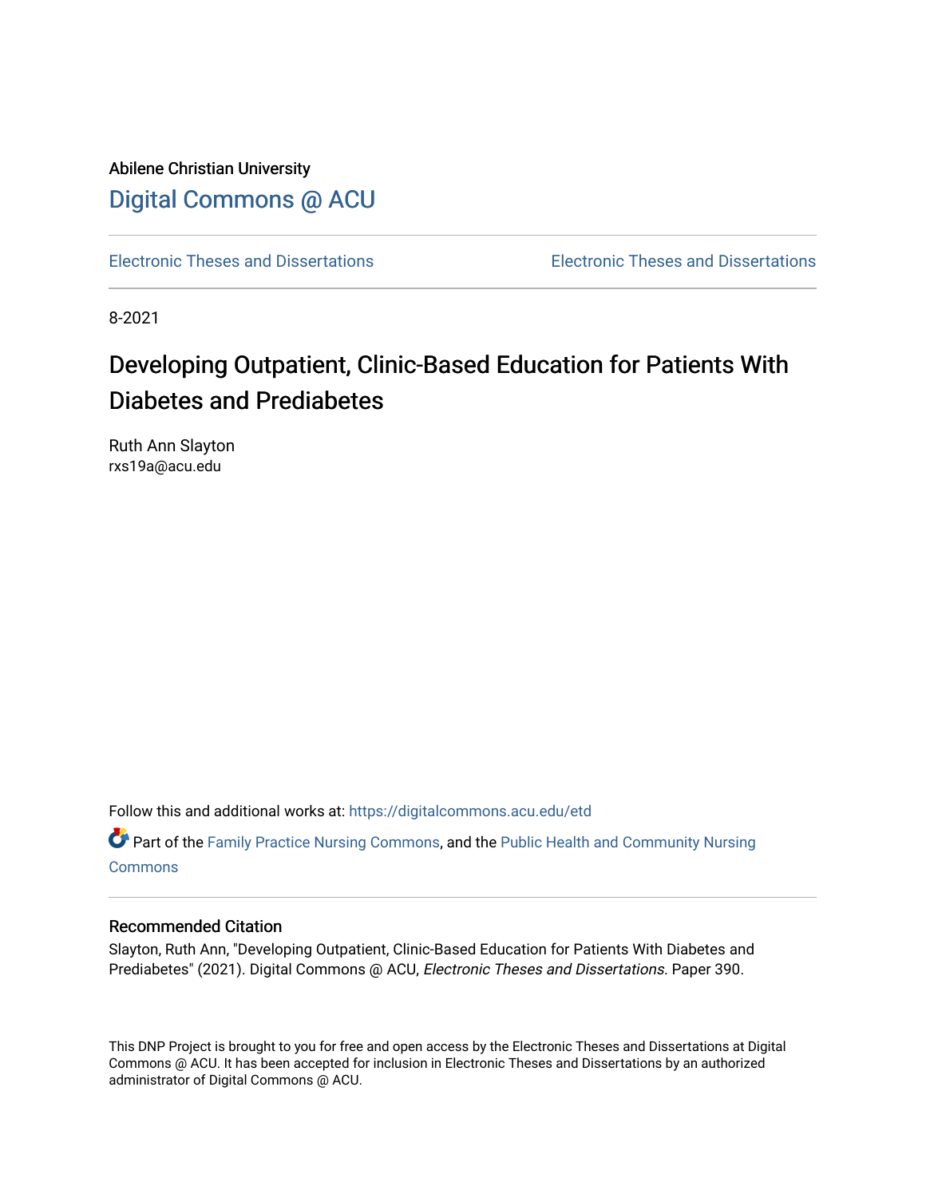Abilene Christian University

Digital Commons @ ACU

Electronic Theses and Dissertations | Electronic Theses and Dissertations

8-2021

# Developing Outpatient, Clinic-Based Education for Patients With Diabetes and Prediabetes

Ruth Ann Slayton
rxs19a@acu.edu

Follow this and additional works at: https://digitalcommons.acu.edu/etd

Part of the Family Practice Nursing Commons, and the Public Health and Community Nursing Commons

## Recommended Citation

Slayton, Ruth Ann, "Developing Outpatient, Clinic-Based Education for Patients With Diabetes and Prediabetes" (2021). Digital Commons @ ACU, *Electronic Theses and Dissertations.* Paper 390.

This DNP Project is brought to you for free and open access by the Electronic Theses and Dissertations at Digital Commons @ ACU. It has been accepted for inclusion in Electronic Theses and Dissertations by an authorized administrator of Digital Commons @ ACU.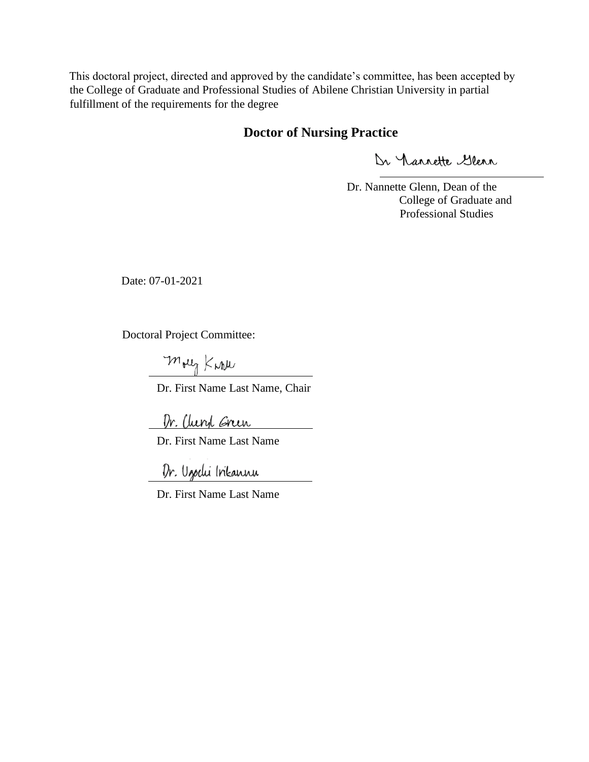This doctoral project, directed and approved by the candidate's committee, has been accepted by the College of Graduate and Professional Studies of Abilene Christian University in partial fulfillment of the requirements for the degree

**Doctor of Nursing Practice**

Dr Nannette Glenn

---

Dr. Nannette Glenn, Dean of the College of Graduate and Professional Studies

Date: 07-01-2021

Doctoral Project Committee:

Molly Knox

---

Dr. First Name Last Name, Chair

Dr. Cheryl Green

---

Dr. First Name Last Name

Dr. Uzochi Irikannu

---

Dr. First Name Last Name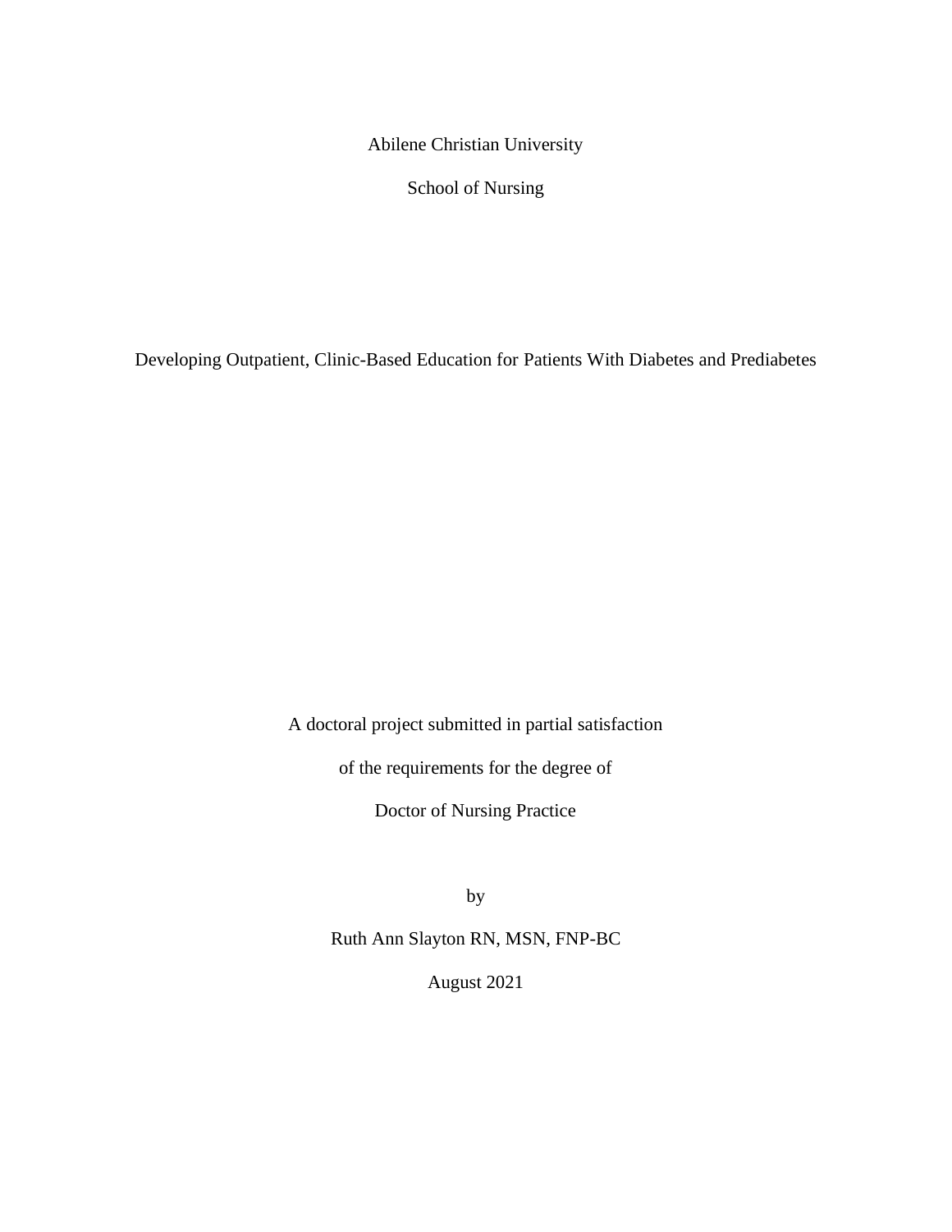Abilene Christian University

School of Nursing

# Developing Outpatient, Clinic-Based Education for Patients With Diabetes and Prediabetes

A doctoral project submitted in partial satisfaction

of the requirements for the degree of

Doctor of Nursing Practice

by

Ruth Ann Slayton RN, MSN, FNP-BC

August 2021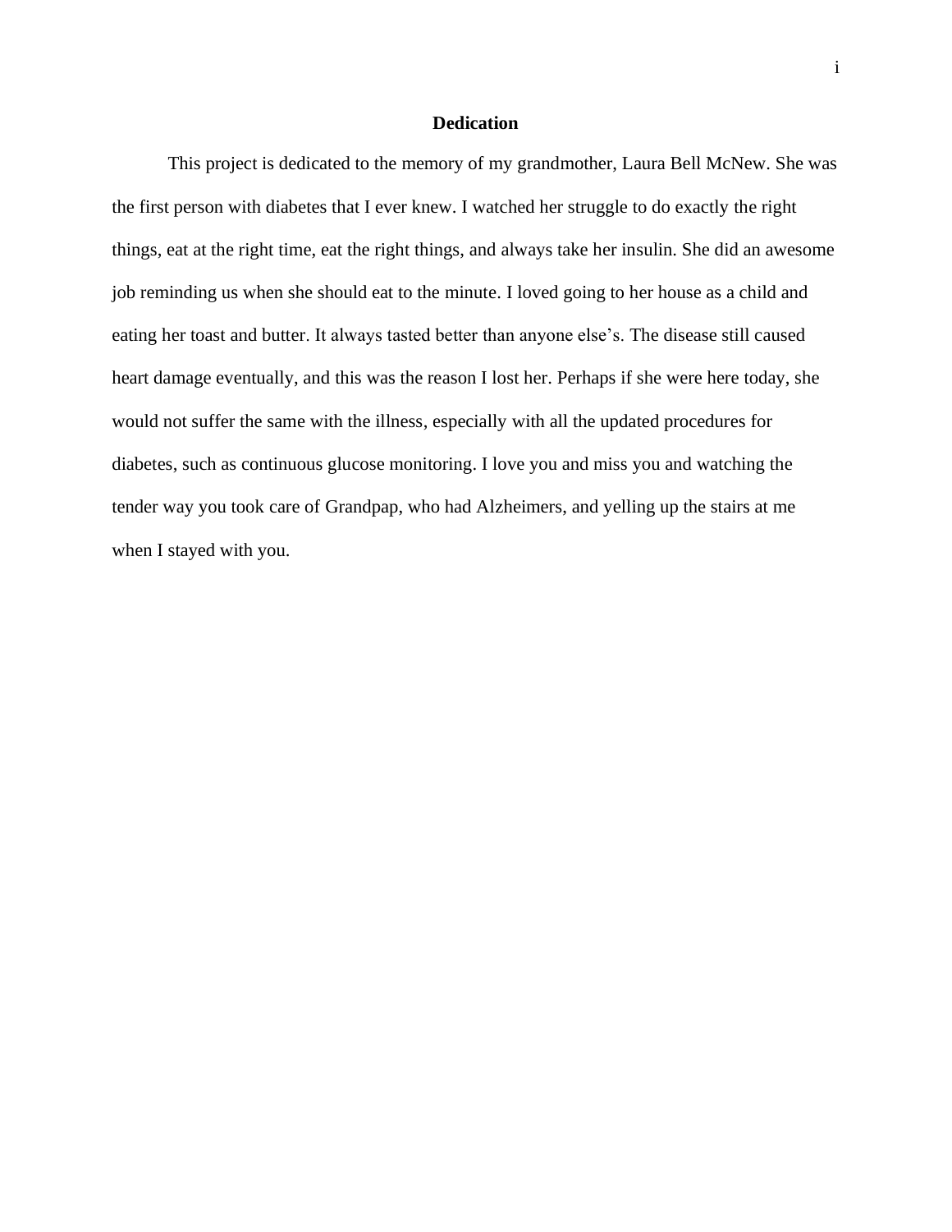## Dedication

This project is dedicated to the memory of my grandmother, Laura Bell McNew. She was the first person with diabetes that I ever knew. I watched her struggle to do exactly the right things, eat at the right time, eat the right things, and always take her insulin. She did an awesome job reminding us when she should eat to the minute. I loved going to her house as a child and eating her toast and butter. It always tasted better than anyone else's. The disease still caused heart damage eventually, and this was the reason I lost her. Perhaps if she were here today, she would not suffer the same with the illness, especially with all the updated procedures for diabetes, such as continuous glucose monitoring. I love you and miss you and watching the tender way you took care of Grandpap, who had Alzheimers, and yelling up the stairs at me when I stayed with you.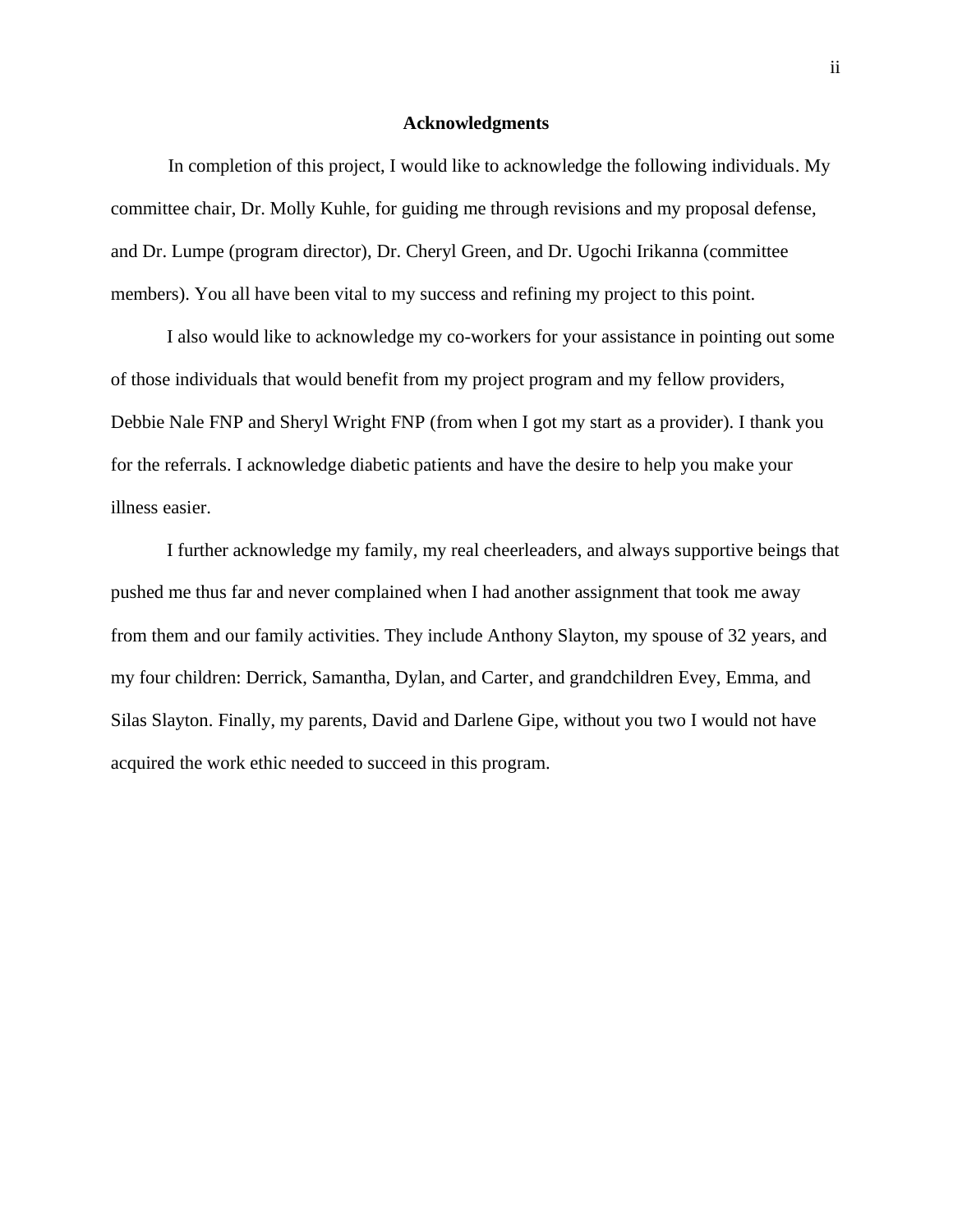## Acknowledgments

In completion of this project, I would like to acknowledge the following individuals. My committee chair, Dr. Molly Kuhle, for guiding me through revisions and my proposal defense, and Dr. Lumpe (program director), Dr. Cheryl Green, and Dr. Ugochi Irikanna (committee members). You all have been vital to my success and refining my project to this point.

I also would like to acknowledge my co-workers for your assistance in pointing out some of those individuals that would benefit from my project program and my fellow providers, Debbie Nale FNP and Sheryl Wright FNP (from when I got my start as a provider). I thank you for the referrals. I acknowledge diabetic patients and have the desire to help you make your illness easier.

I further acknowledge my family, my real cheerleaders, and always supportive beings that pushed me thus far and never complained when I had another assignment that took me away from them and our family activities. They include Anthony Slayton, my spouse of 32 years, and my four children: Derrick, Samantha, Dylan, and Carter, and grandchildren Evey, Emma, and Silas Slayton. Finally, my parents, David and Darlene Gipe, without you two I would not have acquired the work ethic needed to succeed in this program.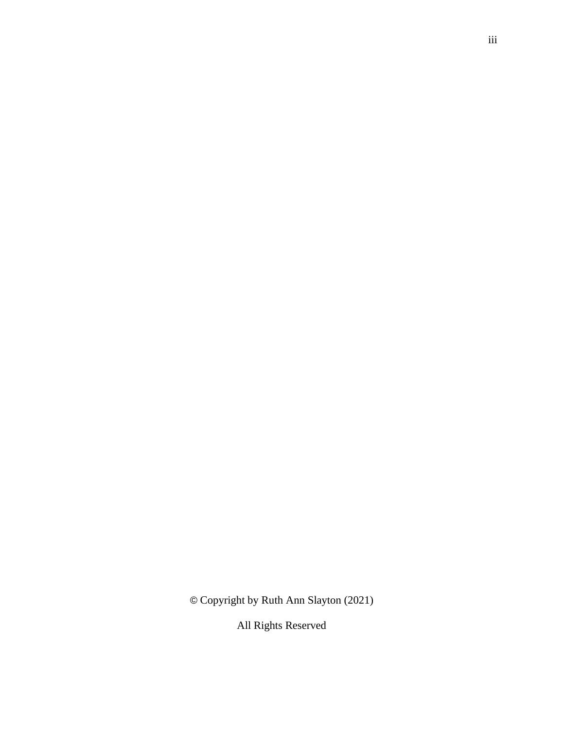© Copyright by Ruth Ann Slayton (2021)

All Rights Reserved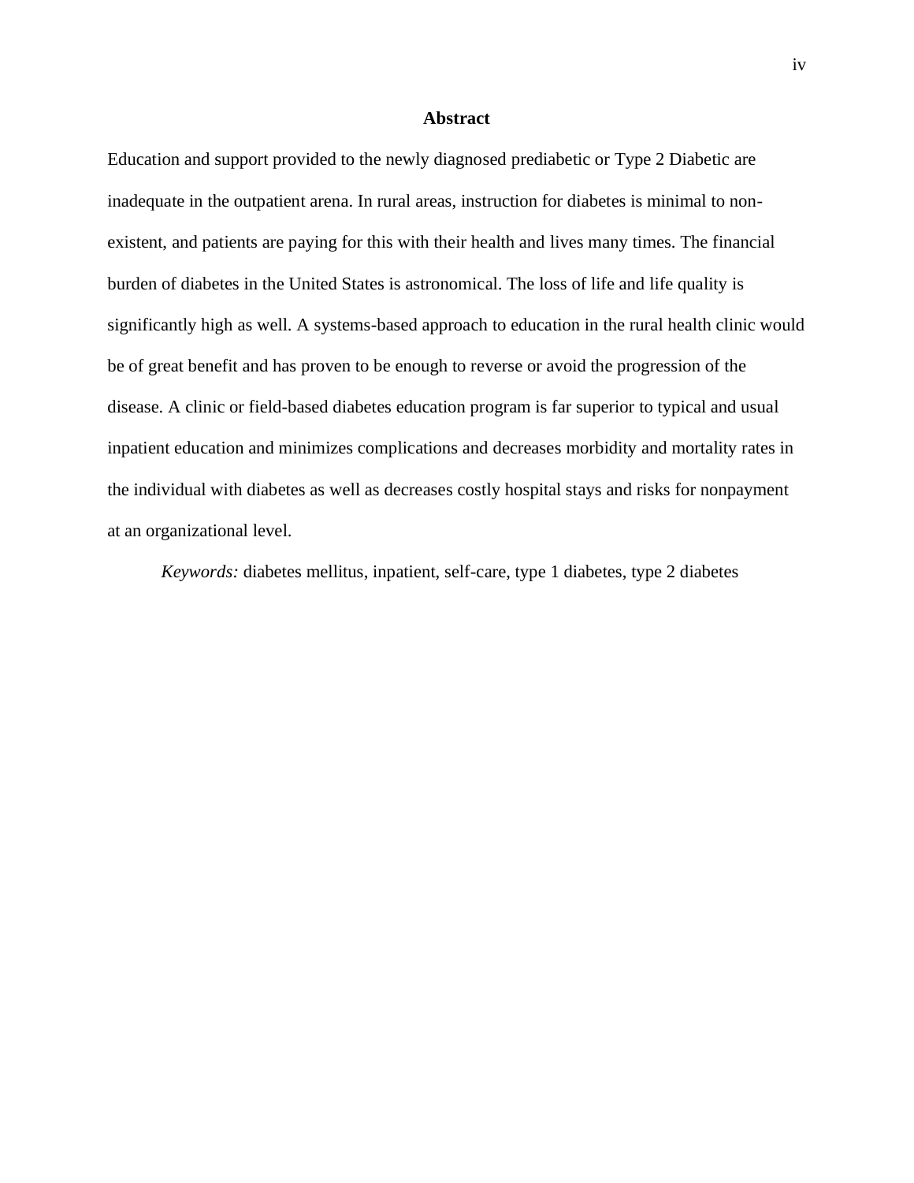# Abstract

Education and support provided to the newly diagnosed prediabetic or Type 2 Diabetic are inadequate in the outpatient arena. In rural areas, instruction for diabetes is minimal to non-existent, and patients are paying for this with their health and lives many times. The financial burden of diabetes in the United States is astronomical. The loss of life and life quality is significantly high as well. A systems-based approach to education in the rural health clinic would be of great benefit and has proven to be enough to reverse or avoid the progression of the disease. A clinic or field-based diabetes education program is far superior to typical and usual inpatient education and minimizes complications and decreases morbidity and mortality rates in the individual with diabetes as well as decreases costly hospital stays and risks for nonpayment at an organizational level.

*Keywords:* diabetes mellitus, inpatient, self-care, type 1 diabetes, type 2 diabetes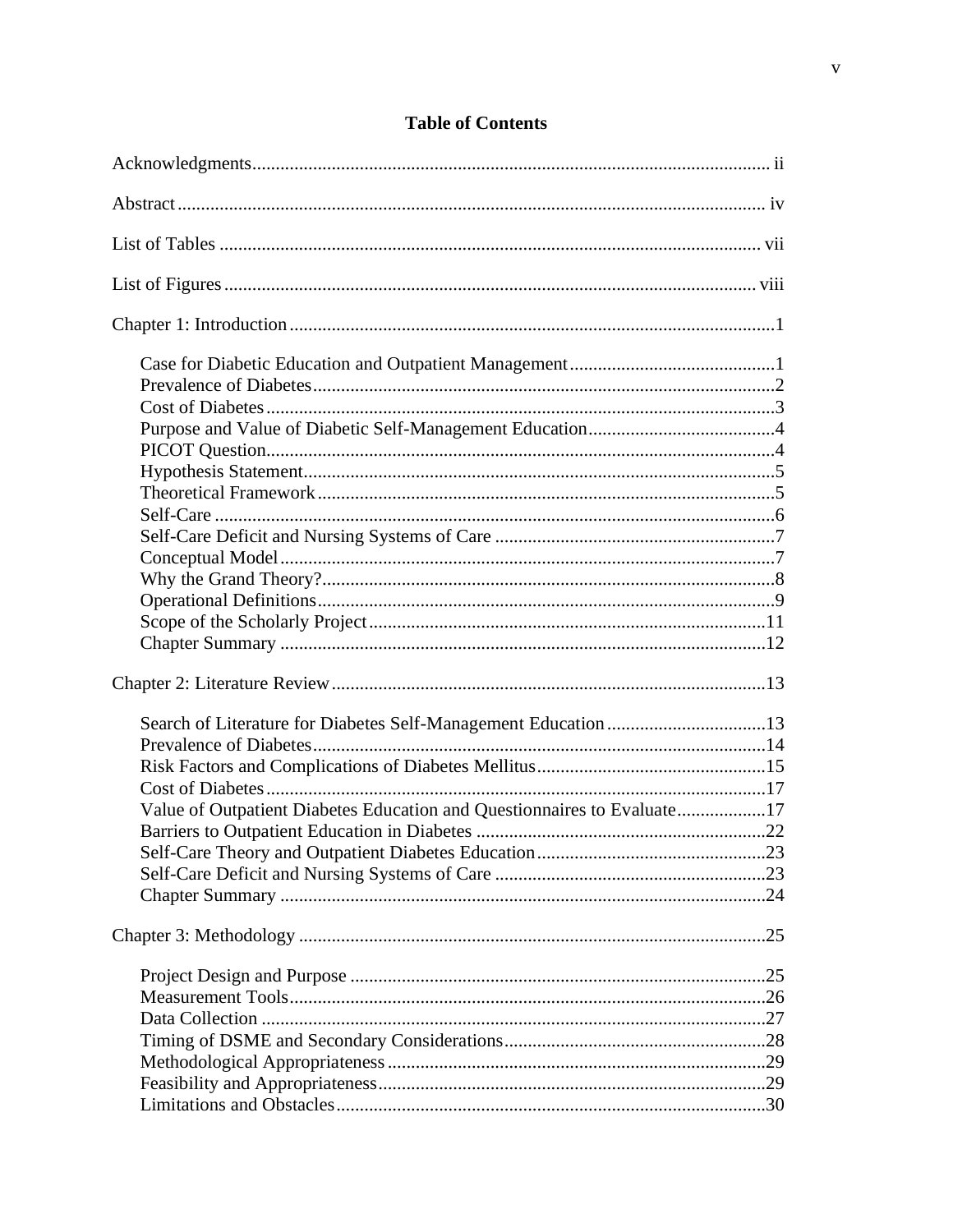# Table of Contents

Acknowledgments ii

Abstract iv

List of Tables vii

List of Figures viii

Chapter 1: Introduction 1

- Case for Diabetic Education and Outpatient Management 1
- Prevalence of Diabetes 2
- Cost of Diabetes 3
- Purpose and Value of Diabetic Self-Management Education 4
- PICOT Question 4
- Hypothesis Statement 5
- Theoretical Framework 5
- Self-Care 6
- Self-Care Deficit and Nursing Systems of Care 7
- Conceptual Model 7
- Why the Grand Theory? 8
- Operational Definitions 9
- Scope of the Scholarly Project 11
- Chapter Summary 12

Chapter 2: Literature Review 13

- Search of Literature for Diabetes Self-Management Education 13
- Prevalence of Diabetes 14
- Risk Factors and Complications of Diabetes Mellitus 15
- Cost of Diabetes 17
- Value of Outpatient Diabetes Education and Questionnaires to Evaluate 17
- Barriers to Outpatient Education in Diabetes 22
- Self-Care Theory and Outpatient Diabetes Education 23
- Self-Care Deficit and Nursing Systems of Care 23
- Chapter Summary 24

Chapter 3: Methodology 25

- Project Design and Purpose 25
- Measurement Tools 26
- Data Collection 27
- Timing of DSME and Secondary Considerations 28
- Methodological Appropriateness 29
- Feasibility and Appropriateness 29
- Limitations and Obstacles 30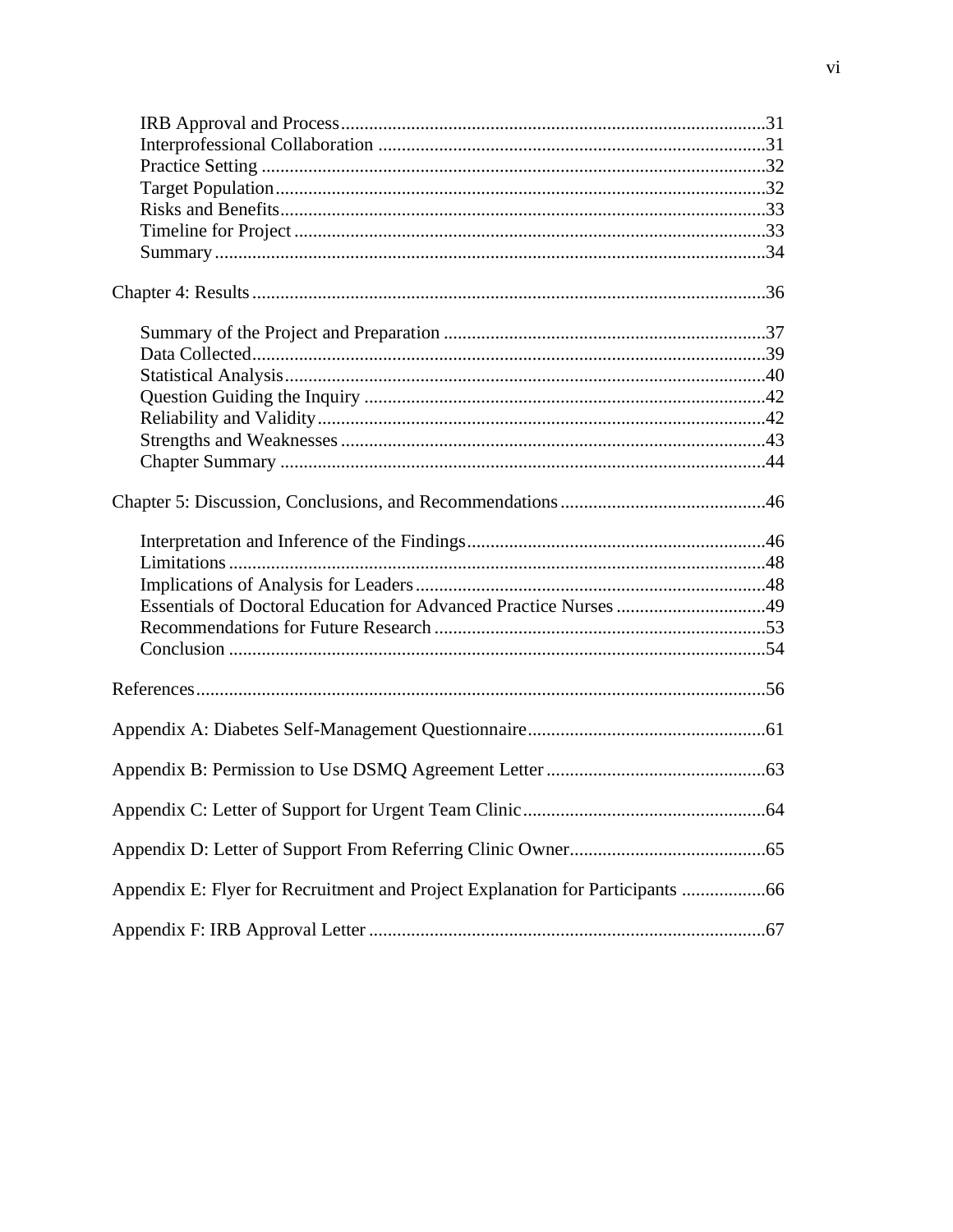IRB Approval and Process.......................................................................................31
Interprofessional Collaboration ..............................................................................31
Practice Setting .......................................................................................................32
Target Population....................................................................................................32
Risks and Benefits...................................................................................................33
Timeline for Project ................................................................................................33
Summary .................................................................................................................34

Chapter 4: Results .............................................................................................................36

Summary of the Project and Preparation ................................................................37
Data Collected.........................................................................................................39
Statistical Analysis..................................................................................................40
Question Guiding the Inquiry .................................................................................42
Reliability and Validity...........................................................................................42
Strengths and Weaknesses ......................................................................................43
Chapter Summary ...................................................................................................44

Chapter 5: Discussion, Conclusions, and Recommendations ............................................46

Interpretation and Inference of the Findings...........................................................46
Limitations ..............................................................................................................48
Implications of Analysis for Leaders ......................................................................48
Essentials of Doctoral Education for Advanced Practice Nurses ...........................49
Recommendations for Future Research ..................................................................53
Conclusion ..............................................................................................................54

References..........................................................................................................................56

Appendix A: Diabetes Self-Management Questionnaire...................................................61

Appendix B: Permission to Use DSMQ Agreement Letter ...............................................63

Appendix C: Letter of Support for Urgent Team Clinic....................................................64

Appendix D: Letter of Support From Referring Clinic Owner..........................................65

Appendix E: Flyer for Recruitment and Project Explanation for Participants ..................66

Appendix F: IRB Approval Letter .....................................................................................67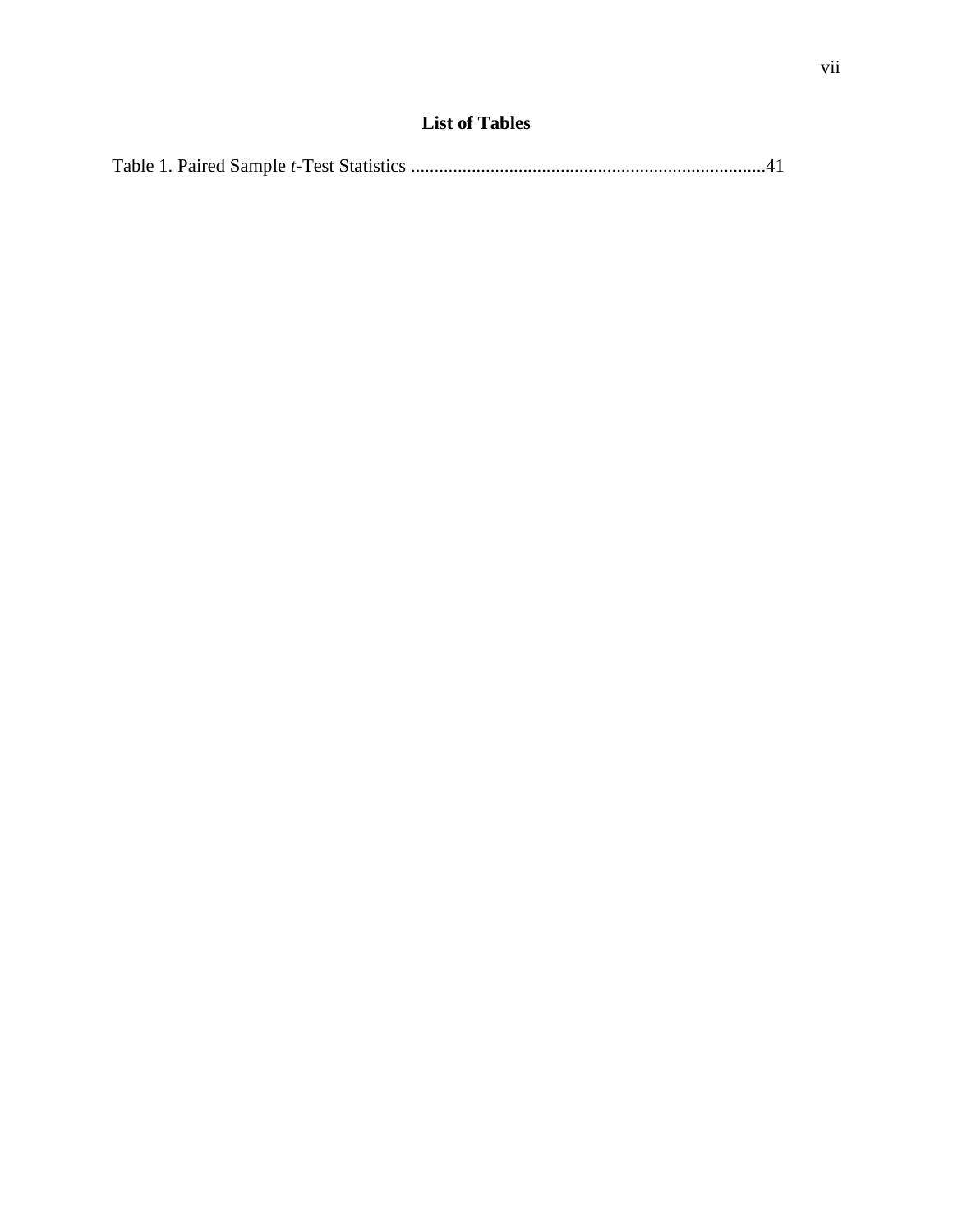## List of Tables

Table 1. Paired Sample *t*-Test Statistics ............................................................................41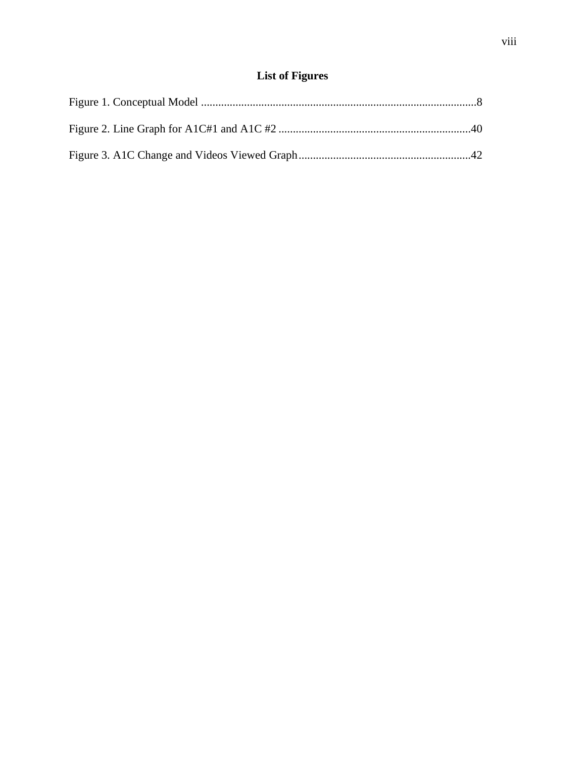# List of Figures

Figure 1. Conceptual Model ................................................................................................8

Figure 2. Line Graph for A1C#1 and A1C #2 ..................................................................40

Figure 3. A1C Change and Videos Viewed Graph............................................................42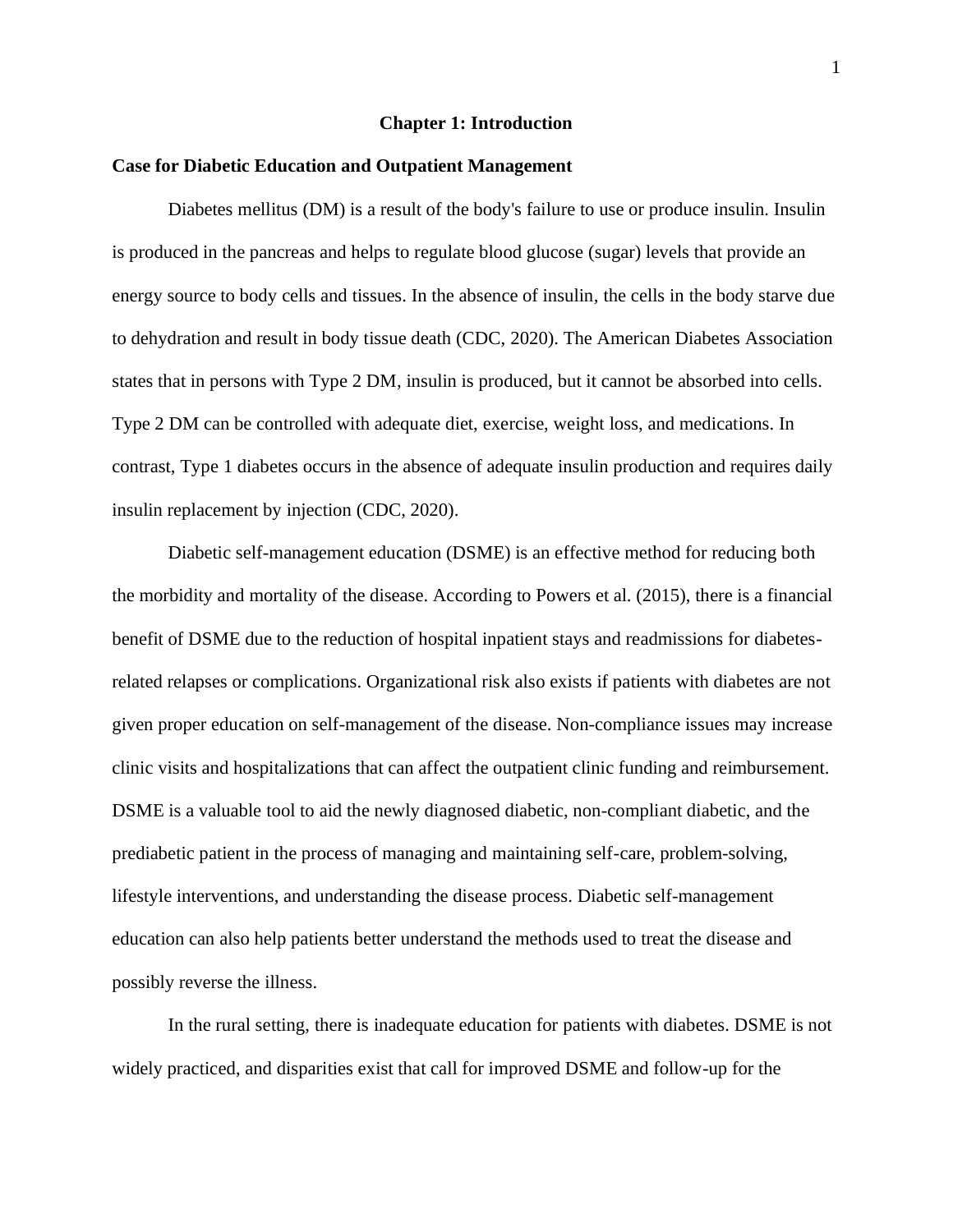# Chapter 1: Introduction

## Case for Diabetic Education and Outpatient Management

Diabetes mellitus (DM) is a result of the body's failure to use or produce insulin. Insulin is produced in the pancreas and helps to regulate blood glucose (sugar) levels that provide an energy source to body cells and tissues. In the absence of insulin, the cells in the body starve due to dehydration and result in body tissue death (CDC, 2020). The American Diabetes Association states that in persons with Type 2 DM, insulin is produced, but it cannot be absorbed into cells. Type 2 DM can be controlled with adequate diet, exercise, weight loss, and medications. In contrast, Type 1 diabetes occurs in the absence of adequate insulin production and requires daily insulin replacement by injection (CDC, 2020).

Diabetic self-management education (DSME) is an effective method for reducing both the morbidity and mortality of the disease. According to Powers et al. (2015), there is a financial benefit of DSME due to the reduction of hospital inpatient stays and readmissions for diabetes-related relapses or complications. Organizational risk also exists if patients with diabetes are not given proper education on self-management of the disease. Non-compliance issues may increase clinic visits and hospitalizations that can affect the outpatient clinic funding and reimbursement. DSME is a valuable tool to aid the newly diagnosed diabetic, non-compliant diabetic, and the prediabetic patient in the process of managing and maintaining self-care, problem-solving, lifestyle interventions, and understanding the disease process. Diabetic self-management education can also help patients better understand the methods used to treat the disease and possibly reverse the illness.

In the rural setting, there is inadequate education for patients with diabetes. DSME is not widely practiced, and disparities exist that call for improved DSME and follow-up for the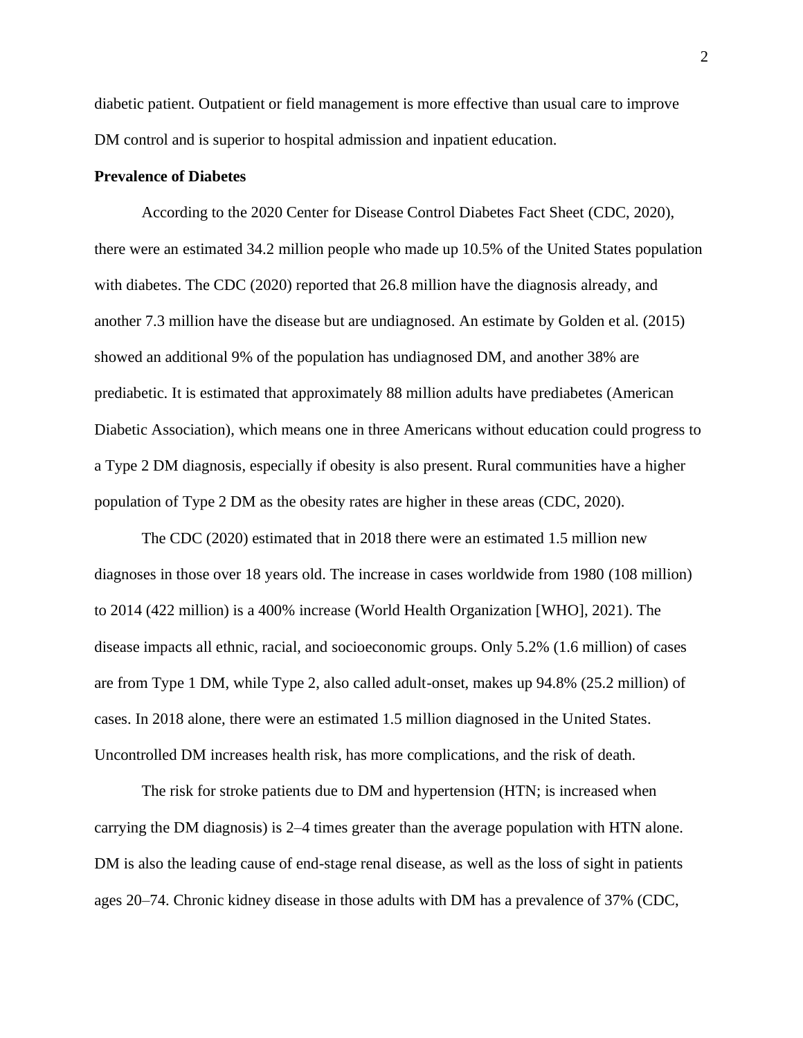diabetic patient. Outpatient or field management is more effective than usual care to improve DM control and is superior to hospital admission and inpatient education.

**Prevalence of Diabetes**

According to the 2020 Center for Disease Control Diabetes Fact Sheet (CDC, 2020), there were an estimated 34.2 million people who made up 10.5% of the United States population with diabetes. The CDC (2020) reported that 26.8 million have the diagnosis already, and another 7.3 million have the disease but are undiagnosed. An estimate by Golden et al. (2015) showed an additional 9% of the population has undiagnosed DM, and another 38% are prediabetic. It is estimated that approximately 88 million adults have prediabetes (American Diabetic Association), which means one in three Americans without education could progress to a Type 2 DM diagnosis, especially if obesity is also present. Rural communities have a higher population of Type 2 DM as the obesity rates are higher in these areas (CDC, 2020).

The CDC (2020) estimated that in 2018 there were an estimated 1.5 million new diagnoses in those over 18 years old. The increase in cases worldwide from 1980 (108 million) to 2014 (422 million) is a 400% increase (World Health Organization [WHO], 2021). The disease impacts all ethnic, racial, and socioeconomic groups. Only 5.2% (1.6 million) of cases are from Type 1 DM, while Type 2, also called adult-onset, makes up 94.8% (25.2 million) of cases. In 2018 alone, there were an estimated 1.5 million diagnosed in the United States. Uncontrolled DM increases health risk, has more complications, and the risk of death.

The risk for stroke patients due to DM and hypertension (HTN; is increased when carrying the DM diagnosis) is 2–4 times greater than the average population with HTN alone. DM is also the leading cause of end-stage renal disease, as well as the loss of sight in patients ages 20–74. Chronic kidney disease in those adults with DM has a prevalence of 37% (CDC,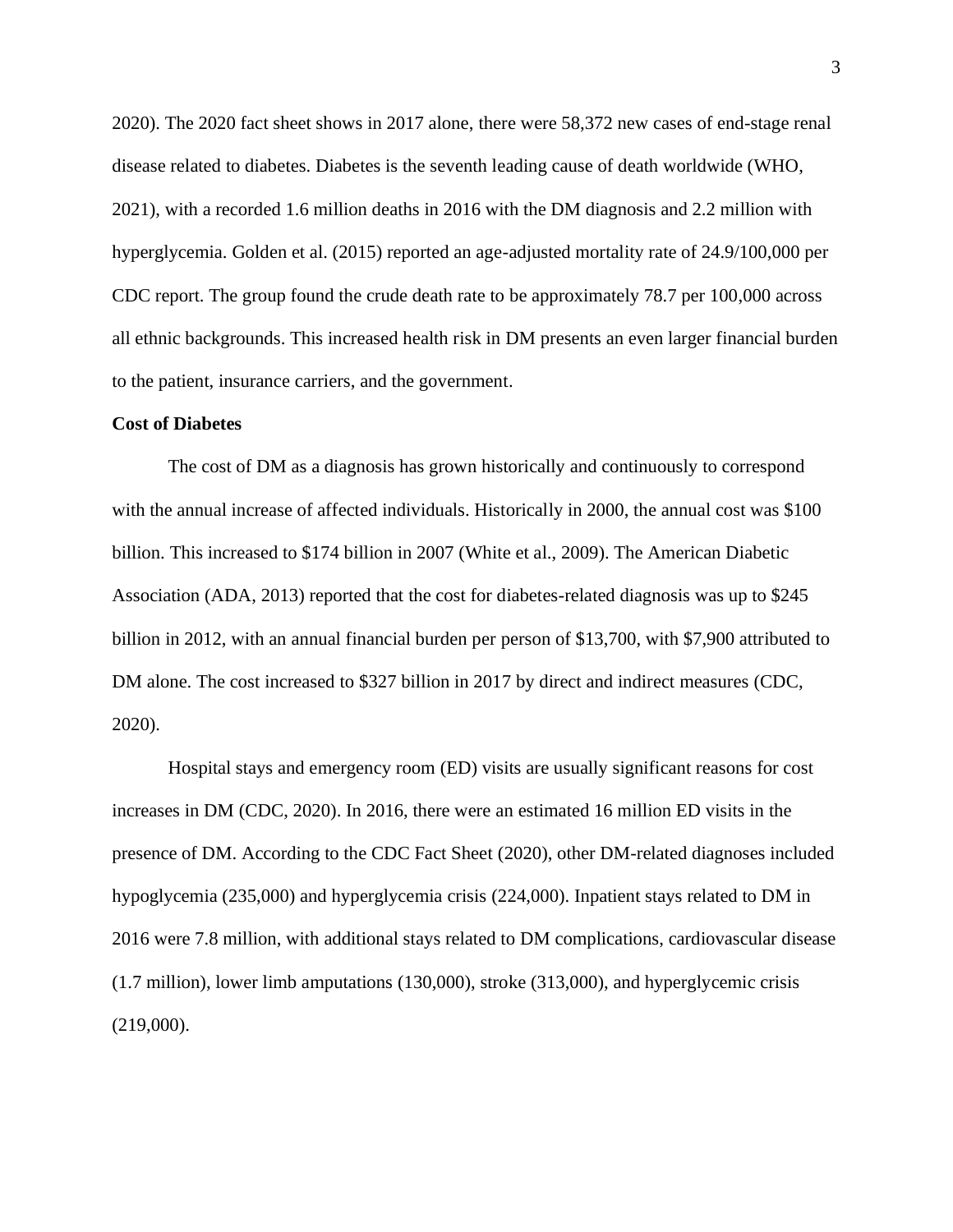2020). The 2020 fact sheet shows in 2017 alone, there were 58,372 new cases of end-stage renal disease related to diabetes. Diabetes is the seventh leading cause of death worldwide (WHO, 2021), with a recorded 1.6 million deaths in 2016 with the DM diagnosis and 2.2 million with hyperglycemia. Golden et al. (2015) reported an age-adjusted mortality rate of 24.9/100,000 per CDC report. The group found the crude death rate to be approximately 78.7 per 100,000 across all ethnic backgrounds. This increased health risk in DM presents an even larger financial burden to the patient, insurance carriers, and the government.

**Cost of Diabetes**

The cost of DM as a diagnosis has grown historically and continuously to correspond with the annual increase of affected individuals. Historically in 2000, the annual cost was $100 billion. This increased to $174 billion in 2007 (White et al., 2009). The American Diabetic Association (ADA, 2013) reported that the cost for diabetes-related diagnosis was up to $245 billion in 2012, with an annual financial burden per person of $13,700, with $7,900 attributed to DM alone. The cost increased to $327 billion in 2017 by direct and indirect measures (CDC, 2020).

Hospital stays and emergency room (ED) visits are usually significant reasons for cost increases in DM (CDC, 2020). In 2016, there were an estimated 16 million ED visits in the presence of DM. According to the CDC Fact Sheet (2020), other DM-related diagnoses included hypoglycemia (235,000) and hyperglycemia crisis (224,000). Inpatient stays related to DM in 2016 were 7.8 million, with additional stays related to DM complications, cardiovascular disease (1.7 million), lower limb amputations (130,000), stroke (313,000), and hyperglycemic crisis (219,000).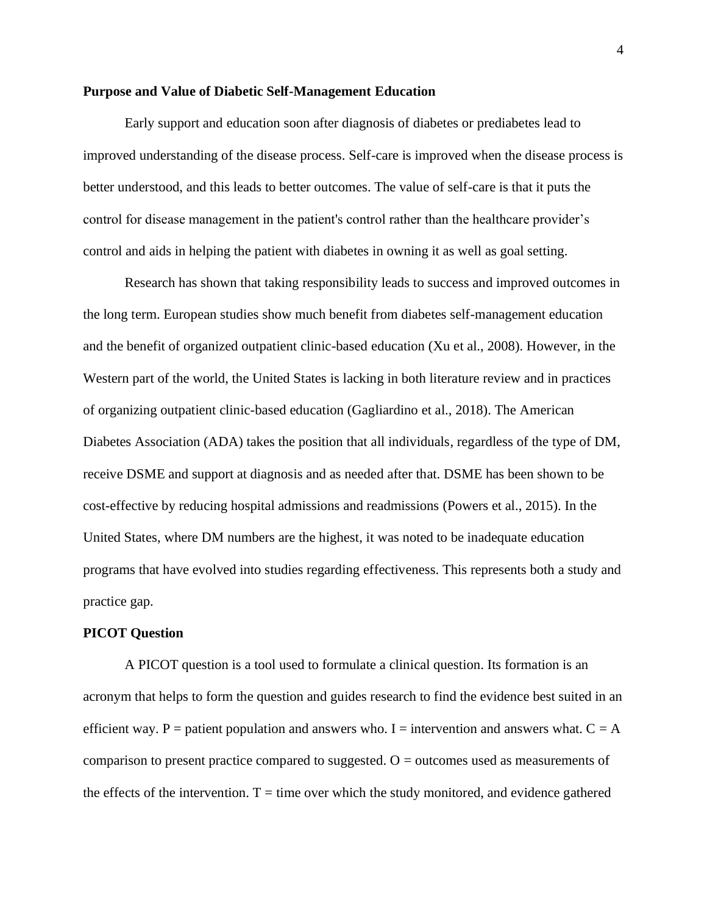**Purpose and Value of Diabetic Self-Management Education**

Early support and education soon after diagnosis of diabetes or prediabetes lead to improved understanding of the disease process. Self-care is improved when the disease process is better understood, and this leads to better outcomes. The value of self-care is that it puts the control for disease management in the patient's control rather than the healthcare provider's control and aids in helping the patient with diabetes in owning it as well as goal setting.

Research has shown that taking responsibility leads to success and improved outcomes in the long term. European studies show much benefit from diabetes self-management education and the benefit of organized outpatient clinic-based education (Xu et al., 2008). However, in the Western part of the world, the United States is lacking in both literature review and in practices of organizing outpatient clinic-based education (Gagliardino et al., 2018). The American Diabetes Association (ADA) takes the position that all individuals, regardless of the type of DM, receive DSME and support at diagnosis and as needed after that. DSME has been shown to be cost-effective by reducing hospital admissions and readmissions (Powers et al., 2015). In the United States, where DM numbers are the highest, it was noted to be inadequate education programs that have evolved into studies regarding effectiveness. This represents both a study and practice gap.

**PICOT Question**

A PICOT question is a tool used to formulate a clinical question. Its formation is an acronym that helps to form the question and guides research to find the evidence best suited in an efficient way. P = patient population and answers who. I = intervention and answers what. C = A comparison to present practice compared to suggested. O = outcomes used as measurements of the effects of the intervention. T = time over which the study monitored, and evidence gathered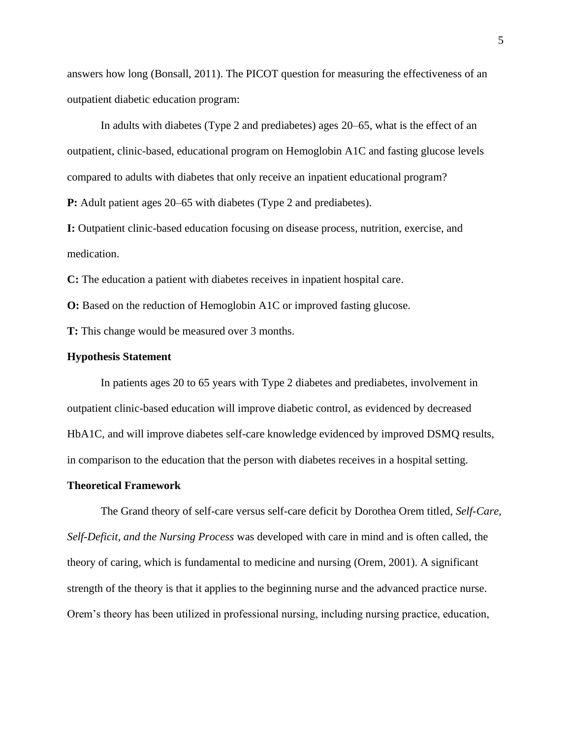answers how long (Bonsall, 2011). The PICOT question for measuring the effectiveness of an outpatient diabetic education program:

In adults with diabetes (Type 2 and prediabetes) ages 20–65, what is the effect of an outpatient, clinic-based, educational program on Hemoglobin A1C and fasting glucose levels compared to adults with diabetes that only receive an inpatient educational program?

**P:** Adult patient ages 20–65 with diabetes (Type 2 and prediabetes).

**I:** Outpatient clinic-based education focusing on disease process, nutrition, exercise, and medication.

**C:** The education a patient with diabetes receives in inpatient hospital care.

**O:** Based on the reduction of Hemoglobin A1C or improved fasting glucose.

**T:** This change would be measured over 3 months.

## Hypothesis Statement

In patients ages 20 to 65 years with Type 2 diabetes and prediabetes, involvement in outpatient clinic-based education will improve diabetic control, as evidenced by decreased HbA1C, and will improve diabetes self-care knowledge evidenced by improved DSMQ results, in comparison to the education that the person with diabetes receives in a hospital setting.

## Theoretical Framework

The Grand theory of self-care versus self-care deficit by Dorothea Orem titled, *Self-Care, Self-Deficit, and the Nursing Process* was developed with care in mind and is often called, the theory of caring, which is fundamental to medicine and nursing (Orem, 2001). A significant strength of the theory is that it applies to the beginning nurse and the advanced practice nurse. Orem's theory has been utilized in professional nursing, including nursing practice, education,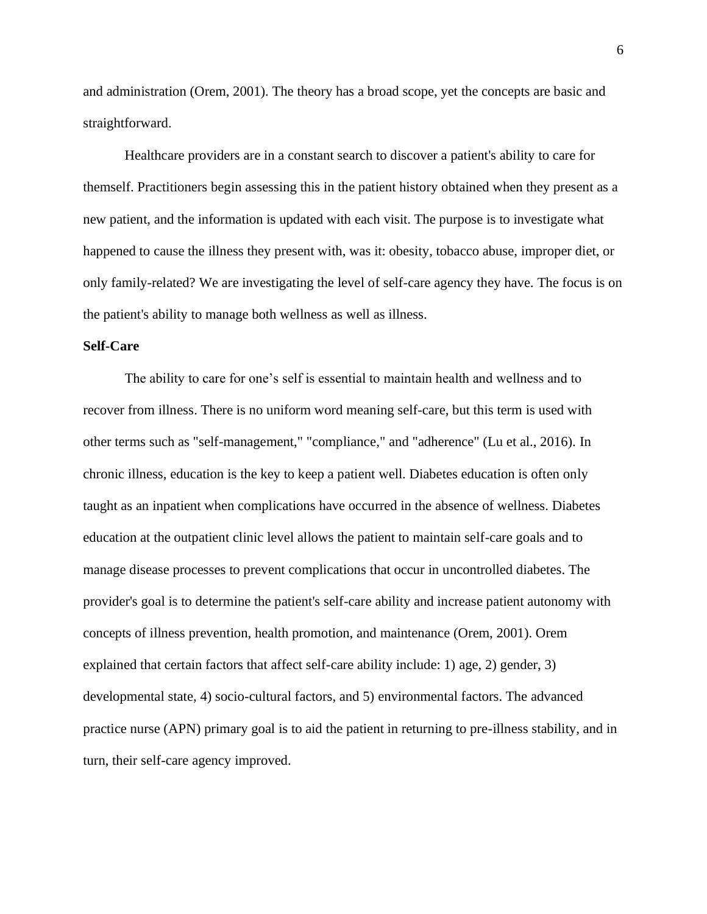and administration (Orem, 2001). The theory has a broad scope, yet the concepts are basic and straightforward.

Healthcare providers are in a constant search to discover a patient's ability to care for themself. Practitioners begin assessing this in the patient history obtained when they present as a new patient, and the information is updated with each visit. The purpose is to investigate what happened to cause the illness they present with, was it: obesity, tobacco abuse, improper diet, or only family-related? We are investigating the level of self-care agency they have. The focus is on the patient's ability to manage both wellness as well as illness.

**Self-Care**

The ability to care for one's self is essential to maintain health and wellness and to recover from illness. There is no uniform word meaning self-care, but this term is used with other terms such as "self-management," "compliance," and "adherence" (Lu et al., 2016). In chronic illness, education is the key to keep a patient well. Diabetes education is often only taught as an inpatient when complications have occurred in the absence of wellness. Diabetes education at the outpatient clinic level allows the patient to maintain self-care goals and to manage disease processes to prevent complications that occur in uncontrolled diabetes. The provider's goal is to determine the patient's self-care ability and increase patient autonomy with concepts of illness prevention, health promotion, and maintenance (Orem, 2001). Orem explained that certain factors that affect self-care ability include: 1) age, 2) gender, 3) developmental state, 4) socio-cultural factors, and 5) environmental factors. The advanced practice nurse (APN) primary goal is to aid the patient in returning to pre-illness stability, and in turn, their self-care agency improved.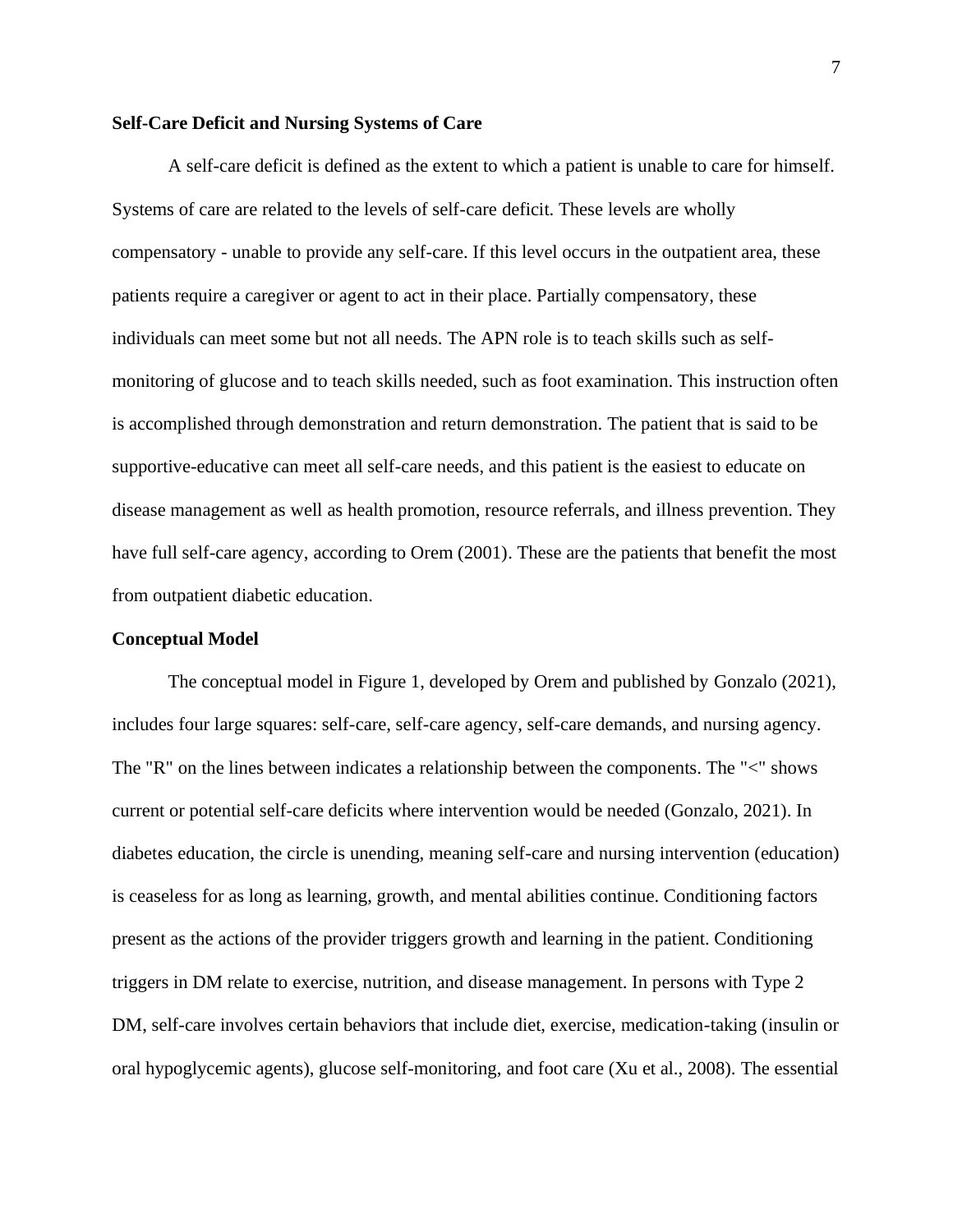### Self-Care Deficit and Nursing Systems of Care

A self-care deficit is defined as the extent to which a patient is unable to care for himself. Systems of care are related to the levels of self-care deficit. These levels are wholly compensatory - unable to provide any self-care. If this level occurs in the outpatient area, these patients require a caregiver or agent to act in their place. Partially compensatory, these individuals can meet some but not all needs. The APN role is to teach skills such as self-monitoring of glucose and to teach skills needed, such as foot examination. This instruction often is accomplished through demonstration and return demonstration. The patient that is said to be supportive-educative can meet all self-care needs, and this patient is the easiest to educate on disease management as well as health promotion, resource referrals, and illness prevention. They have full self-care agency, according to Orem (2001). These are the patients that benefit the most from outpatient diabetic education.

### Conceptual Model

The conceptual model in Figure 1, developed by Orem and published by Gonzalo (2021), includes four large squares: self-care, self-care agency, self-care demands, and nursing agency. The "R" on the lines between indicates a relationship between the components. The "<" shows current or potential self-care deficits where intervention would be needed (Gonzalo, 2021). In diabetes education, the circle is unending, meaning self-care and nursing intervention (education) is ceaseless for as long as learning, growth, and mental abilities continue. Conditioning factors present as the actions of the provider triggers growth and learning in the patient. Conditioning triggers in DM relate to exercise, nutrition, and disease management. In persons with Type 2 DM, self-care involves certain behaviors that include diet, exercise, medication-taking (insulin or oral hypoglycemic agents), glucose self-monitoring, and foot care (Xu et al., 2008). The essential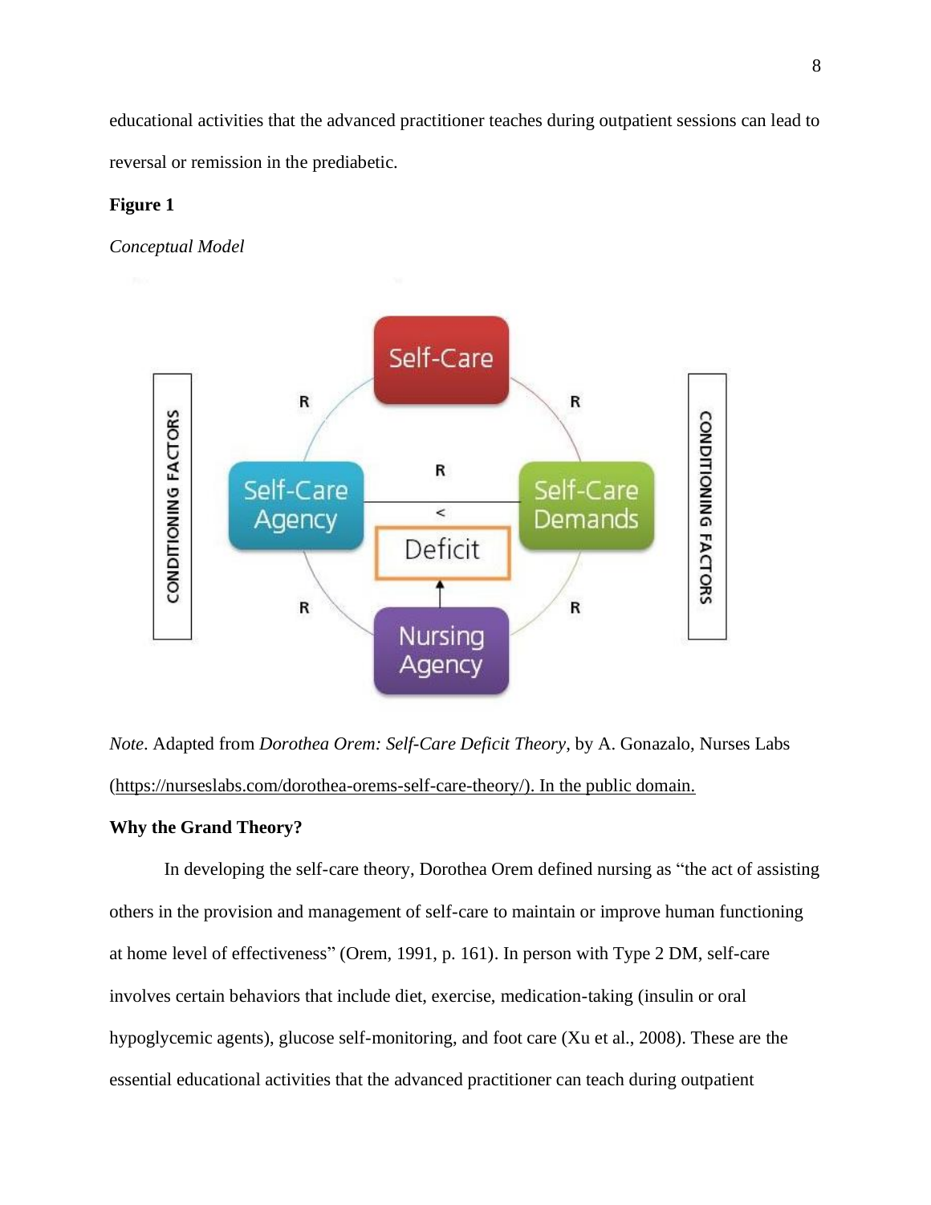educational activities that the advanced practitioner teaches during outpatient sessions can lead to reversal or remission in the prediabetic.

**Figure 1**

*Conceptual Model*

*Note*. Adapted from *Dorothea Orem: Self-Care Deficit Theory*, by A. Gonazalo, Nurses Labs (https://nurseslabs.com/dorothea-orems-self-care-theory/). In the public domain.

**Why the Grand Theory?**

In developing the self-care theory, Dorothea Orem defined nursing as "the act of assisting others in the provision and management of self-care to maintain or improve human functioning at home level of effectiveness" (Orem, 1991, p. 161). In person with Type 2 DM, self-care involves certain behaviors that include diet, exercise, medication-taking (insulin or oral hypoglycemic agents), glucose self-monitoring, and foot care (Xu et al., 2008). These are the essential educational activities that the advanced practitioner can teach during outpatient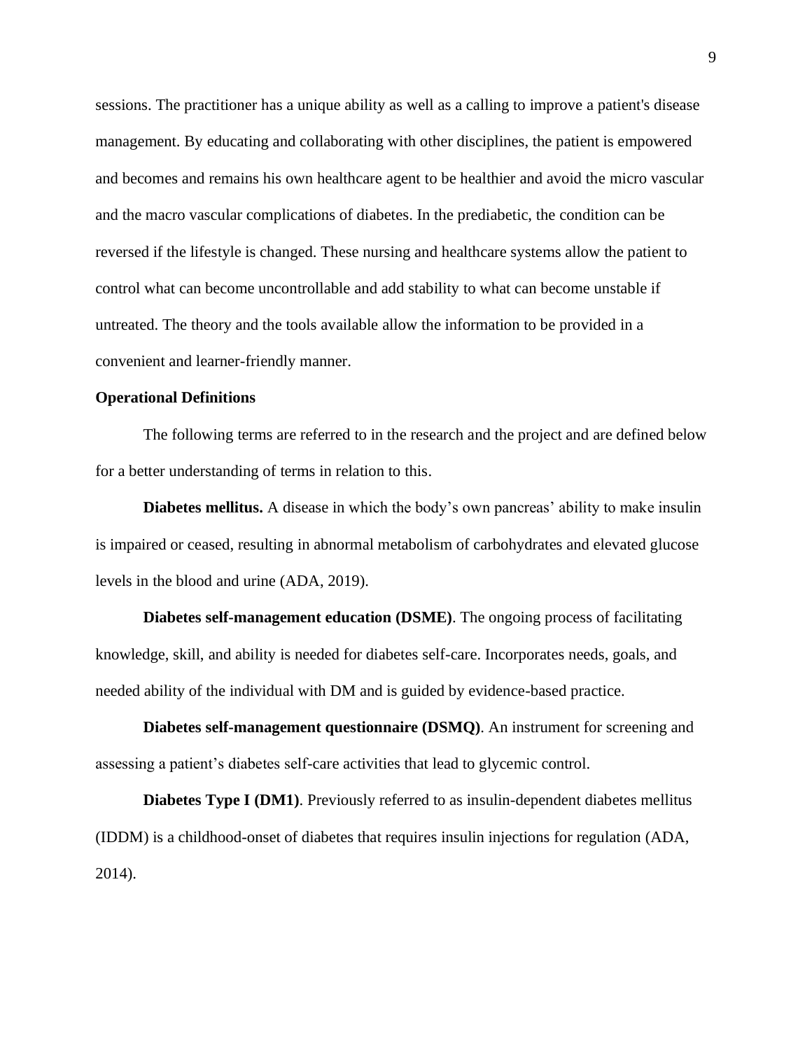sessions. The practitioner has a unique ability as well as a calling to improve a patient's disease management. By educating and collaborating with other disciplines, the patient is empowered and becomes and remains his own healthcare agent to be healthier and avoid the micro vascular and the macro vascular complications of diabetes. In the prediabetic, the condition can be reversed if the lifestyle is changed. These nursing and healthcare systems allow the patient to control what can become uncontrollable and add stability to what can become unstable if untreated. The theory and the tools available allow the information to be provided in a convenient and learner-friendly manner.

## Operational Definitions

The following terms are referred to in the research and the project and are defined below for a better understanding of terms in relation to this.

**Diabetes mellitus.** A disease in which the body's own pancreas' ability to make insulin is impaired or ceased, resulting in abnormal metabolism of carbohydrates and elevated glucose levels in the blood and urine (ADA, 2019).

**Diabetes self-management education (DSME)**. The ongoing process of facilitating knowledge, skill, and ability is needed for diabetes self-care. Incorporates needs, goals, and needed ability of the individual with DM and is guided by evidence-based practice.

**Diabetes self-management questionnaire (DSMQ)**. An instrument for screening and assessing a patient's diabetes self-care activities that lead to glycemic control.

**Diabetes Type I (DM1)**. Previously referred to as insulin-dependent diabetes mellitus (IDDM) is a childhood-onset of diabetes that requires insulin injections for regulation (ADA, 2014).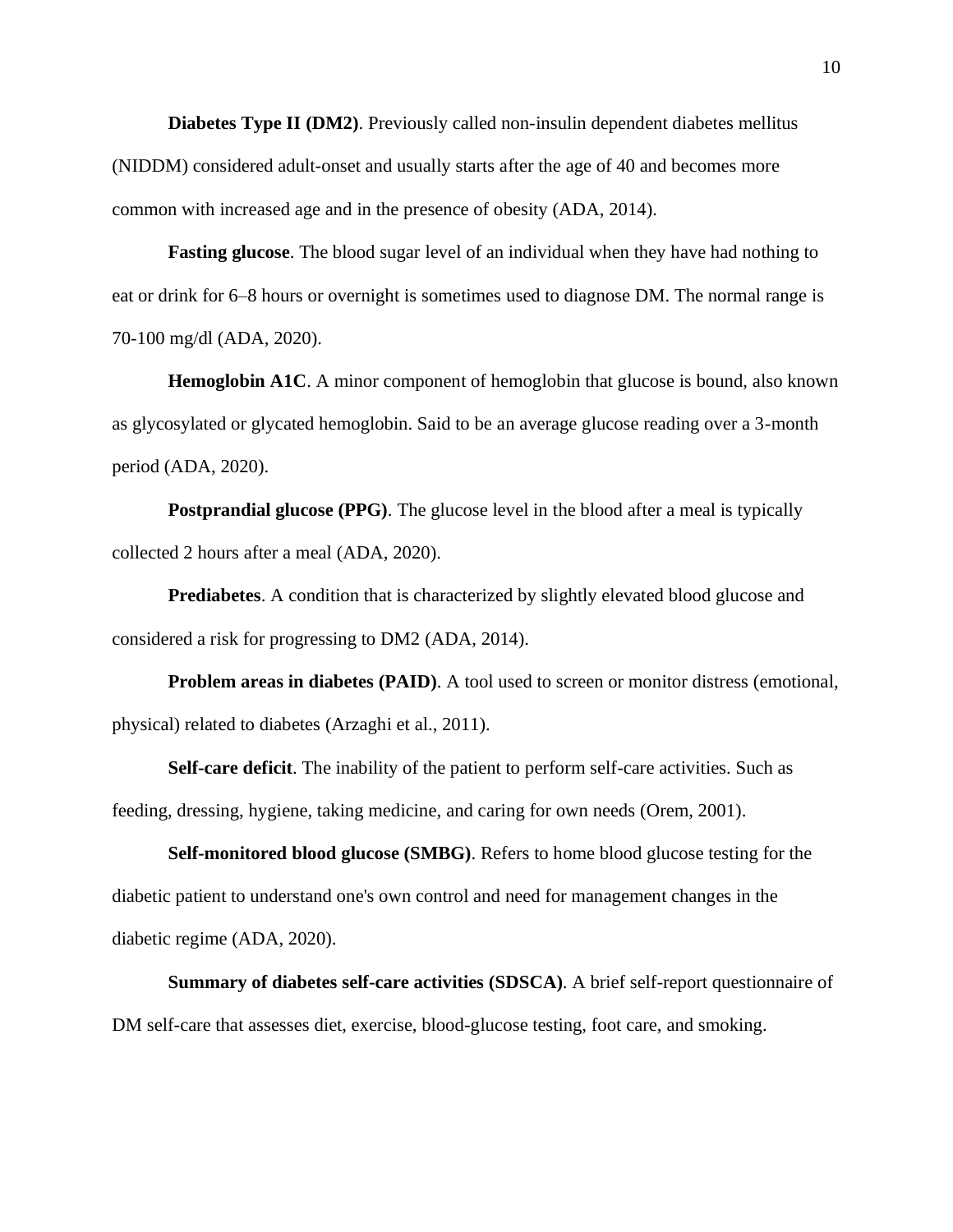**Diabetes Type II (DM2)**. Previously called non-insulin dependent diabetes mellitus (NIDDM) considered adult-onset and usually starts after the age of 40 and becomes more common with increased age and in the presence of obesity (ADA, 2014).

**Fasting glucose**. The blood sugar level of an individual when they have had nothing to eat or drink for 6–8 hours or overnight is sometimes used to diagnose DM. The normal range is 70-100 mg/dl (ADA, 2020).

**Hemoglobin A1C**. A minor component of hemoglobin that glucose is bound, also known as glycosylated or glycated hemoglobin. Said to be an average glucose reading over a 3-month period (ADA, 2020).

**Postprandial glucose (PPG)**. The glucose level in the blood after a meal is typically collected 2 hours after a meal (ADA, 2020).

**Prediabetes**. A condition that is characterized by slightly elevated blood glucose and considered a risk for progressing to DM2 (ADA, 2014).

**Problem areas in diabetes (PAID)**. A tool used to screen or monitor distress (emotional, physical) related to diabetes (Arzaghi et al., 2011).

**Self-care deficit**. The inability of the patient to perform self-care activities. Such as feeding, dressing, hygiene, taking medicine, and caring for own needs (Orem, 2001).

**Self-monitored blood glucose (SMBG)**. Refers to home blood glucose testing for the diabetic patient to understand one's own control and need for management changes in the diabetic regime (ADA, 2020).

**Summary of diabetes self-care activities (SDSCA)**. A brief self-report questionnaire of DM self-care that assesses diet, exercise, blood-glucose testing, foot care, and smoking.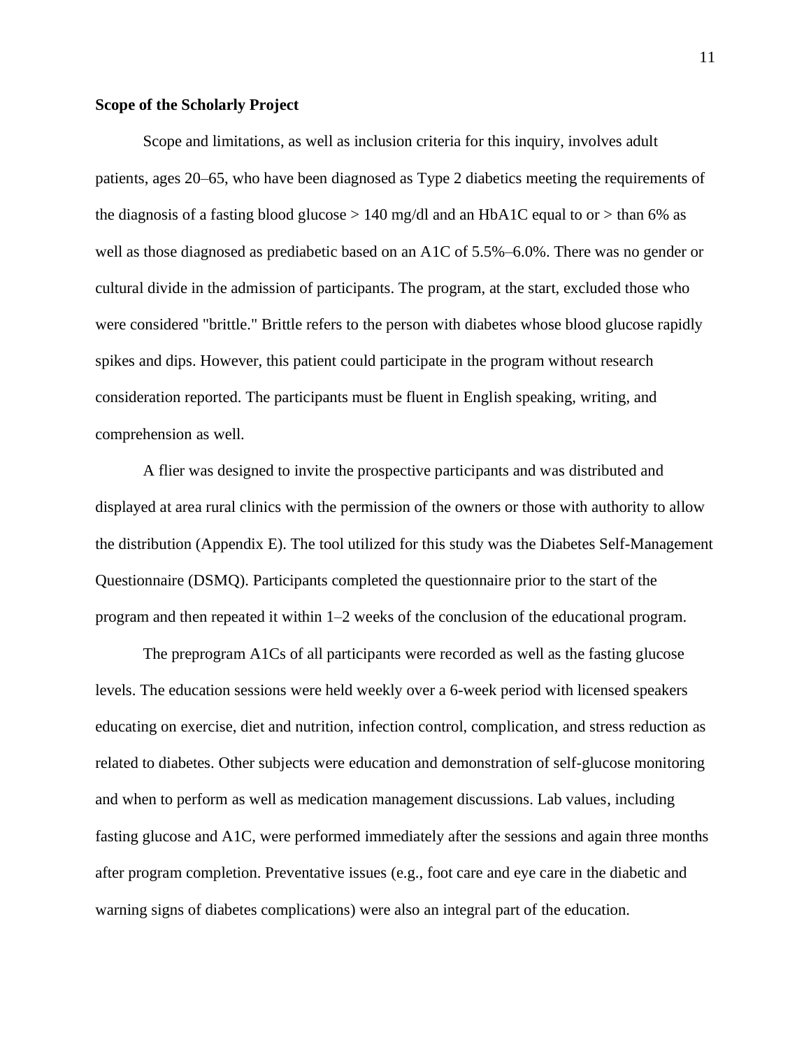**Scope of the Scholarly Project**

Scope and limitations, as well as inclusion criteria for this inquiry, involves adult patients, ages 20–65, who have been diagnosed as Type 2 diabetics meeting the requirements of the diagnosis of a fasting blood glucose > 140 mg/dl and an HbA1C equal to or > than 6% as well as those diagnosed as prediabetic based on an A1C of 5.5%–6.0%. There was no gender or cultural divide in the admission of participants. The program, at the start, excluded those who were considered "brittle." Brittle refers to the person with diabetes whose blood glucose rapidly spikes and dips. However, this patient could participate in the program without research consideration reported. The participants must be fluent in English speaking, writing, and comprehension as well.

A flier was designed to invite the prospective participants and was distributed and displayed at area rural clinics with the permission of the owners or those with authority to allow the distribution (Appendix E). The tool utilized for this study was the Diabetes Self-Management Questionnaire (DSMQ). Participants completed the questionnaire prior to the start of the program and then repeated it within 1–2 weeks of the conclusion of the educational program.

The preprogram A1Cs of all participants were recorded as well as the fasting glucose levels. The education sessions were held weekly over a 6-week period with licensed speakers educating on exercise, diet and nutrition, infection control, complication, and stress reduction as related to diabetes. Other subjects were education and demonstration of self-glucose monitoring and when to perform as well as medication management discussions. Lab values, including fasting glucose and A1C, were performed immediately after the sessions and again three months after program completion. Preventative issues (e.g., foot care and eye care in the diabetic and warning signs of diabetes complications) were also an integral part of the education.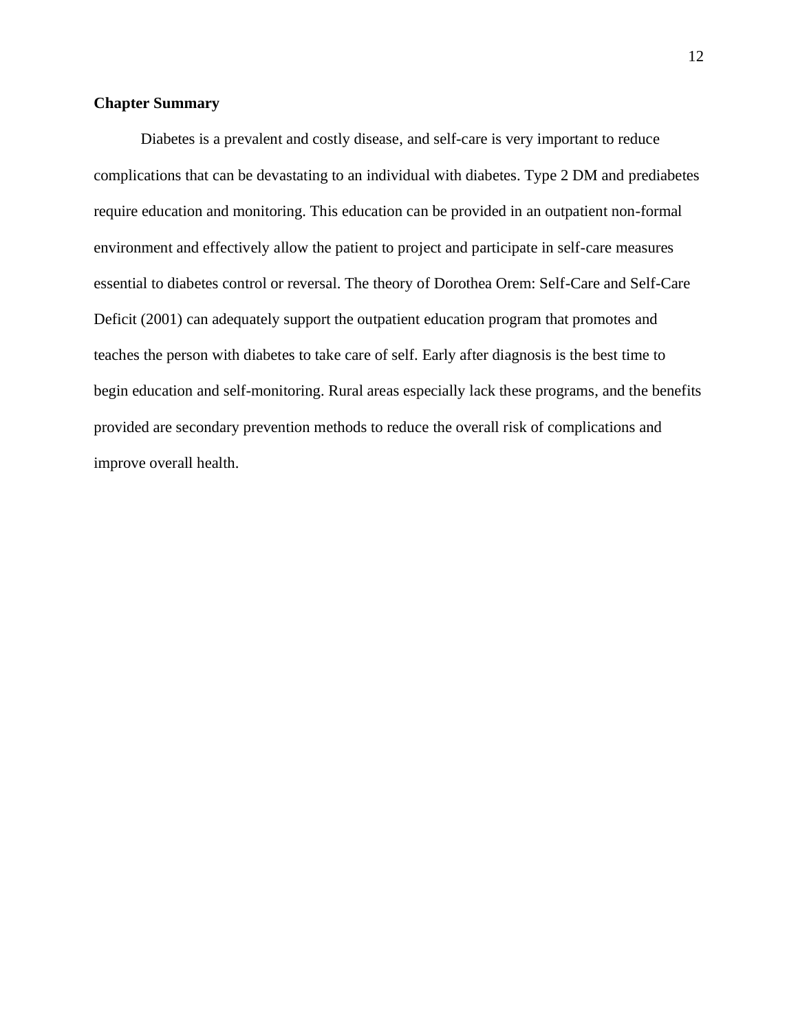## Chapter Summary

Diabetes is a prevalent and costly disease, and self-care is very important to reduce complications that can be devastating to an individual with diabetes. Type 2 DM and prediabetes require education and monitoring. This education can be provided in an outpatient non-formal environment and effectively allow the patient to project and participate in self-care measures essential to diabetes control or reversal. The theory of Dorothea Orem: Self-Care and Self-Care Deficit (2001) can adequately support the outpatient education program that promotes and teaches the person with diabetes to take care of self. Early after diagnosis is the best time to begin education and self-monitoring. Rural areas especially lack these programs, and the benefits provided are secondary prevention methods to reduce the overall risk of complications and improve overall health.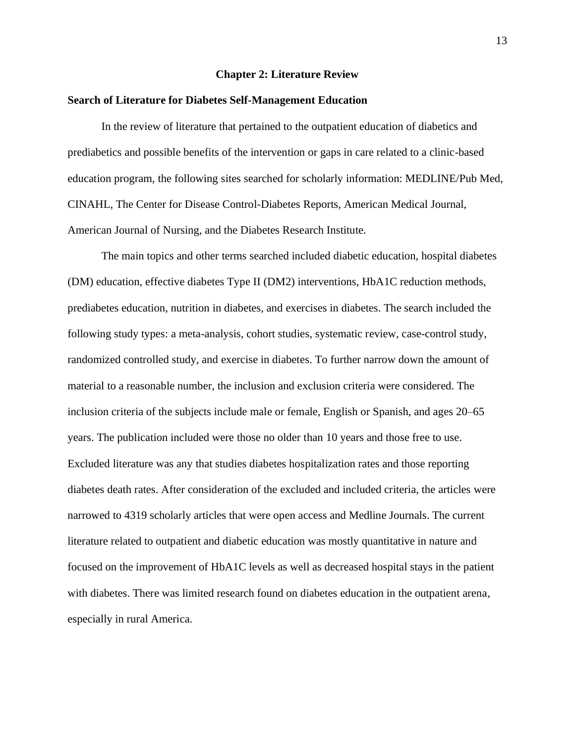# Chapter 2: Literature Review

## Search of Literature for Diabetes Self-Management Education

In the review of literature that pertained to the outpatient education of diabetics and prediabetics and possible benefits of the intervention or gaps in care related to a clinic-based education program, the following sites searched for scholarly information: MEDLINE/Pub Med, CINAHL, The Center for Disease Control-Diabetes Reports, American Medical Journal, American Journal of Nursing, and the Diabetes Research Institute.

The main topics and other terms searched included diabetic education, hospital diabetes (DM) education, effective diabetes Type II (DM2) interventions, HbA1C reduction methods, prediabetes education, nutrition in diabetes, and exercises in diabetes. The search included the following study types: a meta-analysis, cohort studies, systematic review, case-control study, randomized controlled study, and exercise in diabetes. To further narrow down the amount of material to a reasonable number, the inclusion and exclusion criteria were considered. The inclusion criteria of the subjects include male or female, English or Spanish, and ages 20–65 years. The publication included were those no older than 10 years and those free to use. Excluded literature was any that studies diabetes hospitalization rates and those reporting diabetes death rates. After consideration of the excluded and included criteria, the articles were narrowed to 4319 scholarly articles that were open access and Medline Journals. The current literature related to outpatient and diabetic education was mostly quantitative in nature and focused on the improvement of HbA1C levels as well as decreased hospital stays in the patient with diabetes. There was limited research found on diabetes education in the outpatient arena, especially in rural America.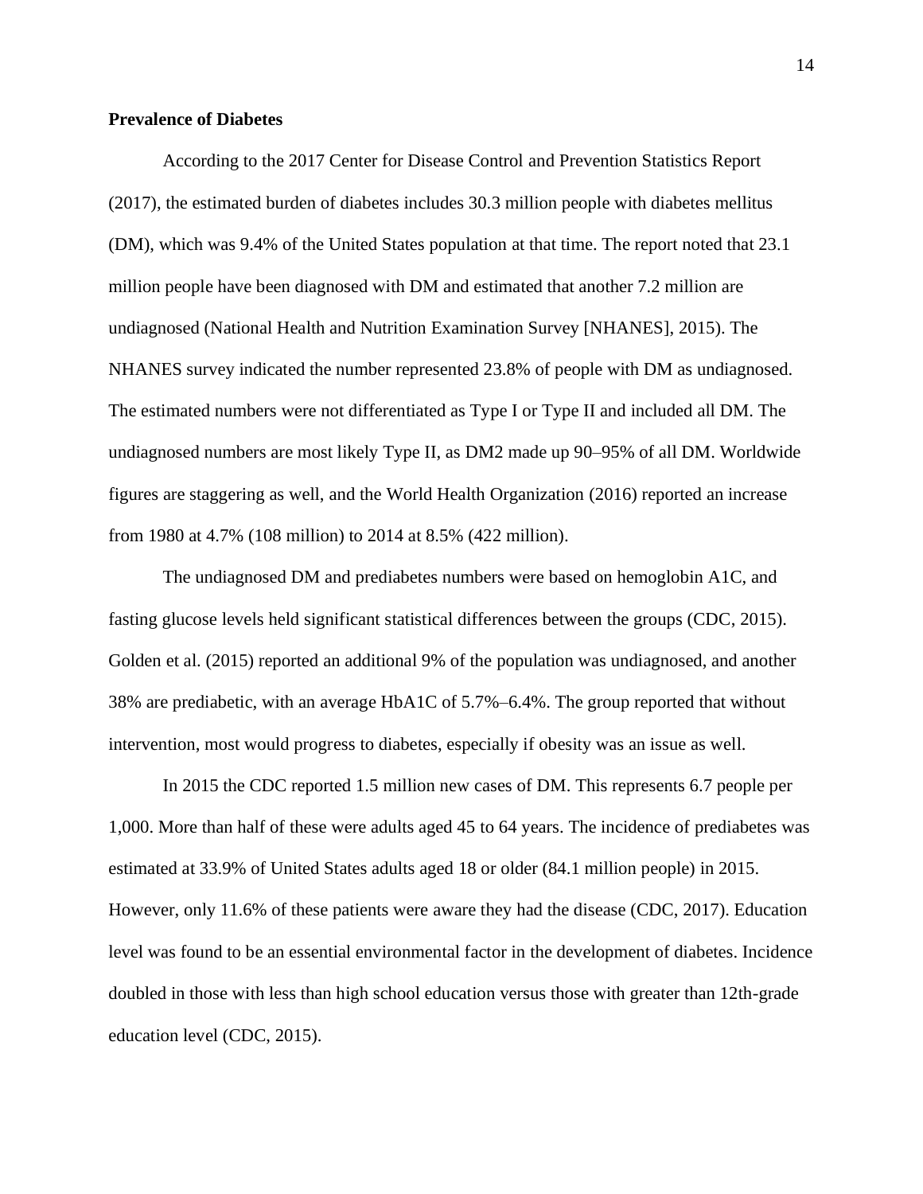**Prevalence of Diabetes**

According to the 2017 Center for Disease Control and Prevention Statistics Report (2017), the estimated burden of diabetes includes 30.3 million people with diabetes mellitus (DM), which was 9.4% of the United States population at that time. The report noted that 23.1 million people have been diagnosed with DM and estimated that another 7.2 million are undiagnosed (National Health and Nutrition Examination Survey [NHANES], 2015). The NHANES survey indicated the number represented 23.8% of people with DM as undiagnosed. The estimated numbers were not differentiated as Type I or Type II and included all DM. The undiagnosed numbers are most likely Type II, as DM2 made up 90–95% of all DM. Worldwide figures are staggering as well, and the World Health Organization (2016) reported an increase from 1980 at 4.7% (108 million) to 2014 at 8.5% (422 million).

The undiagnosed DM and prediabetes numbers were based on hemoglobin A1C, and fasting glucose levels held significant statistical differences between the groups (CDC, 2015). Golden et al. (2015) reported an additional 9% of the population was undiagnosed, and another 38% are prediabetic, with an average HbA1C of 5.7%–6.4%. The group reported that without intervention, most would progress to diabetes, especially if obesity was an issue as well.

In 2015 the CDC reported 1.5 million new cases of DM. This represents 6.7 people per 1,000. More than half of these were adults aged 45 to 64 years. The incidence of prediabetes was estimated at 33.9% of United States adults aged 18 or older (84.1 million people) in 2015. However, only 11.6% of these patients were aware they had the disease (CDC, 2017). Education level was found to be an essential environmental factor in the development of diabetes. Incidence doubled in those with less than high school education versus those with greater than 12th-grade education level (CDC, 2015).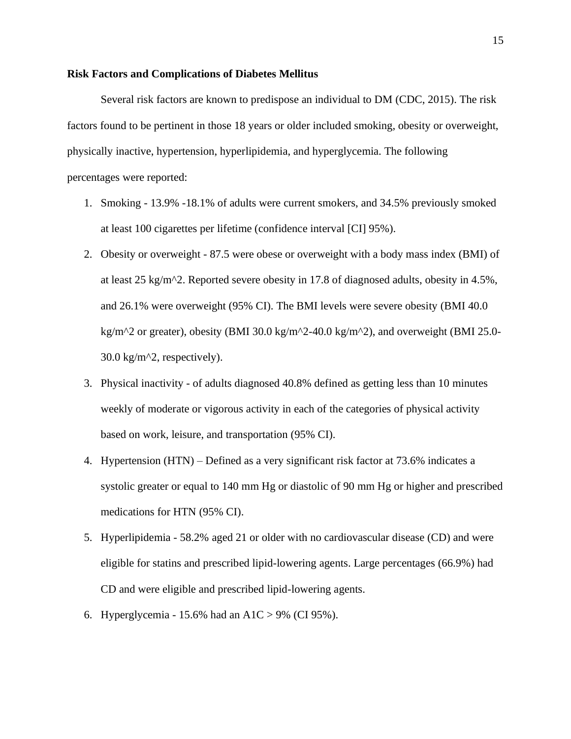**Risk Factors and Complications of Diabetes Mellitus**

Several risk factors are known to predispose an individual to DM (CDC, 2015). The risk factors found to be pertinent in those 18 years or older included smoking, obesity or overweight, physically inactive, hypertension, hyperlipidemia, and hyperglycemia. The following percentages were reported:

1. Smoking - 13.9% -18.1% of adults were current smokers, and 34.5% previously smoked at least 100 cigarettes per lifetime (confidence interval [CI] 95%).
2. Obesity or overweight - 87.5 were obese or overweight with a body mass index (BMI) of at least 25 kg/m^2. Reported severe obesity in 17.8 of diagnosed adults, obesity in 4.5%, and 26.1% were overweight (95% CI). The BMI levels were severe obesity (BMI 40.0 kg/m^2 or greater), obesity (BMI 30.0 kg/m^2-40.0 kg/m^2), and overweight (BMI 25.0-30.0 kg/m^2, respectively).
3. Physical inactivity - of adults diagnosed 40.8% defined as getting less than 10 minutes weekly of moderate or vigorous activity in each of the categories of physical activity based on work, leisure, and transportation (95% CI).
4. Hypertension (HTN) – Defined as a very significant risk factor at 73.6% indicates a systolic greater or equal to 140 mm Hg or diastolic of 90 mm Hg or higher and prescribed medications for HTN (95% CI).
5. Hyperlipidemia - 58.2% aged 21 or older with no cardiovascular disease (CD) and were eligible for statins and prescribed lipid-lowering agents. Large percentages (66.9%) had CD and were eligible and prescribed lipid-lowering agents.
6. Hyperglycemia - 15.6% had an A1C > 9% (CI 95%).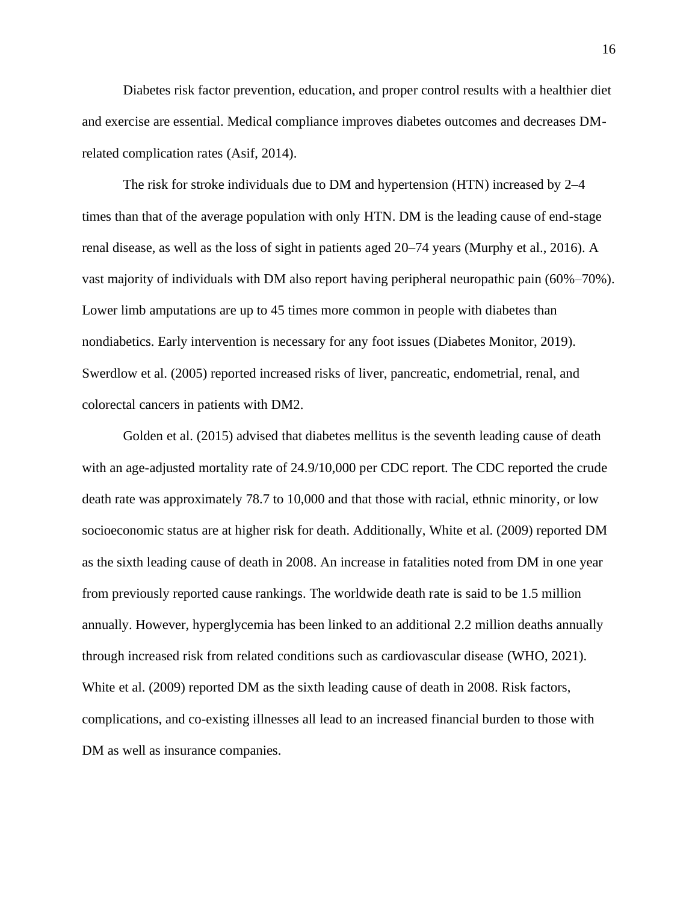Diabetes risk factor prevention, education, and proper control results with a healthier diet and exercise are essential. Medical compliance improves diabetes outcomes and decreases DM-related complication rates (Asif, 2014).

The risk for stroke individuals due to DM and hypertension (HTN) increased by 2–4 times than that of the average population with only HTN. DM is the leading cause of end-stage renal disease, as well as the loss of sight in patients aged 20–74 years (Murphy et al., 2016). A vast majority of individuals with DM also report having peripheral neuropathic pain (60%–70%). Lower limb amputations are up to 45 times more common in people with diabetes than nondiabetics. Early intervention is necessary for any foot issues (Diabetes Monitor, 2019). Swerdlow et al. (2005) reported increased risks of liver, pancreatic, endometrial, renal, and colorectal cancers in patients with DM2.

Golden et al. (2015) advised that diabetes mellitus is the seventh leading cause of death with an age-adjusted mortality rate of 24.9/10,000 per CDC report. The CDC reported the crude death rate was approximately 78.7 to 10,000 and that those with racial, ethnic minority, or low socioeconomic status are at higher risk for death. Additionally, White et al. (2009) reported DM as the sixth leading cause of death in 2008. An increase in fatalities noted from DM in one year from previously reported cause rankings. The worldwide death rate is said to be 1.5 million annually. However, hyperglycemia has been linked to an additional 2.2 million deaths annually through increased risk from related conditions such as cardiovascular disease (WHO, 2021). White et al. (2009) reported DM as the sixth leading cause of death in 2008. Risk factors, complications, and co-existing illnesses all lead to an increased financial burden to those with DM as well as insurance companies.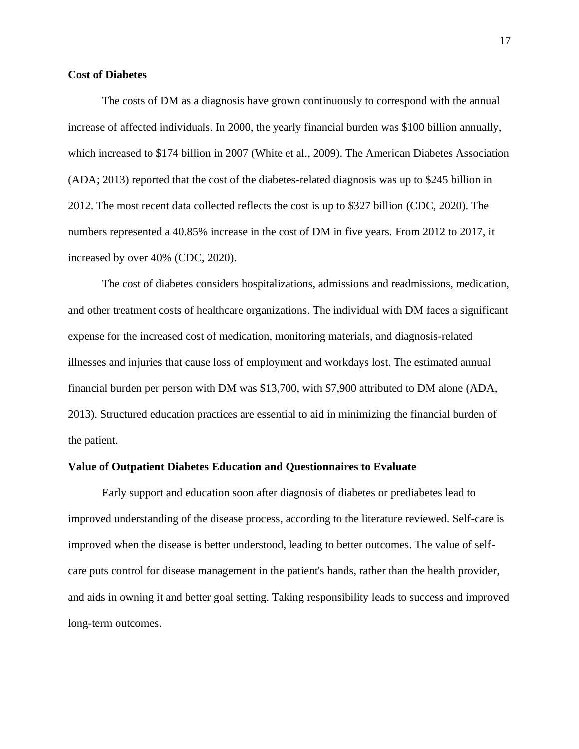## Cost of Diabetes

The costs of DM as a diagnosis have grown continuously to correspond with the annual increase of affected individuals. In 2000, the yearly financial burden was $100 billion annually, which increased to $174 billion in 2007 (White et al., 2009). The American Diabetes Association (ADA; 2013) reported that the cost of the diabetes-related diagnosis was up to $245 billion in 2012. The most recent data collected reflects the cost is up to $327 billion (CDC, 2020). The numbers represented a 40.85% increase in the cost of DM in five years. From 2012 to 2017, it increased by over 40% (CDC, 2020).

The cost of diabetes considers hospitalizations, admissions and readmissions, medication, and other treatment costs of healthcare organizations. The individual with DM faces a significant expense for the increased cost of medication, monitoring materials, and diagnosis-related illnesses and injuries that cause loss of employment and workdays lost. The estimated annual financial burden per person with DM was $13,700, with $7,900 attributed to DM alone (ADA, 2013). Structured education practices are essential to aid in minimizing the financial burden of the patient.

## Value of Outpatient Diabetes Education and Questionnaires to Evaluate

Early support and education soon after diagnosis of diabetes or prediabetes lead to improved understanding of the disease process, according to the literature reviewed. Self-care is improved when the disease is better understood, leading to better outcomes. The value of self-care puts control for disease management in the patient's hands, rather than the health provider, and aids in owning it and better goal setting. Taking responsibility leads to success and improved long-term outcomes.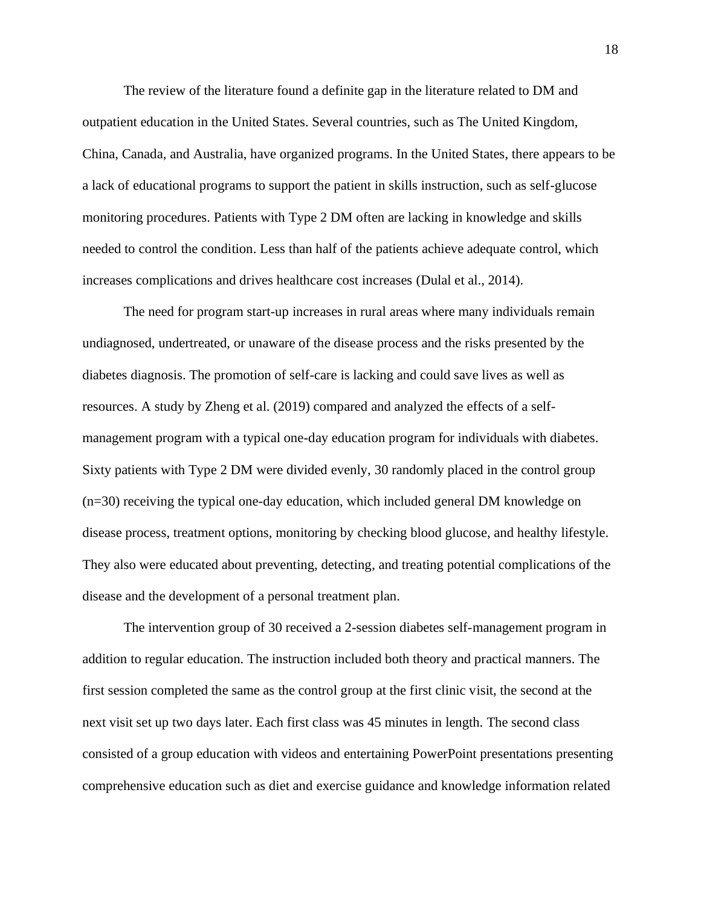The review of the literature found a definite gap in the literature related to DM and outpatient education in the United States. Several countries, such as The United Kingdom, China, Canada, and Australia, have organized programs. In the United States, there appears to be a lack of educational programs to support the patient in skills instruction, such as self-glucose monitoring procedures. Patients with Type 2 DM often are lacking in knowledge and skills needed to control the condition. Less than half of the patients achieve adequate control, which increases complications and drives healthcare cost increases (Dulal et al., 2014).

The need for program start-up increases in rural areas where many individuals remain undiagnosed, undertreated, or unaware of the disease process and the risks presented by the diabetes diagnosis. The promotion of self-care is lacking and could save lives as well as resources. A study by Zheng et al. (2019) compared and analyzed the effects of a self-management program with a typical one-day education program for individuals with diabetes. Sixty patients with Type 2 DM were divided evenly, 30 randomly placed in the control group (n=30) receiving the typical one-day education, which included general DM knowledge on disease process, treatment options, monitoring by checking blood glucose, and healthy lifestyle. They also were educated about preventing, detecting, and treating potential complications of the disease and the development of a personal treatment plan.

The intervention group of 30 received a 2-session diabetes self-management program in addition to regular education. The instruction included both theory and practical manners. The first session completed the same as the control group at the first clinic visit, the second at the next visit set up two days later. Each first class was 45 minutes in length. The second class consisted of a group education with videos and entertaining PowerPoint presentations presenting comprehensive education such as diet and exercise guidance and knowledge information related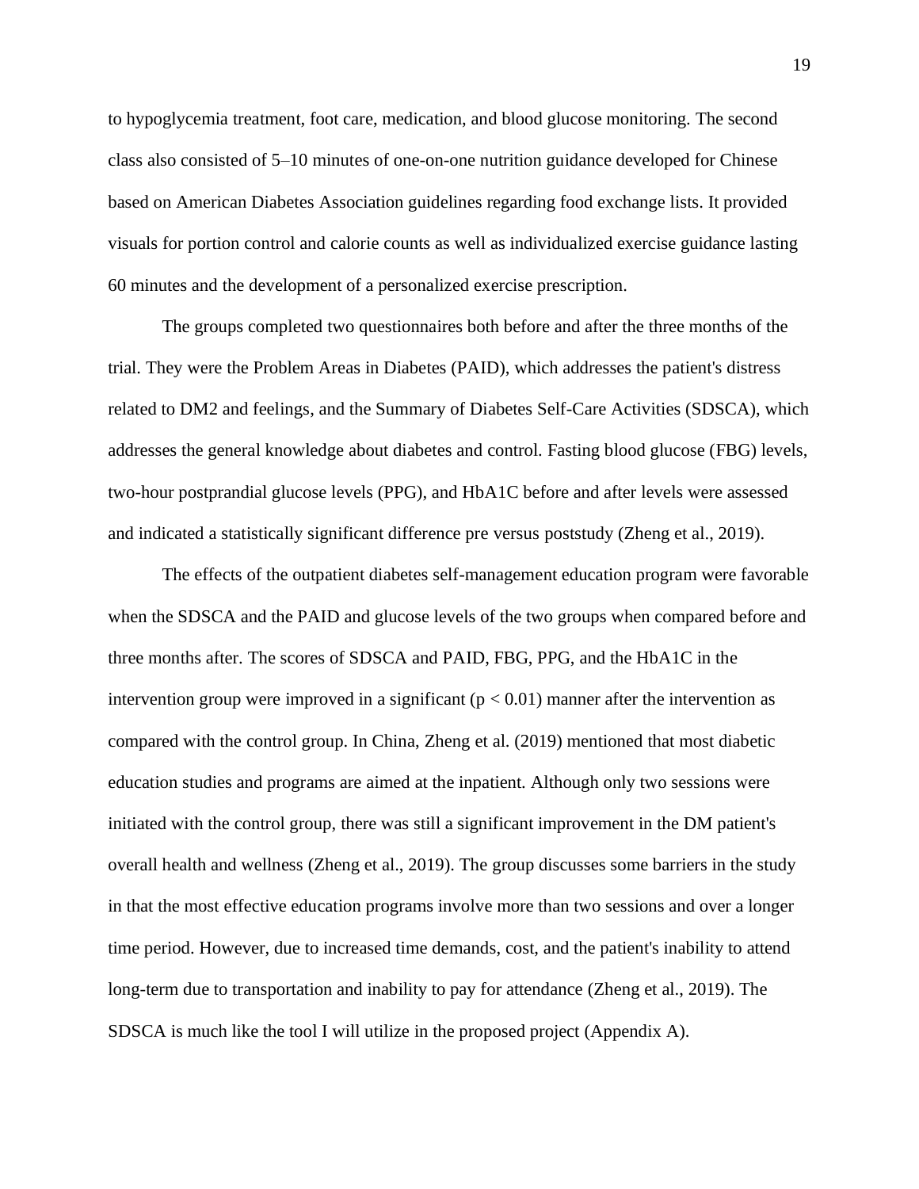to hypoglycemia treatment, foot care, medication, and blood glucose monitoring. The second class also consisted of 5–10 minutes of one-on-one nutrition guidance developed for Chinese based on American Diabetes Association guidelines regarding food exchange lists. It provided visuals for portion control and calorie counts as well as individualized exercise guidance lasting 60 minutes and the development of a personalized exercise prescription.

The groups completed two questionnaires both before and after the three months of the trial. They were the Problem Areas in Diabetes (PAID), which addresses the patient's distress related to DM2 and feelings, and the Summary of Diabetes Self-Care Activities (SDSCA), which addresses the general knowledge about diabetes and control. Fasting blood glucose (FBG) levels, two-hour postprandial glucose levels (PPG), and HbA1C before and after levels were assessed and indicated a statistically significant difference pre versus poststudy (Zheng et al., 2019).

The effects of the outpatient diabetes self-management education program were favorable when the SDSCA and the PAID and glucose levels of the two groups when compared before and three months after. The scores of SDSCA and PAID, FBG, PPG, and the HbA1C in the intervention group were improved in a significant ($p < 0.01$) manner after the intervention as compared with the control group. In China, Zheng et al. (2019) mentioned that most diabetic education studies and programs are aimed at the inpatient. Although only two sessions were initiated with the control group, there was still a significant improvement in the DM patient's overall health and wellness (Zheng et al., 2019). The group discusses some barriers in the study in that the most effective education programs involve more than two sessions and over a longer time period. However, due to increased time demands, cost, and the patient's inability to attend long-term due to transportation and inability to pay for attendance (Zheng et al., 2019). The SDSCA is much like the tool I will utilize in the proposed project (Appendix A).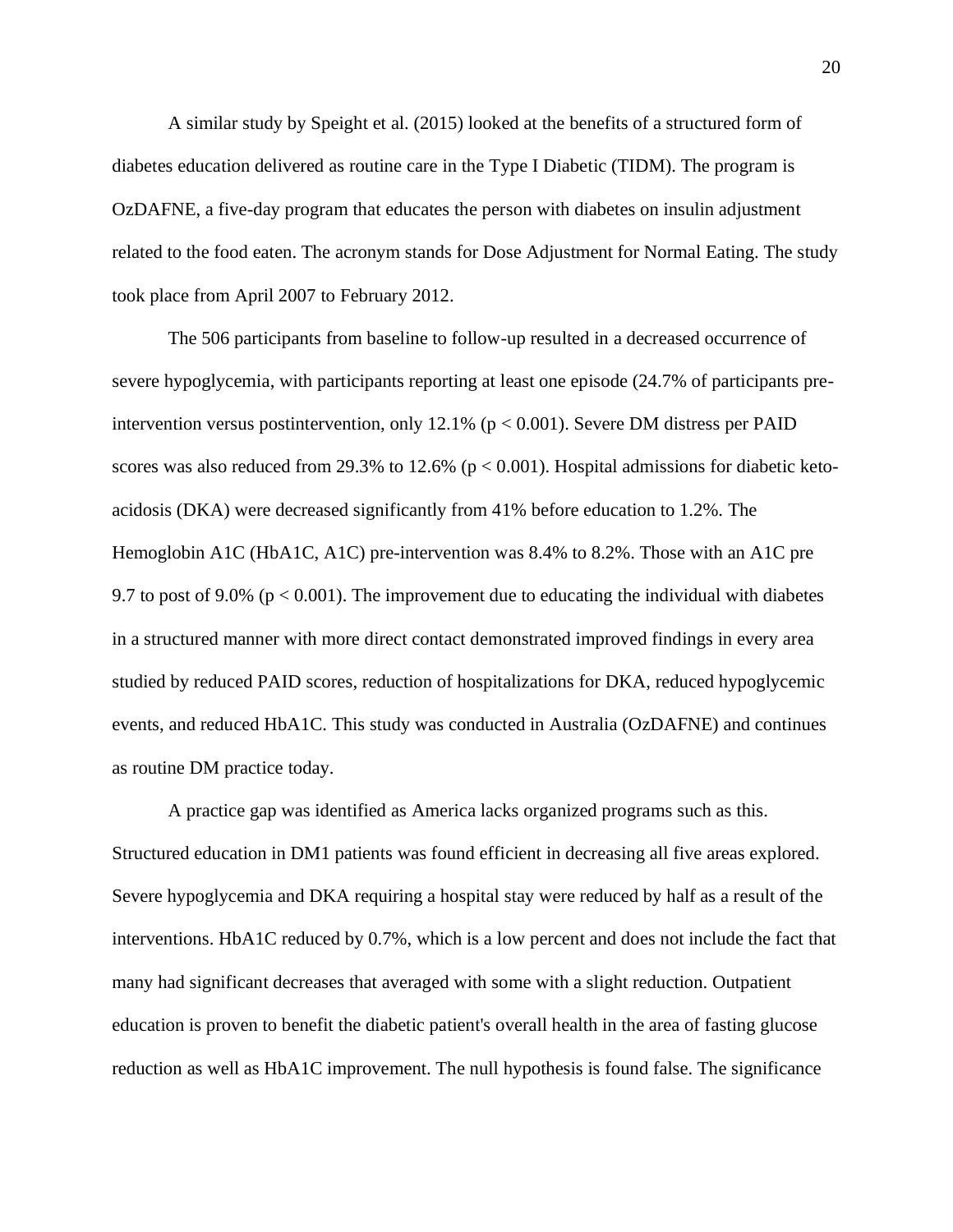A similar study by Speight et al. (2015) looked at the benefits of a structured form of diabetes education delivered as routine care in the Type I Diabetic (TIDM). The program is OzDAFNE, a five-day program that educates the person with diabetes on insulin adjustment related to the food eaten. The acronym stands for Dose Adjustment for Normal Eating. The study took place from April 2007 to February 2012.

The 506 participants from baseline to follow-up resulted in a decreased occurrence of severe hypoglycemia, with participants reporting at least one episode (24.7% of participants pre-intervention versus postintervention, only 12.1% ($p < 0.001$). Severe DM distress per PAID scores was also reduced from 29.3% to 12.6% ($p < 0.001$). Hospital admissions for diabetic keto-acidosis (DKA) were decreased significantly from 41% before education to 1.2%. The Hemoglobin A1C (HbA1C, A1C) pre-intervention was 8.4% to 8.2%. Those with an A1C pre 9.7 to post of 9.0% ($p < 0.001$). The improvement due to educating the individual with diabetes in a structured manner with more direct contact demonstrated improved findings in every area studied by reduced PAID scores, reduction of hospitalizations for DKA, reduced hypoglycemic events, and reduced HbA1C. This study was conducted in Australia (OzDAFNE) and continues as routine DM practice today.

A practice gap was identified as America lacks organized programs such as this. Structured education in DM1 patients was found efficient in decreasing all five areas explored. Severe hypoglycemia and DKA requiring a hospital stay were reduced by half as a result of the interventions. HbA1C reduced by 0.7%, which is a low percent and does not include the fact that many had significant decreases that averaged with some with a slight reduction. Outpatient education is proven to benefit the diabetic patient's overall health in the area of fasting glucose reduction as well as HbA1C improvement. The null hypothesis is found false. The significance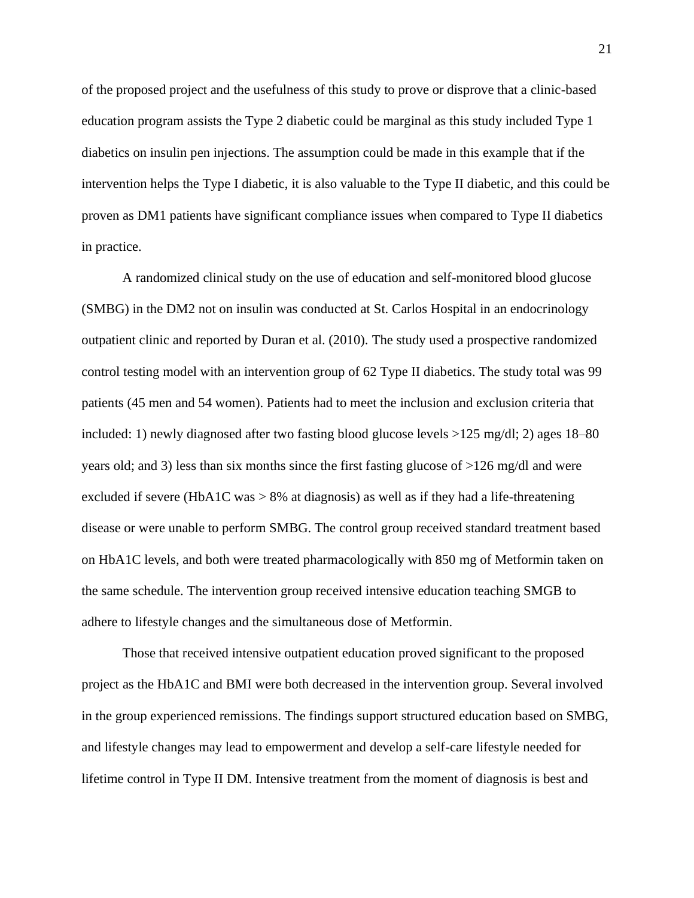of the proposed project and the usefulness of this study to prove or disprove that a clinic-based education program assists the Type 2 diabetic could be marginal as this study included Type 1 diabetics on insulin pen injections. The assumption could be made in this example that if the intervention helps the Type I diabetic, it is also valuable to the Type II diabetic, and this could be proven as DM1 patients have significant compliance issues when compared to Type II diabetics in practice.

A randomized clinical study on the use of education and self-monitored blood glucose (SMBG) in the DM2 not on insulin was conducted at St. Carlos Hospital in an endocrinology outpatient clinic and reported by Duran et al. (2010). The study used a prospective randomized control testing model with an intervention group of 62 Type II diabetics. The study total was 99 patients (45 men and 54 women). Patients had to meet the inclusion and exclusion criteria that included: 1) newly diagnosed after two fasting blood glucose levels >125 mg/dl; 2) ages 18–80 years old; and 3) less than six months since the first fasting glucose of >126 mg/dl and were excluded if severe (HbA1C was > 8% at diagnosis) as well as if they had a life-threatening disease or were unable to perform SMBG. The control group received standard treatment based on HbA1C levels, and both were treated pharmacologically with 850 mg of Metformin taken on the same schedule. The intervention group received intensive education teaching SMGB to adhere to lifestyle changes and the simultaneous dose of Metformin.

Those that received intensive outpatient education proved significant to the proposed project as the HbA1C and BMI were both decreased in the intervention group. Several involved in the group experienced remissions. The findings support structured education based on SMBG, and lifestyle changes may lead to empowerment and develop a self-care lifestyle needed for lifetime control in Type II DM. Intensive treatment from the moment of diagnosis is best and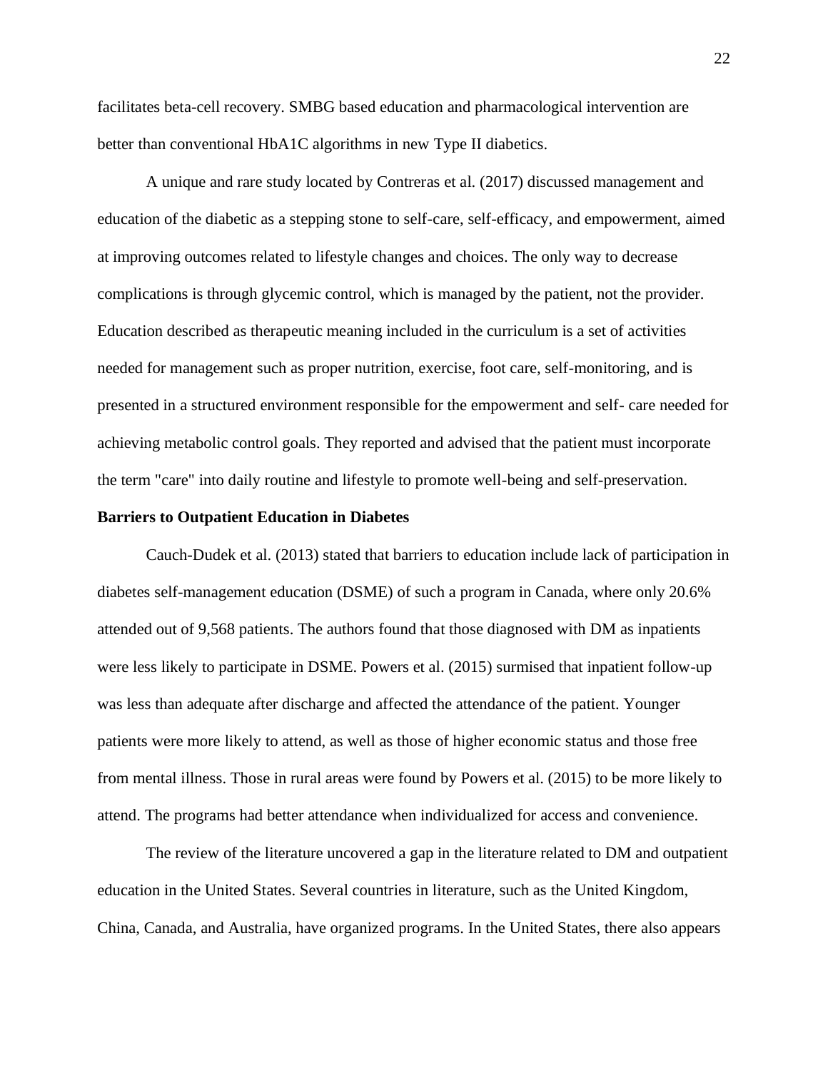facilitates beta-cell recovery. SMBG based education and pharmacological intervention are better than conventional HbA1C algorithms in new Type II diabetics.

A unique and rare study located by Contreras et al. (2017) discussed management and education of the diabetic as a stepping stone to self-care, self-efficacy, and empowerment, aimed at improving outcomes related to lifestyle changes and choices. The only way to decrease complications is through glycemic control, which is managed by the patient, not the provider. Education described as therapeutic meaning included in the curriculum is a set of activities needed for management such as proper nutrition, exercise, foot care, self-monitoring, and is presented in a structured environment responsible for the empowerment and self- care needed for achieving metabolic control goals. They reported and advised that the patient must incorporate the term "care" into daily routine and lifestyle to promote well-being and self-preservation.

**Barriers to Outpatient Education in Diabetes**

Cauch-Dudek et al. (2013) stated that barriers to education include lack of participation in diabetes self-management education (DSME) of such a program in Canada, where only 20.6% attended out of 9,568 patients. The authors found that those diagnosed with DM as inpatients were less likely to participate in DSME. Powers et al. (2015) surmised that inpatient follow-up was less than adequate after discharge and affected the attendance of the patient. Younger patients were more likely to attend, as well as those of higher economic status and those free from mental illness. Those in rural areas were found by Powers et al. (2015) to be more likely to attend. The programs had better attendance when individualized for access and convenience.

The review of the literature uncovered a gap in the literature related to DM and outpatient education in the United States. Several countries in literature, such as the United Kingdom, China, Canada, and Australia, have organized programs. In the United States, there also appears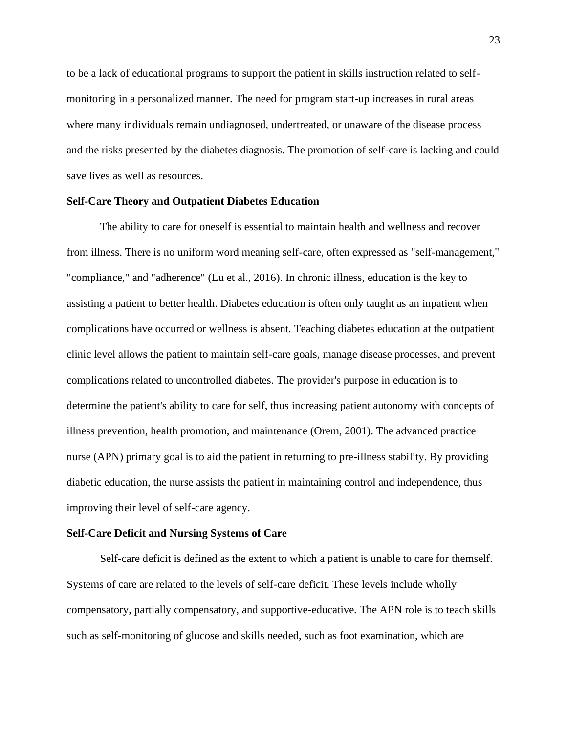to be a lack of educational programs to support the patient in skills instruction related to self-monitoring in a personalized manner. The need for program start-up increases in rural areas where many individuals remain undiagnosed, undertreated, or unaware of the disease process and the risks presented by the diabetes diagnosis. The promotion of self-care is lacking and could save lives as well as resources.

**Self-Care Theory and Outpatient Diabetes Education**

The ability to care for oneself is essential to maintain health and wellness and recover from illness. There is no uniform word meaning self-care, often expressed as "self-management," "compliance," and "adherence" (Lu et al., 2016). In chronic illness, education is the key to assisting a patient to better health. Diabetes education is often only taught as an inpatient when complications have occurred or wellness is absent. Teaching diabetes education at the outpatient clinic level allows the patient to maintain self-care goals, manage disease processes, and prevent complications related to uncontrolled diabetes. The provider's purpose in education is to determine the patient's ability to care for self, thus increasing patient autonomy with concepts of illness prevention, health promotion, and maintenance (Orem, 2001). The advanced practice nurse (APN) primary goal is to aid the patient in returning to pre-illness stability. By providing diabetic education, the nurse assists the patient in maintaining control and independence, thus improving their level of self-care agency.

**Self-Care Deficit and Nursing Systems of Care**

Self-care deficit is defined as the extent to which a patient is unable to care for themself. Systems of care are related to the levels of self-care deficit. These levels include wholly compensatory, partially compensatory, and supportive-educative. The APN role is to teach skills such as self-monitoring of glucose and skills needed, such as foot examination, which are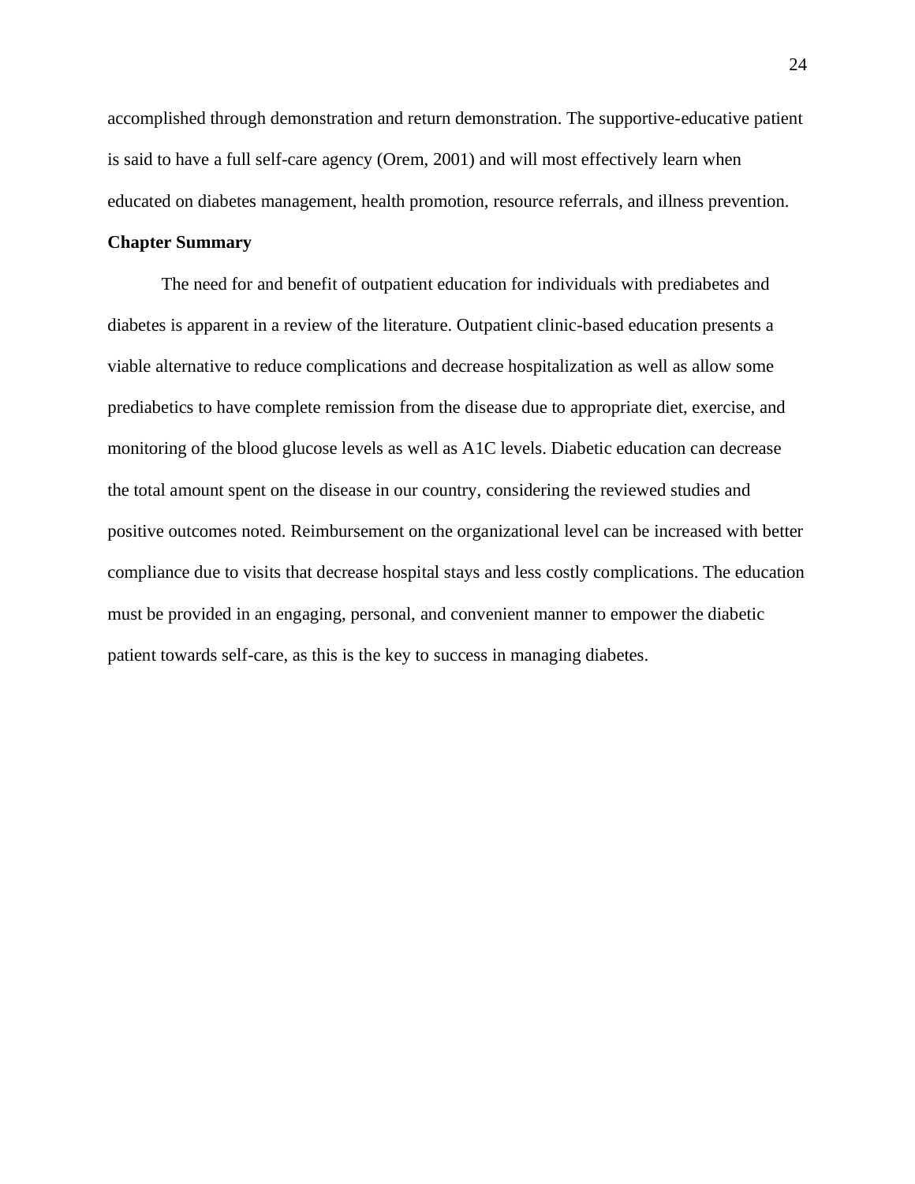accomplished through demonstration and return demonstration. The supportive-educative patient is said to have a full self-care agency (Orem, 2001) and will most effectively learn when educated on diabetes management, health promotion, resource referrals, and illness prevention.

## Chapter Summary

The need for and benefit of outpatient education for individuals with prediabetes and diabetes is apparent in a review of the literature. Outpatient clinic-based education presents a viable alternative to reduce complications and decrease hospitalization as well as allow some prediabetics to have complete remission from the disease due to appropriate diet, exercise, and monitoring of the blood glucose levels as well as A1C levels. Diabetic education can decrease the total amount spent on the disease in our country, considering the reviewed studies and positive outcomes noted. Reimbursement on the organizational level can be increased with better compliance due to visits that decrease hospital stays and less costly complications. The education must be provided in an engaging, personal, and convenient manner to empower the diabetic patient towards self-care, as this is the key to success in managing diabetes.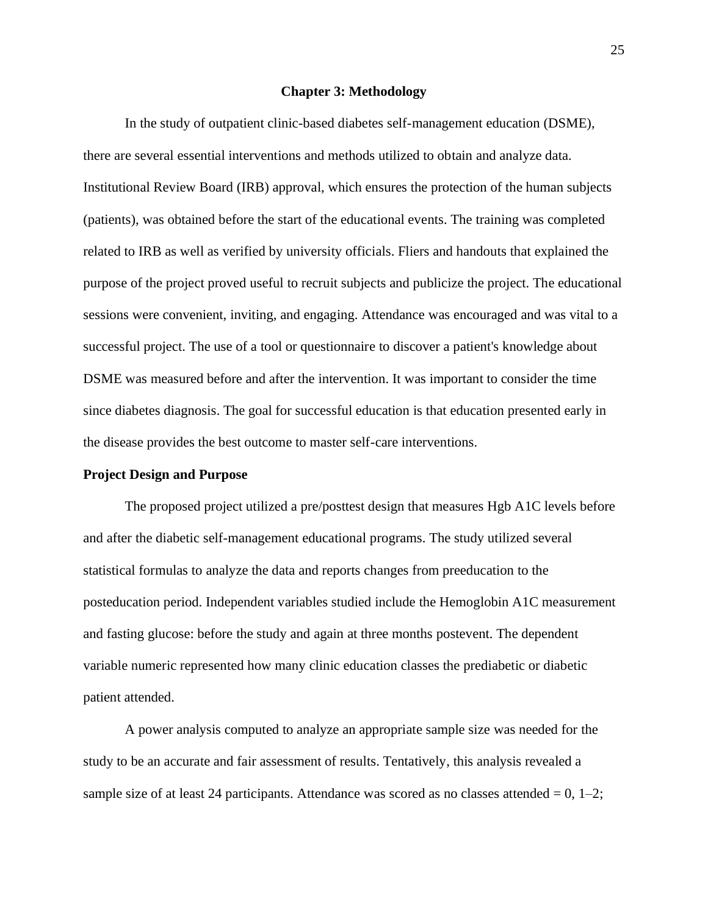# Chapter 3: Methodology

In the study of outpatient clinic-based diabetes self-management education (DSME), there are several essential interventions and methods utilized to obtain and analyze data. Institutional Review Board (IRB) approval, which ensures the protection of the human subjects (patients), was obtained before the start of the educational events. The training was completed related to IRB as well as verified by university officials. Fliers and handouts that explained the purpose of the project proved useful to recruit subjects and publicize the project. The educational sessions were convenient, inviting, and engaging. Attendance was encouraged and was vital to a successful project. The use of a tool or questionnaire to discover a patient's knowledge about DSME was measured before and after the intervention. It was important to consider the time since diabetes diagnosis. The goal for successful education is that education presented early in the disease provides the best outcome to master self-care interventions.

## Project Design and Purpose

The proposed project utilized a pre/posttest design that measures Hgb A1C levels before and after the diabetic self-management educational programs. The study utilized several statistical formulas to analyze the data and reports changes from preeducation to the posteducation period. Independent variables studied include the Hemoglobin A1C measurement and fasting glucose: before the study and again at three months postevent. The dependent variable numeric represented how many clinic education classes the prediabetic or diabetic patient attended.

A power analysis computed to analyze an appropriate sample size was needed for the study to be an accurate and fair assessment of results. Tentatively, this analysis revealed a sample size of at least 24 participants. Attendance was scored as no classes attended = 0, 1–2;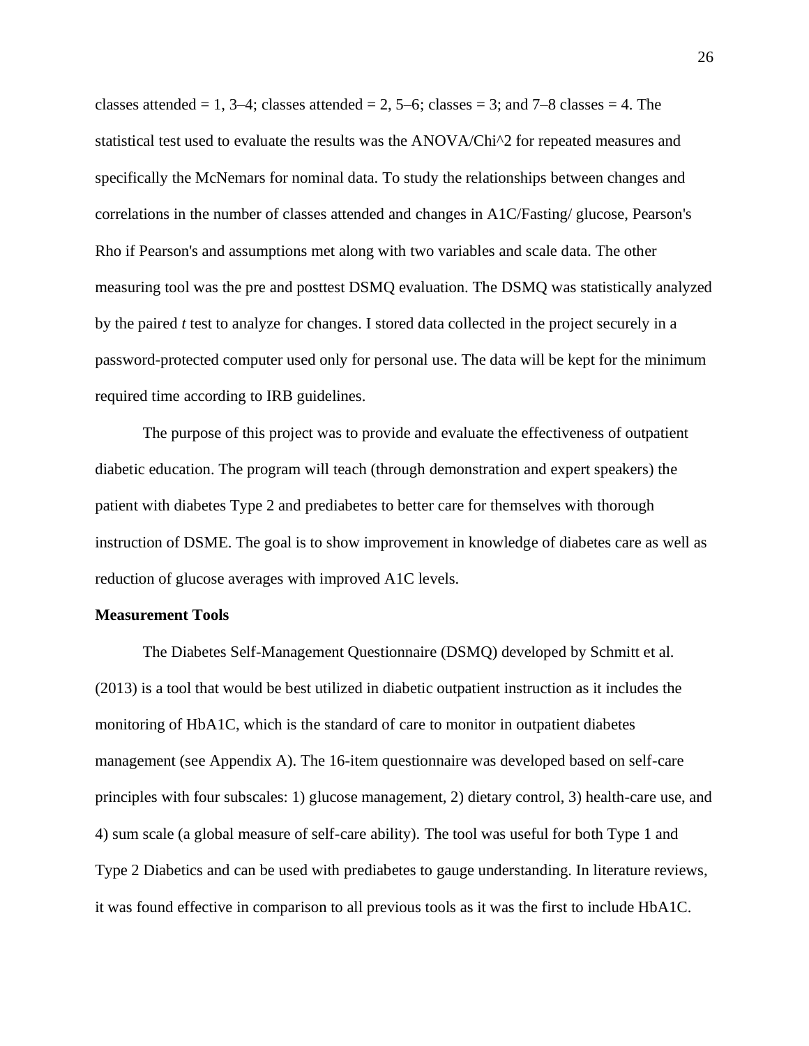classes attended = 1, 3–4; classes attended = 2, 5–6; classes = 3; and 7–8 classes = 4. The statistical test used to evaluate the results was the ANOVA/Chi^2 for repeated measures and specifically the McNemars for nominal data. To study the relationships between changes and correlations in the number of classes attended and changes in A1C/Fasting/ glucose, Pearson's Rho if Pearson's and assumptions met along with two variables and scale data. The other measuring tool was the pre and posttest DSMQ evaluation. The DSMQ was statistically analyzed by the paired *t* test to analyze for changes. I stored data collected in the project securely in a password-protected computer used only for personal use. The data will be kept for the minimum required time according to IRB guidelines.

The purpose of this project was to provide and evaluate the effectiveness of outpatient diabetic education. The program will teach (through demonstration and expert speakers) the patient with diabetes Type 2 and prediabetes to better care for themselves with thorough instruction of DSME. The goal is to show improvement in knowledge of diabetes care as well as reduction of glucose averages with improved A1C levels.

**Measurement Tools**

The Diabetes Self-Management Questionnaire (DSMQ) developed by Schmitt et al. (2013) is a tool that would be best utilized in diabetic outpatient instruction as it includes the monitoring of HbA1C, which is the standard of care to monitor in outpatient diabetes management (see Appendix A). The 16-item questionnaire was developed based on self-care principles with four subscales: 1) glucose management, 2) dietary control, 3) health-care use, and 4) sum scale (a global measure of self-care ability). The tool was useful for both Type 1 and Type 2 Diabetics and can be used with prediabetes to gauge understanding. In literature reviews, it was found effective in comparison to all previous tools as it was the first to include HbA1C.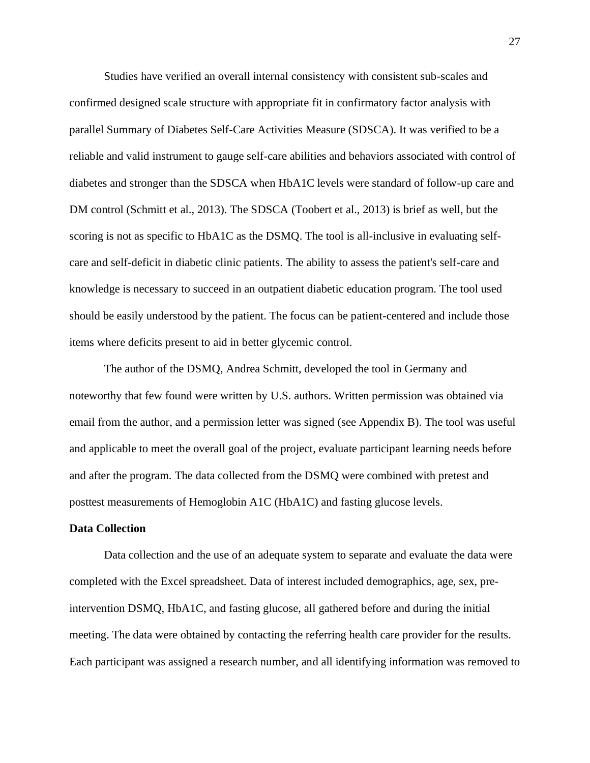Studies have verified an overall internal consistency with consistent sub-scales and confirmed designed scale structure with appropriate fit in confirmatory factor analysis with parallel Summary of Diabetes Self-Care Activities Measure (SDSCA). It was verified to be a reliable and valid instrument to gauge self-care abilities and behaviors associated with control of diabetes and stronger than the SDSCA when HbA1C levels were standard of follow-up care and DM control (Schmitt et al., 2013). The SDSCA (Toobert et al., 2013) is brief as well, but the scoring is not as specific to HbA1C as the DSMQ. The tool is all-inclusive in evaluating self-care and self-deficit in diabetic clinic patients. The ability to assess the patient's self-care and knowledge is necessary to succeed in an outpatient diabetic education program. The tool used should be easily understood by the patient. The focus can be patient-centered and include those items where deficits present to aid in better glycemic control.

The author of the DSMQ, Andrea Schmitt, developed the tool in Germany and noteworthy that few found were written by U.S. authors. Written permission was obtained via email from the author, and a permission letter was signed (see Appendix B). The tool was useful and applicable to meet the overall goal of the project, evaluate participant learning needs before and after the program. The data collected from the DSMQ were combined with pretest and posttest measurements of Hemoglobin A1C (HbA1C) and fasting glucose levels.

**Data Collection**

Data collection and the use of an adequate system to separate and evaluate the data were completed with the Excel spreadsheet. Data of interest included demographics, age, sex, pre-intervention DSMQ, HbA1C, and fasting glucose, all gathered before and during the initial meeting. The data were obtained by contacting the referring health care provider for the results. Each participant was assigned a research number, and all identifying information was removed to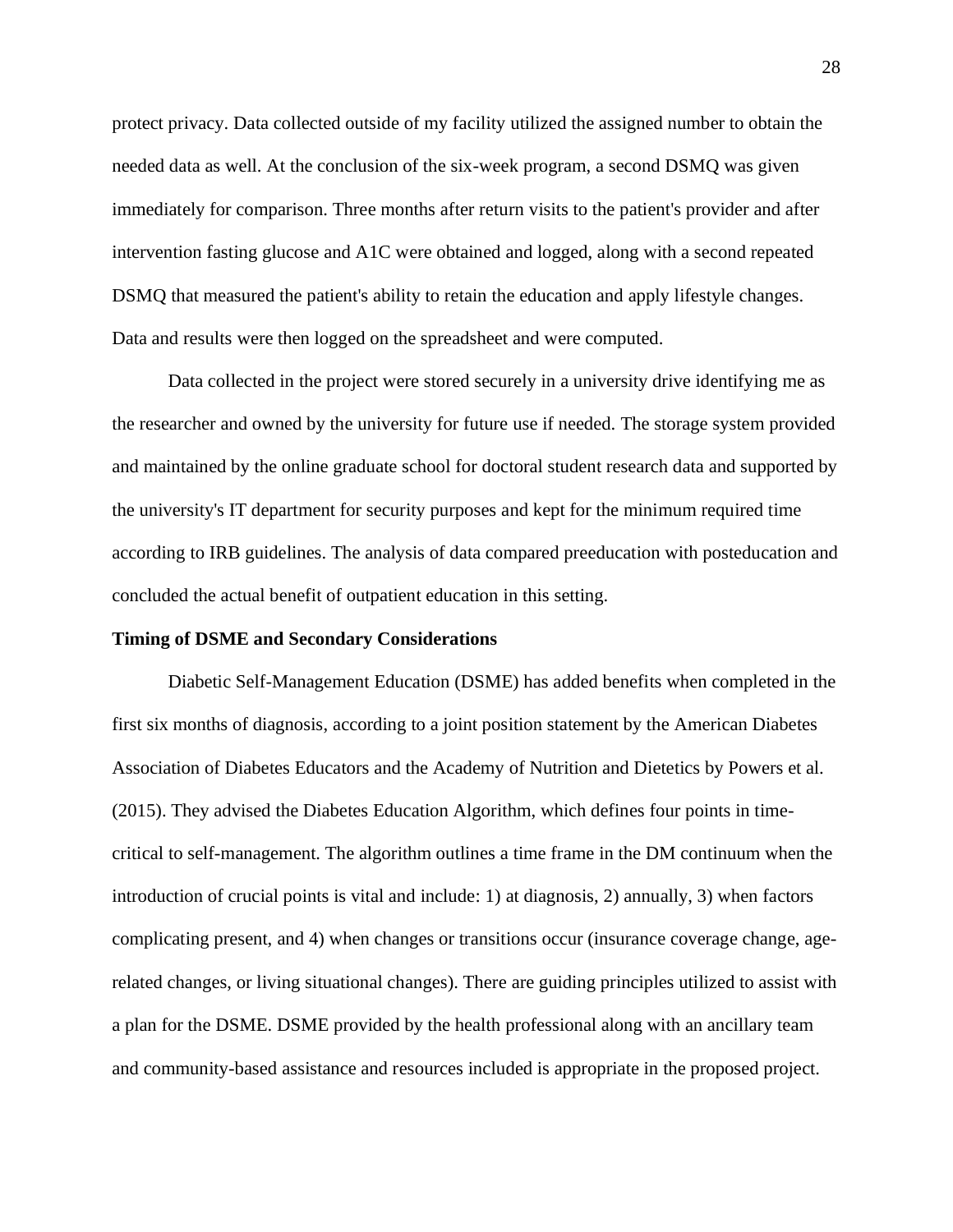protect privacy. Data collected outside of my facility utilized the assigned number to obtain the needed data as well. At the conclusion of the six-week program, a second DSMQ was given immediately for comparison. Three months after return visits to the patient's provider and after intervention fasting glucose and A1C were obtained and logged, along with a second repeated DSMQ that measured the patient's ability to retain the education and apply lifestyle changes. Data and results were then logged on the spreadsheet and were computed.

Data collected in the project were stored securely in a university drive identifying me as the researcher and owned by the university for future use if needed. The storage system provided and maintained by the online graduate school for doctoral student research data and supported by the university's IT department for security purposes and kept for the minimum required time according to IRB guidelines. The analysis of data compared preeducation with posteducation and concluded the actual benefit of outpatient education in this setting.

**Timing of DSME and Secondary Considerations**

Diabetic Self-Management Education (DSME) has added benefits when completed in the first six months of diagnosis, according to a joint position statement by the American Diabetes Association of Diabetes Educators and the Academy of Nutrition and Dietetics by Powers et al. (2015). They advised the Diabetes Education Algorithm, which defines four points in time-critical to self-management. The algorithm outlines a time frame in the DM continuum when the introduction of crucial points is vital and include: 1) at diagnosis, 2) annually, 3) when factors complicating present, and 4) when changes or transitions occur (insurance coverage change, age-related changes, or living situational changes). There are guiding principles utilized to assist with a plan for the DSME. DSME provided by the health professional along with an ancillary team and community-based assistance and resources included is appropriate in the proposed project.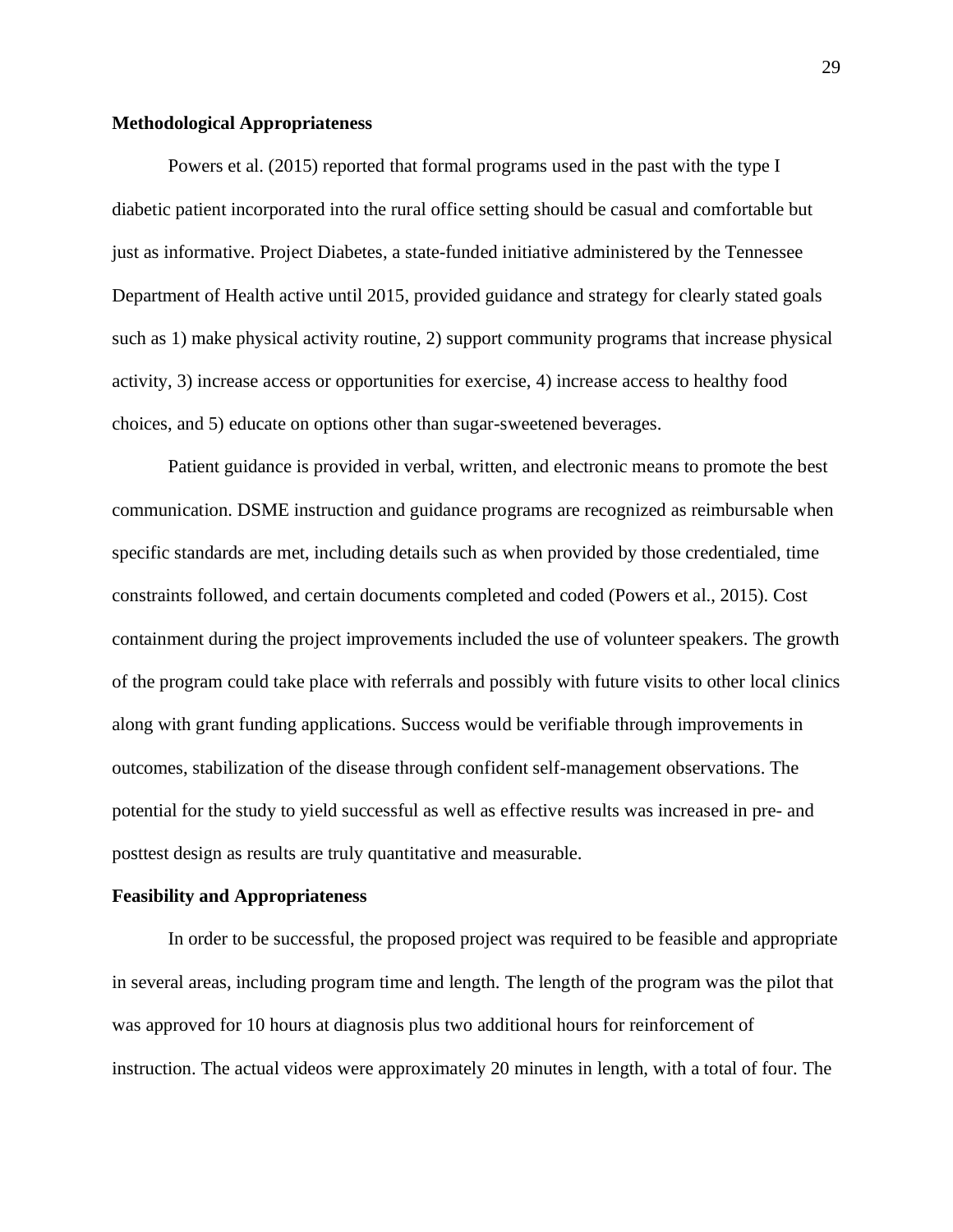**Methodological Appropriateness**

Powers et al. (2015) reported that formal programs used in the past with the type I diabetic patient incorporated into the rural office setting should be casual and comfortable but just as informative. Project Diabetes, a state-funded initiative administered by the Tennessee Department of Health active until 2015, provided guidance and strategy for clearly stated goals such as 1) make physical activity routine, 2) support community programs that increase physical activity, 3) increase access or opportunities for exercise, 4) increase access to healthy food choices, and 5) educate on options other than sugar-sweetened beverages.

Patient guidance is provided in verbal, written, and electronic means to promote the best communication. DSME instruction and guidance programs are recognized as reimbursable when specific standards are met, including details such as when provided by those credentialed, time constraints followed, and certain documents completed and coded (Powers et al., 2015). Cost containment during the project improvements included the use of volunteer speakers. The growth of the program could take place with referrals and possibly with future visits to other local clinics along with grant funding applications. Success would be verifiable through improvements in outcomes, stabilization of the disease through confident self-management observations. The potential for the study to yield successful as well as effective results was increased in pre- and posttest design as results are truly quantitative and measurable.

**Feasibility and Appropriateness**

In order to be successful, the proposed project was required to be feasible and appropriate in several areas, including program time and length. The length of the program was the pilot that was approved for 10 hours at diagnosis plus two additional hours for reinforcement of instruction. The actual videos were approximately 20 minutes in length, with a total of four. The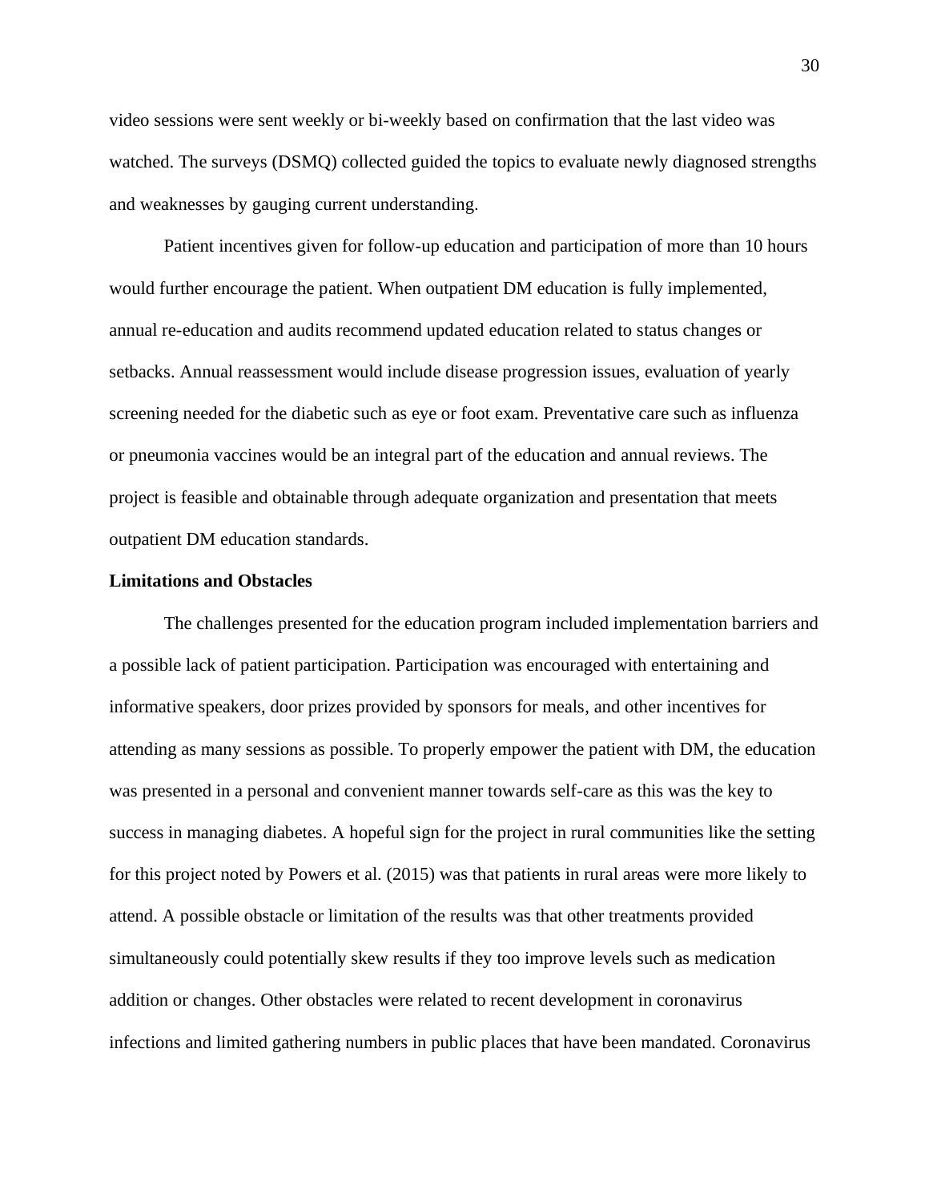video sessions were sent weekly or bi-weekly based on confirmation that the last video was watched. The surveys (DSMQ) collected guided the topics to evaluate newly diagnosed strengths and weaknesses by gauging current understanding.

Patient incentives given for follow-up education and participation of more than 10 hours would further encourage the patient. When outpatient DM education is fully implemented, annual re-education and audits recommend updated education related to status changes or setbacks. Annual reassessment would include disease progression issues, evaluation of yearly screening needed for the diabetic such as eye or foot exam. Preventative care such as influenza or pneumonia vaccines would be an integral part of the education and annual reviews. The project is feasible and obtainable through adequate organization and presentation that meets outpatient DM education standards.

**Limitations and Obstacles**

The challenges presented for the education program included implementation barriers and a possible lack of patient participation. Participation was encouraged with entertaining and informative speakers, door prizes provided by sponsors for meals, and other incentives for attending as many sessions as possible. To properly empower the patient with DM, the education was presented in a personal and convenient manner towards self-care as this was the key to success in managing diabetes. A hopeful sign for the project in rural communities like the setting for this project noted by Powers et al. (2015) was that patients in rural areas were more likely to attend. A possible obstacle or limitation of the results was that other treatments provided simultaneously could potentially skew results if they too improve levels such as medication addition or changes. Other obstacles were related to recent development in coronavirus infections and limited gathering numbers in public places that have been mandated. Coronavirus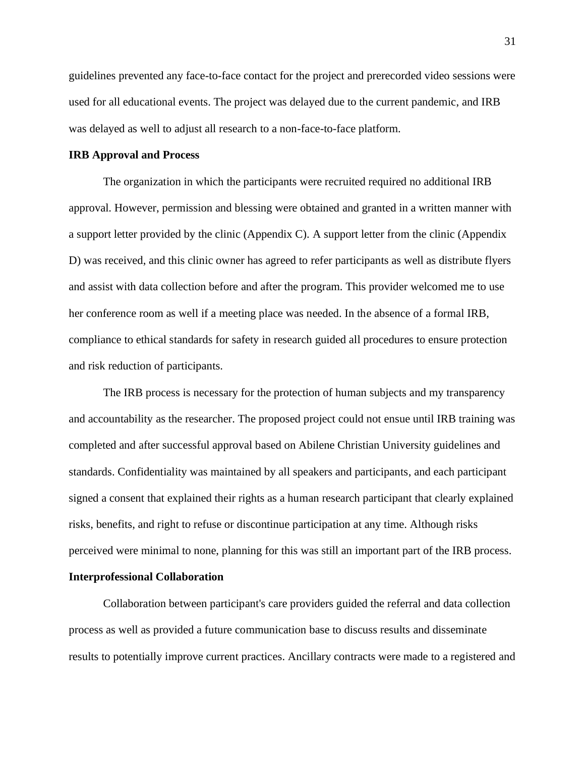guidelines prevented any face-to-face contact for the project and prerecorded video sessions were used for all educational events. The project was delayed due to the current pandemic, and IRB was delayed as well to adjust all research to a non-face-to-face platform.

**IRB Approval and Process**

The organization in which the participants were recruited required no additional IRB approval. However, permission and blessing were obtained and granted in a written manner with a support letter provided by the clinic (Appendix C). A support letter from the clinic (Appendix D) was received, and this clinic owner has agreed to refer participants as well as distribute flyers and assist with data collection before and after the program. This provider welcomed me to use her conference room as well if a meeting place was needed. In the absence of a formal IRB, compliance to ethical standards for safety in research guided all procedures to ensure protection and risk reduction of participants.

The IRB process is necessary for the protection of human subjects and my transparency and accountability as the researcher. The proposed project could not ensue until IRB training was completed and after successful approval based on Abilene Christian University guidelines and standards. Confidentiality was maintained by all speakers and participants, and each participant signed a consent that explained their rights as a human research participant that clearly explained risks, benefits, and right to refuse or discontinue participation at any time. Although risks perceived were minimal to none, planning for this was still an important part of the IRB process.

**Interprofessional Collaboration**

Collaboration between participant's care providers guided the referral and data collection process as well as provided a future communication base to discuss results and disseminate results to potentially improve current practices. Ancillary contracts were made to a registered and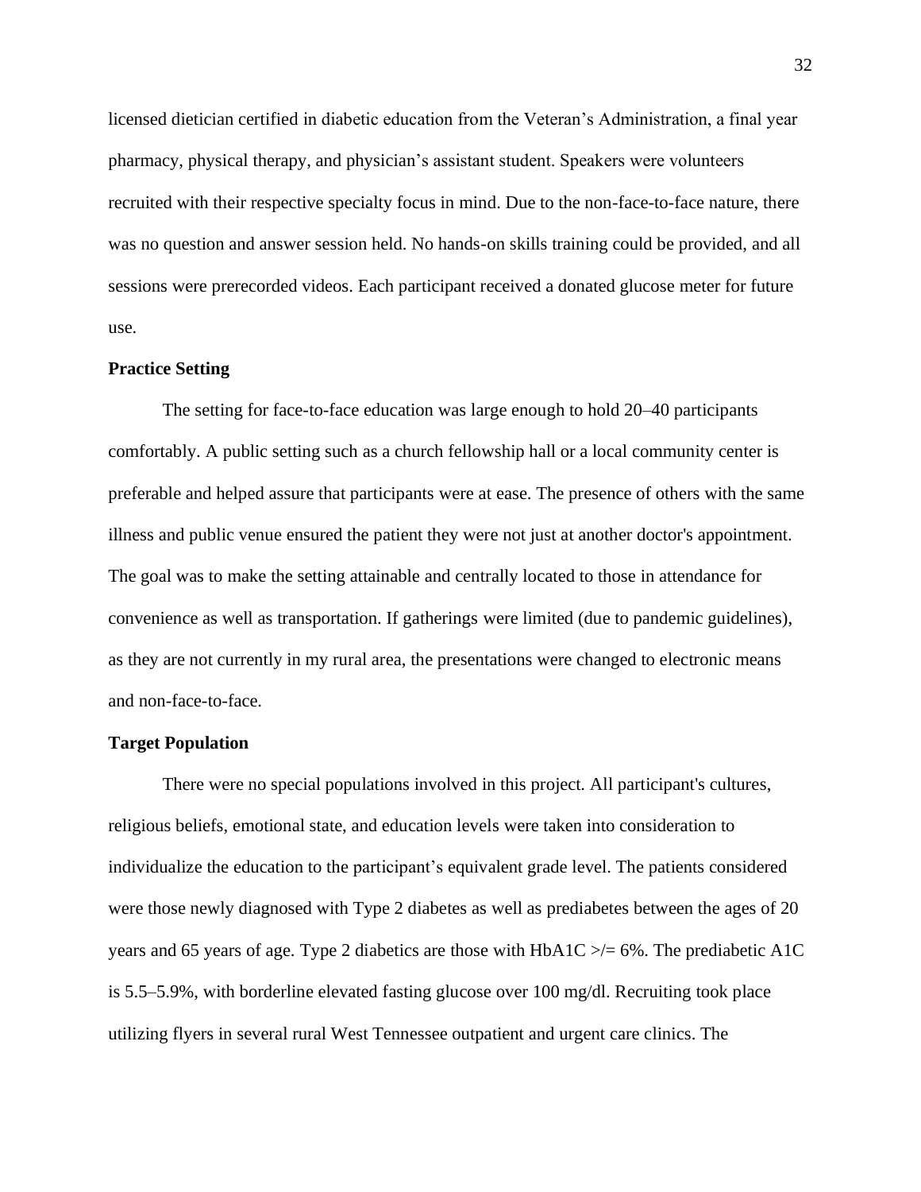licensed dietician certified in diabetic education from the Veteran's Administration, a final year pharmacy, physical therapy, and physician's assistant student. Speakers were volunteers recruited with their respective specialty focus in mind. Due to the non-face-to-face nature, there was no question and answer session held. No hands-on skills training could be provided, and all sessions were prerecorded videos. Each participant received a donated glucose meter for future use.

**Practice Setting**

The setting for face-to-face education was large enough to hold 20–40 participants comfortably. A public setting such as a church fellowship hall or a local community center is preferable and helped assure that participants were at ease. The presence of others with the same illness and public venue ensured the patient they were not just at another doctor's appointment. The goal was to make the setting attainable and centrally located to those in attendance for convenience as well as transportation. If gatherings were limited (due to pandemic guidelines), as they are not currently in my rural area, the presentations were changed to electronic means and non-face-to-face.

**Target Population**

There were no special populations involved in this project. All participant's cultures, religious beliefs, emotional state, and education levels were taken into consideration to individualize the education to the participant's equivalent grade level. The patients considered were those newly diagnosed with Type 2 diabetes as well as prediabetes between the ages of 20 years and 65 years of age. Type 2 diabetics are those with HbA1C >/= 6%. The prediabetic A1C is 5.5–5.9%, with borderline elevated fasting glucose over 100 mg/dl. Recruiting took place utilizing flyers in several rural West Tennessee outpatient and urgent care clinics. The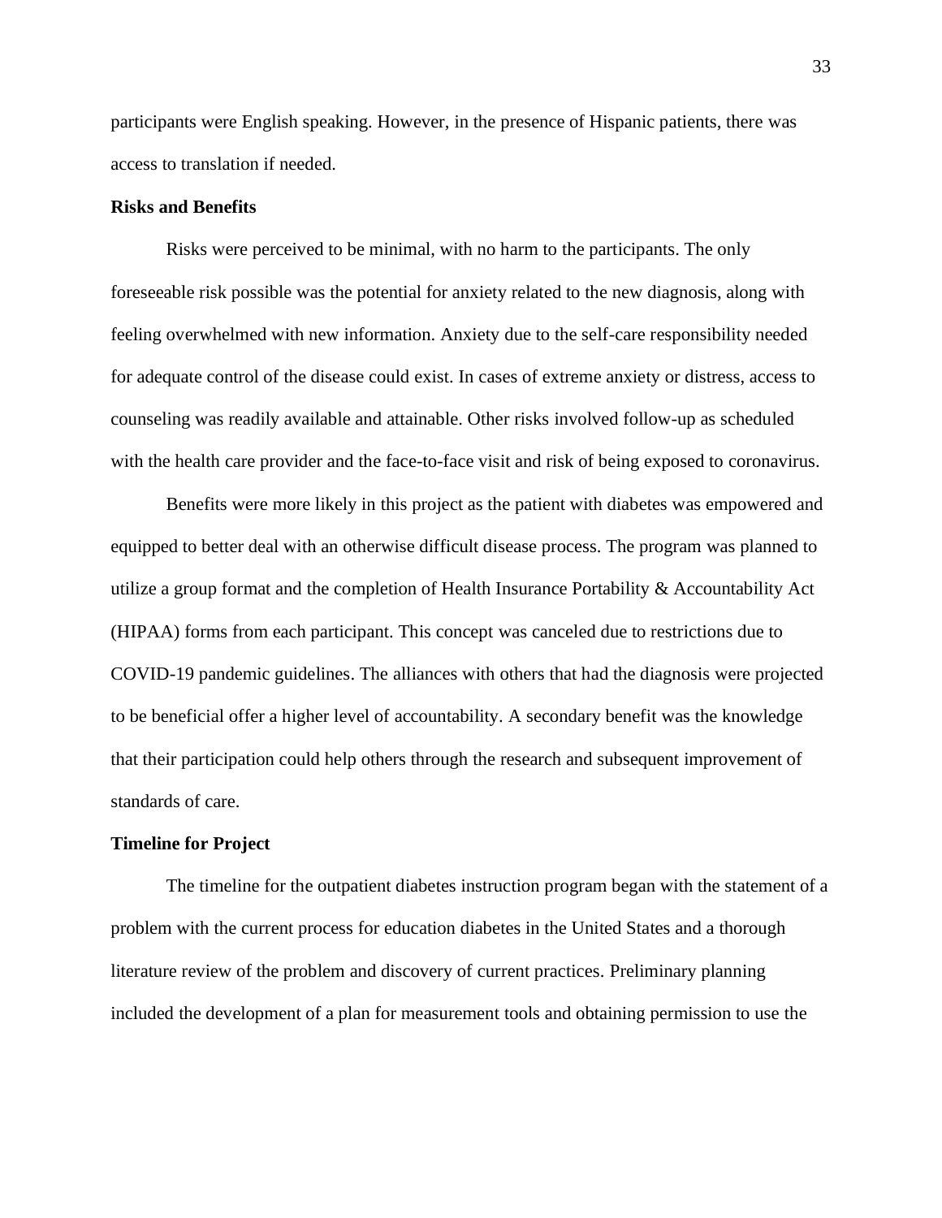participants were English speaking. However, in the presence of Hispanic patients, there was access to translation if needed.

### Risks and Benefits

Risks were perceived to be minimal, with no harm to the participants. The only foreseeable risk possible was the potential for anxiety related to the new diagnosis, along with feeling overwhelmed with new information. Anxiety due to the self-care responsibility needed for adequate control of the disease could exist. In cases of extreme anxiety or distress, access to counseling was readily available and attainable. Other risks involved follow-up as scheduled with the health care provider and the face-to-face visit and risk of being exposed to coronavirus.

Benefits were more likely in this project as the patient with diabetes was empowered and equipped to better deal with an otherwise difficult disease process. The program was planned to utilize a group format and the completion of Health Insurance Portability & Accountability Act (HIPAA) forms from each participant. This concept was canceled due to restrictions due to COVID-19 pandemic guidelines. The alliances with others that had the diagnosis were projected to be beneficial offer a higher level of accountability. A secondary benefit was the knowledge that their participation could help others through the research and subsequent improvement of standards of care.

### Timeline for Project

The timeline for the outpatient diabetes instruction program began with the statement of a problem with the current process for education diabetes in the United States and a thorough literature review of the problem and discovery of current practices. Preliminary planning included the development of a plan for measurement tools and obtaining permission to use the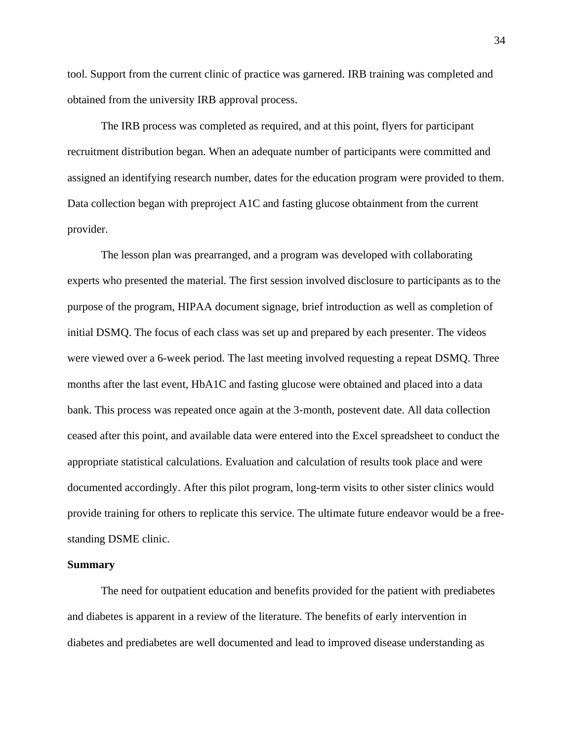tool. Support from the current clinic of practice was garnered. IRB training was completed and obtained from the university IRB approval process.

The IRB process was completed as required, and at this point, flyers for participant recruitment distribution began. When an adequate number of participants were committed and assigned an identifying research number, dates for the education program were provided to them. Data collection began with preproject A1C and fasting glucose obtainment from the current provider.

The lesson plan was prearranged, and a program was developed with collaborating experts who presented the material. The first session involved disclosure to participants as to the purpose of the program, HIPAA document signage, brief introduction as well as completion of initial DSMQ. The focus of each class was set up and prepared by each presenter. The videos were viewed over a 6-week period. The last meeting involved requesting a repeat DSMQ. Three months after the last event, HbA1C and fasting glucose were obtained and placed into a data bank. This process was repeated once again at the 3-month, postevent date. All data collection ceased after this point, and available data were entered into the Excel spreadsheet to conduct the appropriate statistical calculations. Evaluation and calculation of results took place and were documented accordingly. After this pilot program, long-term visits to other sister clinics would provide training for others to replicate this service. The ultimate future endeavor would be a free-standing DSME clinic.

**Summary**

The need for outpatient education and benefits provided for the patient with prediabetes and diabetes is apparent in a review of the literature. The benefits of early intervention in diabetes and prediabetes are well documented and lead to improved disease understanding as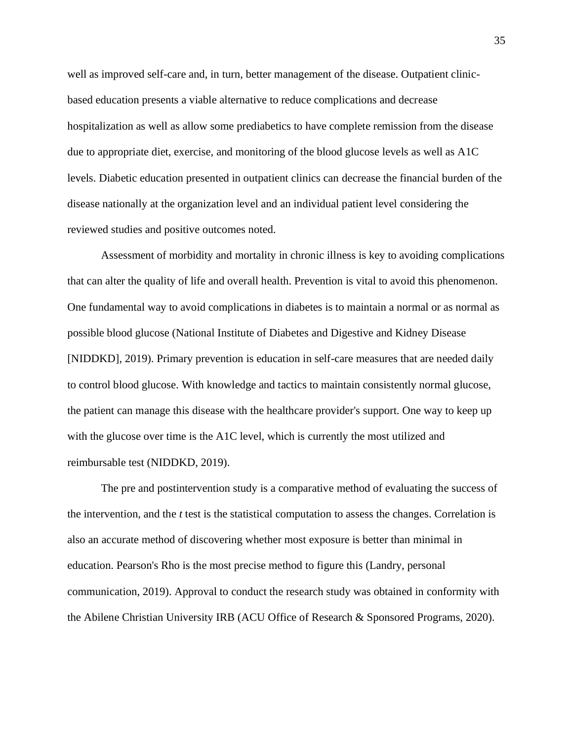well as improved self-care and, in turn, better management of the disease. Outpatient clinic-based education presents a viable alternative to reduce complications and decrease hospitalization as well as allow some prediabetics to have complete remission from the disease due to appropriate diet, exercise, and monitoring of the blood glucose levels as well as A1C levels. Diabetic education presented in outpatient clinics can decrease the financial burden of the disease nationally at the organization level and an individual patient level considering the reviewed studies and positive outcomes noted.

Assessment of morbidity and mortality in chronic illness is key to avoiding complications that can alter the quality of life and overall health. Prevention is vital to avoid this phenomenon. One fundamental way to avoid complications in diabetes is to maintain a normal or as normal as possible blood glucose (National Institute of Diabetes and Digestive and Kidney Disease [NIDDKD], 2019). Primary prevention is education in self-care measures that are needed daily to control blood glucose. With knowledge and tactics to maintain consistently normal glucose, the patient can manage this disease with the healthcare provider's support. One way to keep up with the glucose over time is the A1C level, which is currently the most utilized and reimbursable test (NIDDKD, 2019).

The pre and postintervention study is a comparative method of evaluating the success of the intervention, and the *t* test is the statistical computation to assess the changes. Correlation is also an accurate method of discovering whether most exposure is better than minimal in education. Pearson's Rho is the most precise method to figure this (Landry, personal communication, 2019). Approval to conduct the research study was obtained in conformity with the Abilene Christian University IRB (ACU Office of Research & Sponsored Programs, 2020).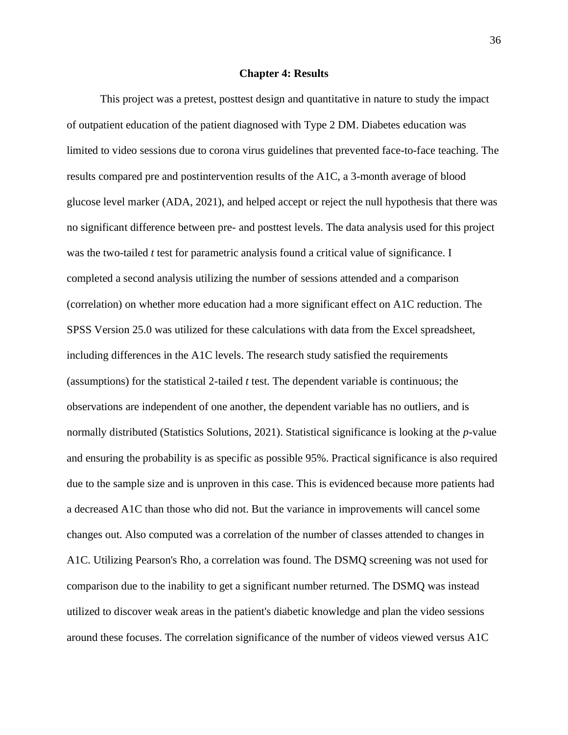# Chapter 4: Results

This project was a pretest, posttest design and quantitative in nature to study the impact of outpatient education of the patient diagnosed with Type 2 DM. Diabetes education was limited to video sessions due to corona virus guidelines that prevented face-to-face teaching. The results compared pre and postintervention results of the A1C, a 3-month average of blood glucose level marker (ADA, 2021), and helped accept or reject the null hypothesis that there was no significant difference between pre- and posttest levels. The data analysis used for this project was the two-tailed *t* test for parametric analysis found a critical value of significance. I completed a second analysis utilizing the number of sessions attended and a comparison (correlation) on whether more education had a more significant effect on A1C reduction. The SPSS Version 25.0 was utilized for these calculations with data from the Excel spreadsheet, including differences in the A1C levels. The research study satisfied the requirements (assumptions) for the statistical 2-tailed *t* test. The dependent variable is continuous; the observations are independent of one another, the dependent variable has no outliers, and is normally distributed (Statistics Solutions, 2021). Statistical significance is looking at the *p*-value and ensuring the probability is as specific as possible 95%. Practical significance is also required due to the sample size and is unproven in this case. This is evidenced because more patients had a decreased A1C than those who did not. But the variance in improvements will cancel some changes out. Also computed was a correlation of the number of classes attended to changes in A1C. Utilizing Pearson's Rho, a correlation was found. The DSMQ screening was not used for comparison due to the inability to get a significant number returned. The DSMQ was instead utilized to discover weak areas in the patient's diabetic knowledge and plan the video sessions around these focuses. The correlation significance of the number of videos viewed versus A1C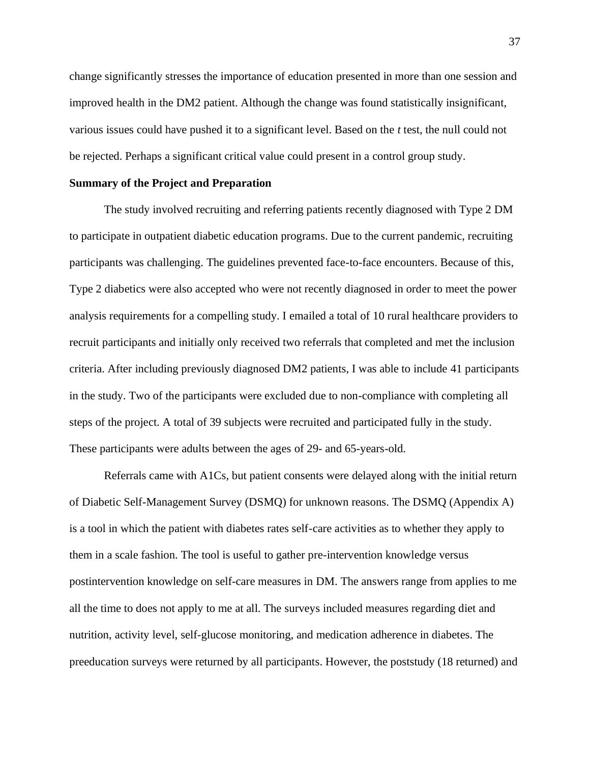change significantly stresses the importance of education presented in more than one session and improved health in the DM2 patient. Although the change was found statistically insignificant, various issues could have pushed it to a significant level. Based on the *t* test, the null could not be rejected. Perhaps a significant critical value could present in a control group study.

**Summary of the Project and Preparation**

The study involved recruiting and referring patients recently diagnosed with Type 2 DM to participate in outpatient diabetic education programs. Due to the current pandemic, recruiting participants was challenging. The guidelines prevented face-to-face encounters. Because of this, Type 2 diabetics were also accepted who were not recently diagnosed in order to meet the power analysis requirements for a compelling study. I emailed a total of 10 rural healthcare providers to recruit participants and initially only received two referrals that completed and met the inclusion criteria. After including previously diagnosed DM2 patients, I was able to include 41 participants in the study. Two of the participants were excluded due to non-compliance with completing all steps of the project. A total of 39 subjects were recruited and participated fully in the study. These participants were adults between the ages of 29- and 65-years-old.

Referrals came with A1Cs, but patient consents were delayed along with the initial return of Diabetic Self-Management Survey (DSMQ) for unknown reasons. The DSMQ (Appendix A) is a tool in which the patient with diabetes rates self-care activities as to whether they apply to them in a scale fashion. The tool is useful to gather pre-intervention knowledge versus postintervention knowledge on self-care measures in DM. The answers range from applies to me all the time to does not apply to me at all. The surveys included measures regarding diet and nutrition, activity level, self-glucose monitoring, and medication adherence in diabetes. The preeducation surveys were returned by all participants. However, the poststudy (18 returned) and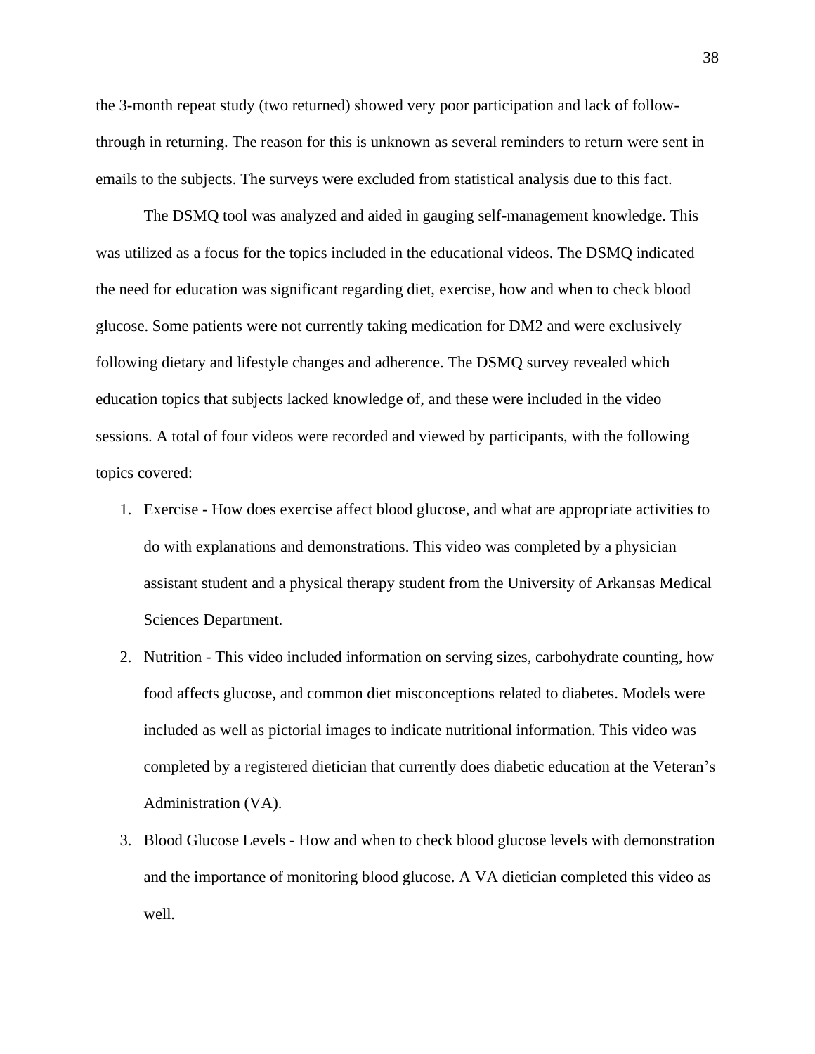the 3-month repeat study (two returned) showed very poor participation and lack of follow-through in returning. The reason for this is unknown as several reminders to return were sent in emails to the subjects. The surveys were excluded from statistical analysis due to this fact.

The DSMQ tool was analyzed and aided in gauging self-management knowledge. This was utilized as a focus for the topics included in the educational videos. The DSMQ indicated the need for education was significant regarding diet, exercise, how and when to check blood glucose. Some patients were not currently taking medication for DM2 and were exclusively following dietary and lifestyle changes and adherence. The DSMQ survey revealed which education topics that subjects lacked knowledge of, and these were included in the video sessions. A total of four videos were recorded and viewed by participants, with the following topics covered:

1. Exercise - How does exercise affect blood glucose, and what are appropriate activities to do with explanations and demonstrations. This video was completed by a physician assistant student and a physical therapy student from the University of Arkansas Medical Sciences Department.
2. Nutrition - This video included information on serving sizes, carbohydrate counting, how food affects glucose, and common diet misconceptions related to diabetes. Models were included as well as pictorial images to indicate nutritional information. This video was completed by a registered dietician that currently does diabetic education at the Veteran's Administration (VA).
3. Blood Glucose Levels - How and when to check blood glucose levels with demonstration and the importance of monitoring blood glucose. A VA dietician completed this video as well.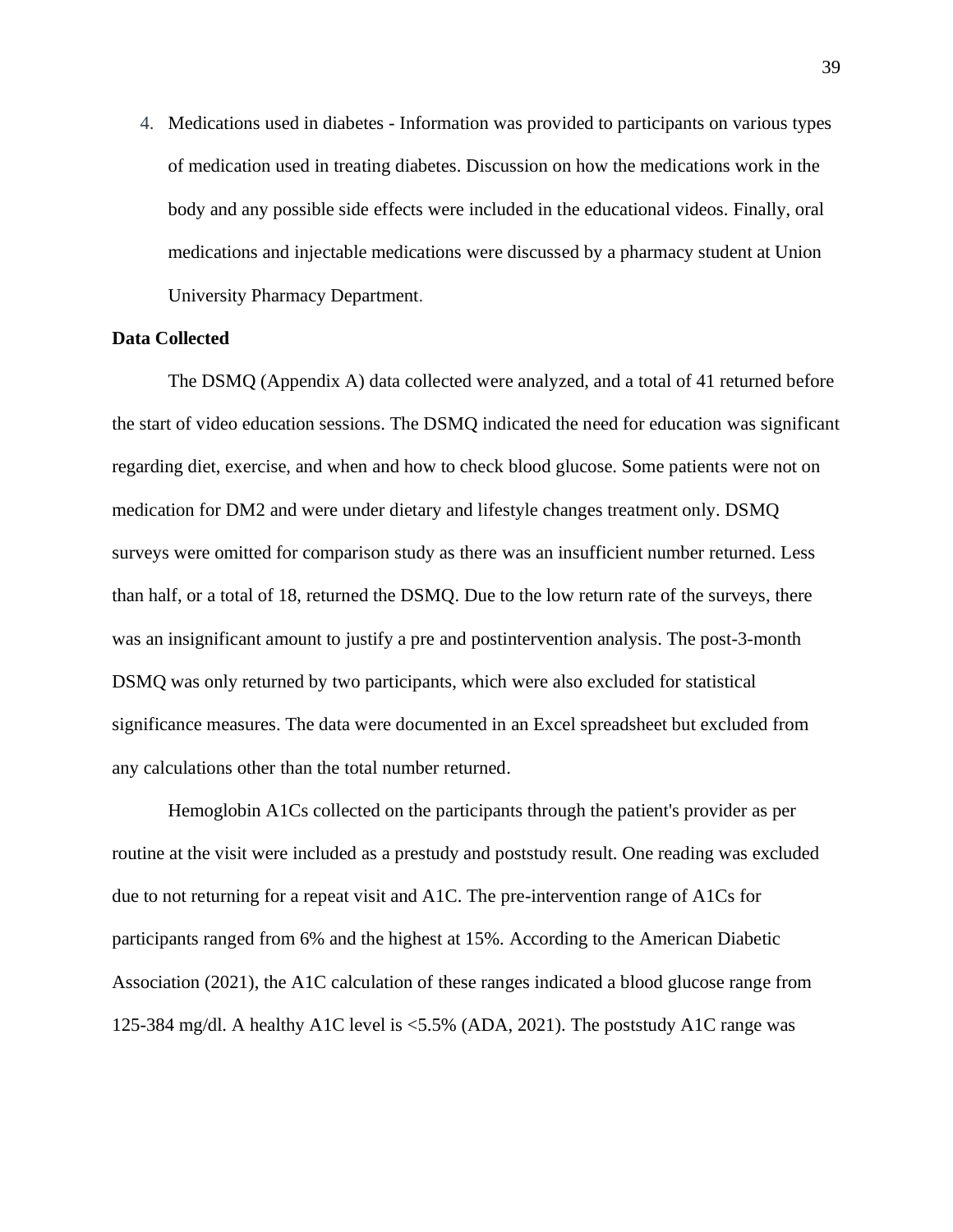4. Medications used in diabetes - Information was provided to participants on various types of medication used in treating diabetes. Discussion on how the medications work in the body and any possible side effects were included in the educational videos. Finally, oral medications and injectable medications were discussed by a pharmacy student at Union University Pharmacy Department.

**Data Collected**

The DSMQ (Appendix A) data collected were analyzed, and a total of 41 returned before the start of video education sessions. The DSMQ indicated the need for education was significant regarding diet, exercise, and when and how to check blood glucose. Some patients were not on medication for DM2 and were under dietary and lifestyle changes treatment only. DSMQ surveys were omitted for comparison study as there was an insufficient number returned. Less than half, or a total of 18, returned the DSMQ. Due to the low return rate of the surveys, there was an insignificant amount to justify a pre and postintervention analysis. The post-3-month DSMQ was only returned by two participants, which were also excluded for statistical significance measures. The data were documented in an Excel spreadsheet but excluded from any calculations other than the total number returned.

Hemoglobin A1Cs collected on the participants through the patient's provider as per routine at the visit were included as a prestudy and poststudy result. One reading was excluded due to not returning for a repeat visit and A1C. The pre-intervention range of A1Cs for participants ranged from 6% and the highest at 15%. According to the American Diabetic Association (2021), the A1C calculation of these ranges indicated a blood glucose range from 125-384 mg/dl. A healthy A1C level is <5.5% (ADA, 2021). The poststudy A1C range was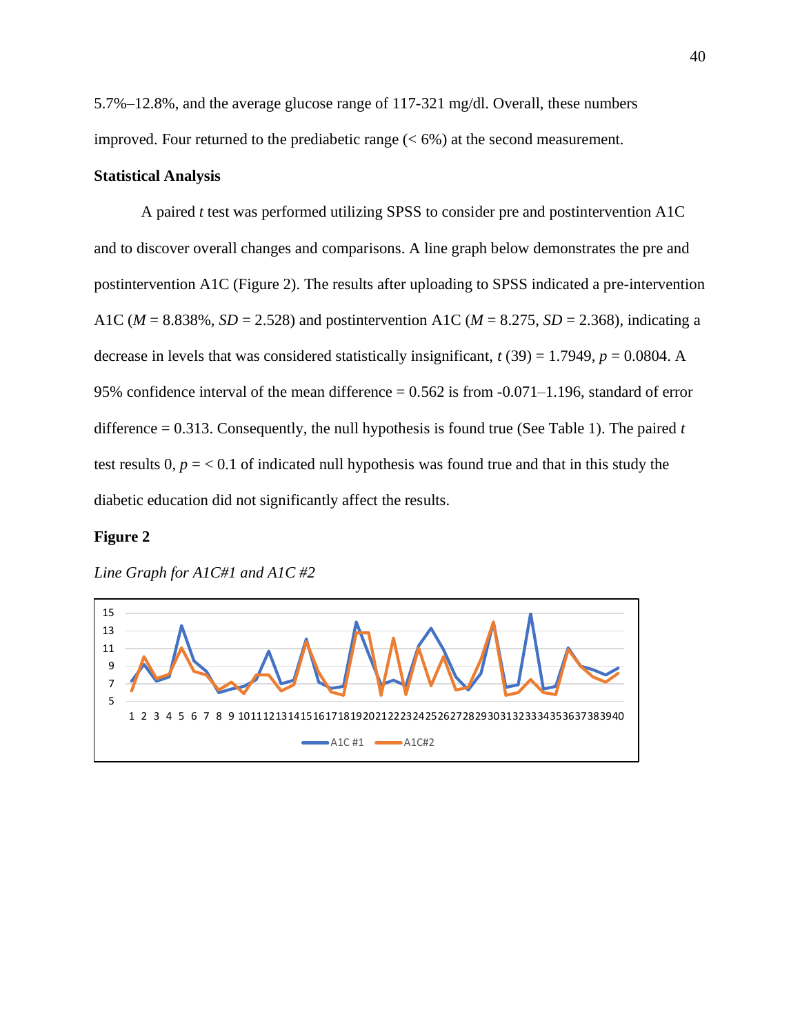5.7%–12.8%, and the average glucose range of 117-321 mg/dl. Overall, these numbers improved. Four returned to the prediabetic range (< 6%) at the second measurement.

**Statistical Analysis**

A paired *t* test was performed utilizing SPSS to consider pre and postintervention A1C and to discover overall changes and comparisons. A line graph below demonstrates the pre and postintervention A1C (Figure 2). The results after uploading to SPSS indicated a pre-intervention A1C (*M* = 8.838%, *SD* = 2.528) and postintervention A1C (*M* = 8.275, *SD* = 2.368), indicating a decrease in levels that was considered statistically insignificant, $t$ (39) = 1.7949, $p$ = 0.0804. A 95% confidence interval of the mean difference = 0.562 is from -0.071–1.196, standard of error difference = 0.313. Consequently, the null hypothesis is found true (See Table 1). The paired *t* test results 0, $p$ = < 0.1 of indicated null hypothesis was found true and that in this study the diabetic education did not significantly affect the results.

**Figure 2**

*Line Graph for A1C#1 and A1C #2*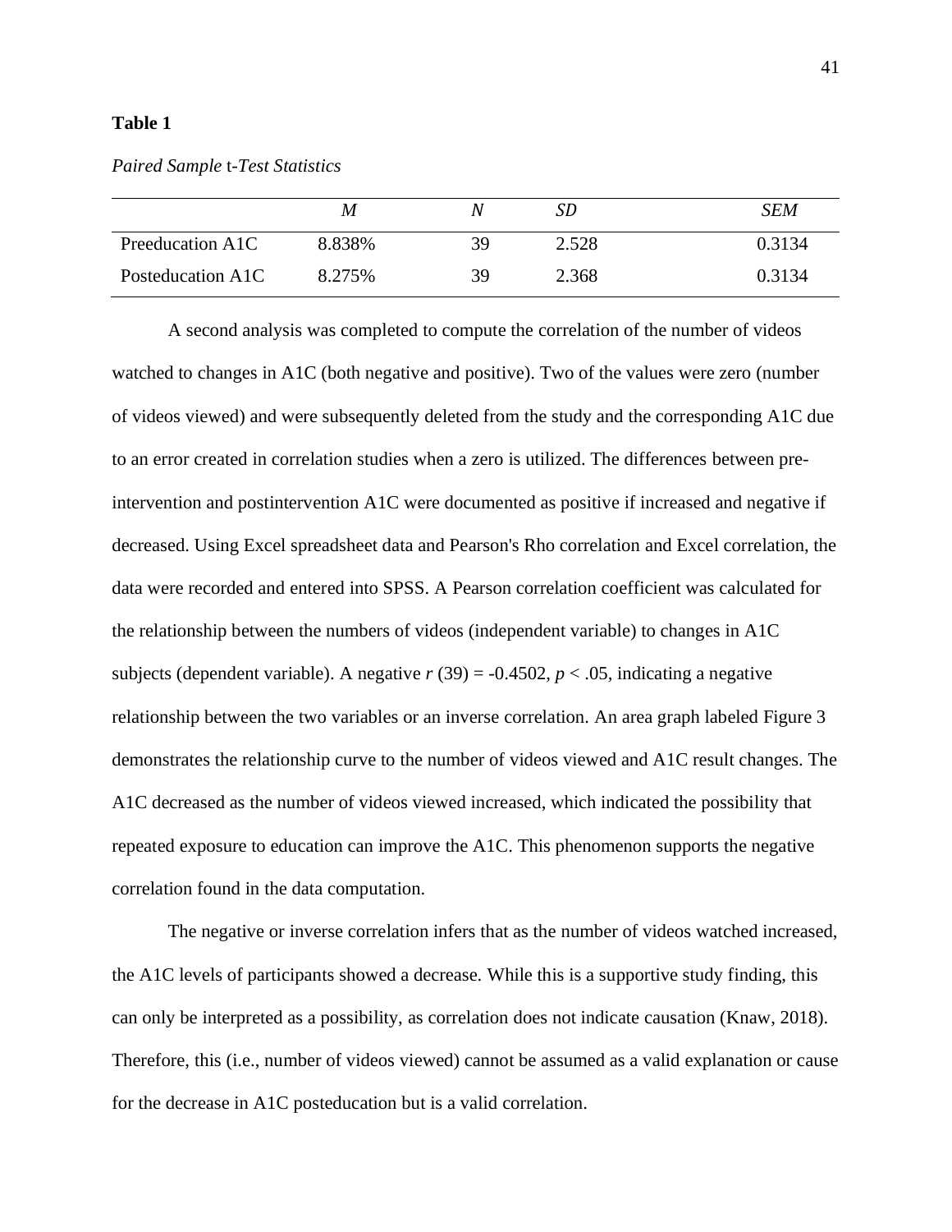**Table 1**

*Paired Sample* t*-Test Statistics*

| | *M* | *N* | *SD* | *SEM* |
|---|---|---|---|---|
| Preeducation A1C | 8.838% | 39 | 2.528 | 0.3134 |
| Posteducation A1C | 8.275% | 39 | 2.368 | 0.3134 |

A second analysis was completed to compute the correlation of the number of videos watched to changes in A1C (both negative and positive). Two of the values were zero (number of videos viewed) and were subsequently deleted from the study and the corresponding A1C due to an error created in correlation studies when a zero is utilized. The differences between pre-intervention and postintervention A1C were documented as positive if increased and negative if decreased. Using Excel spreadsheet data and Pearson's Rho correlation and Excel correlation, the data were recorded and entered into SPSS. A Pearson correlation coefficient was calculated for the relationship between the numbers of videos (independent variable) to changes in A1C subjects (dependent variable). A negative $r$ (39) = -0.4502, $p < .05$, indicating a negative relationship between the two variables or an inverse correlation. An area graph labeled Figure 3 demonstrates the relationship curve to the number of videos viewed and A1C result changes. The A1C decreased as the number of videos viewed increased, which indicated the possibility that repeated exposure to education can improve the A1C. This phenomenon supports the negative correlation found in the data computation.

The negative or inverse correlation infers that as the number of videos watched increased, the A1C levels of participants showed a decrease. While this is a supportive study finding, this can only be interpreted as a possibility, as correlation does not indicate causation (Knaw, 2018). Therefore, this (i.e., number of videos viewed) cannot be assumed as a valid explanation or cause for the decrease in A1C posteducation but is a valid correlation.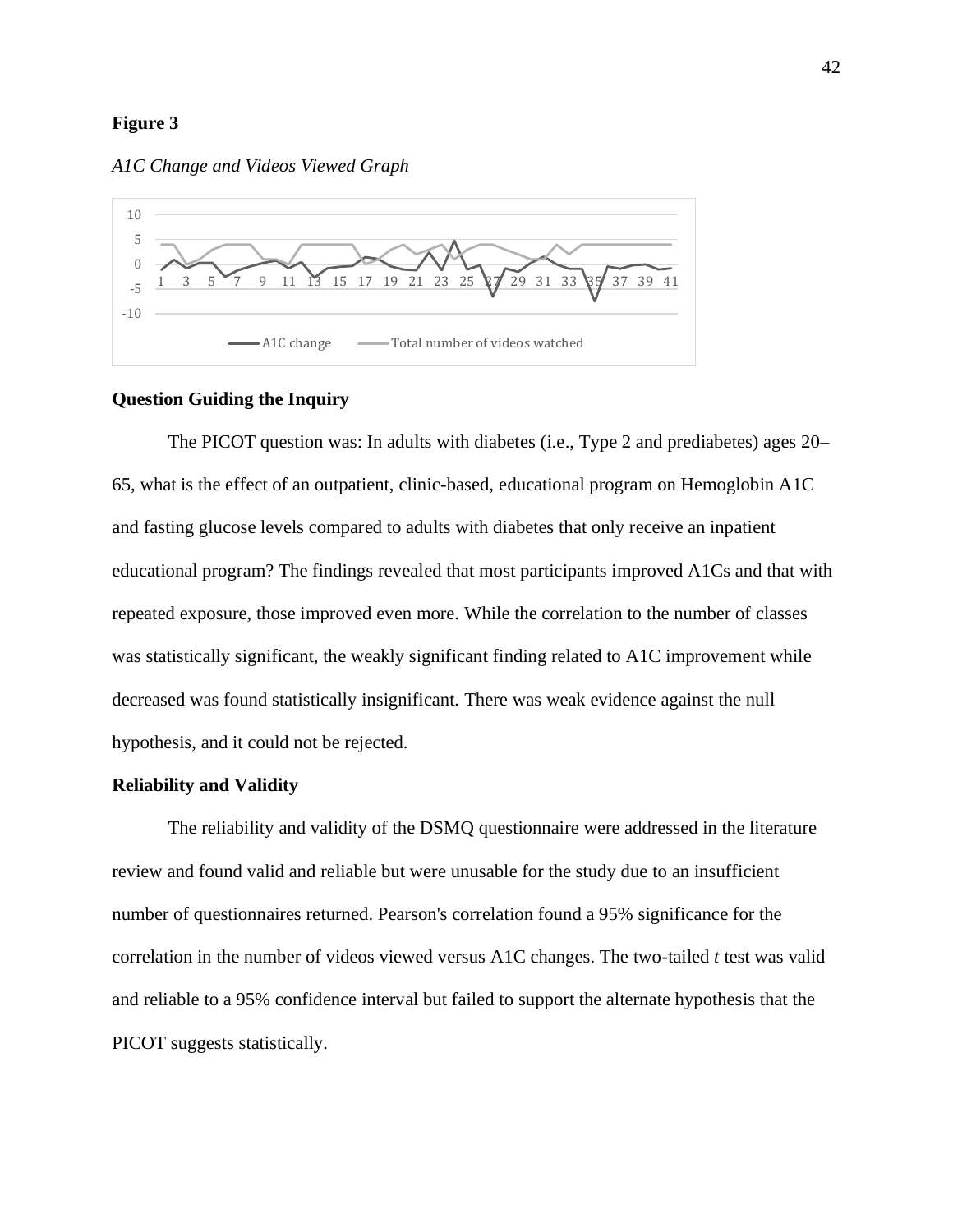**Figure 3**

*A1C Change and Videos Viewed Graph*

**Question Guiding the Inquiry**

The PICOT question was: In adults with diabetes (i.e., Type 2 and prediabetes) ages 20–65, what is the effect of an outpatient, clinic-based, educational program on Hemoglobin A1C and fasting glucose levels compared to adults with diabetes that only receive an inpatient educational program? The findings revealed that most participants improved A1Cs and that with repeated exposure, those improved even more. While the correlation to the number of classes was statistically significant, the weakly significant finding related to A1C improvement while decreased was found statistically insignificant. There was weak evidence against the null hypothesis, and it could not be rejected.

**Reliability and Validity**

The reliability and validity of the DSMQ questionnaire were addressed in the literature review and found valid and reliable but were unusable for the study due to an insufficient number of questionnaires returned. Pearson's correlation found a 95% significance for the correlation in the number of videos viewed versus A1C changes. The two-tailed $t$ test was valid and reliable to a 95% confidence interval but failed to support the alternate hypothesis that the PICOT suggests statistically.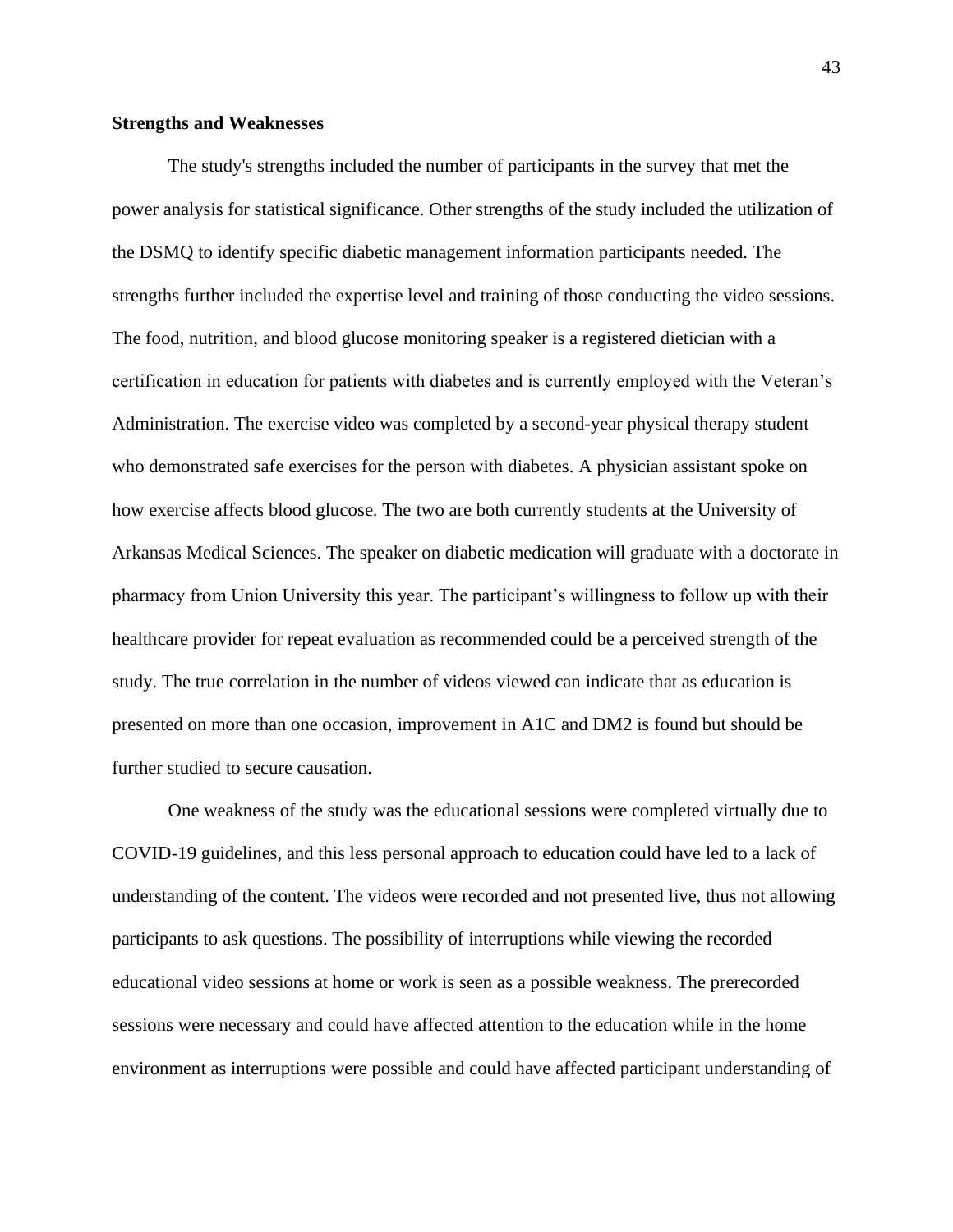**Strengths and Weaknesses**

The study's strengths included the number of participants in the survey that met the power analysis for statistical significance. Other strengths of the study included the utilization of the DSMQ to identify specific diabetic management information participants needed. The strengths further included the expertise level and training of those conducting the video sessions. The food, nutrition, and blood glucose monitoring speaker is a registered dietician with a certification in education for patients with diabetes and is currently employed with the Veteran's Administration. The exercise video was completed by a second-year physical therapy student who demonstrated safe exercises for the person with diabetes. A physician assistant spoke on how exercise affects blood glucose. The two are both currently students at the University of Arkansas Medical Sciences. The speaker on diabetic medication will graduate with a doctorate in pharmacy from Union University this year. The participant's willingness to follow up with their healthcare provider for repeat evaluation as recommended could be a perceived strength of the study. The true correlation in the number of videos viewed can indicate that as education is presented on more than one occasion, improvement in A1C and DM2 is found but should be further studied to secure causation.

One weakness of the study was the educational sessions were completed virtually due to COVID-19 guidelines, and this less personal approach to education could have led to a lack of understanding of the content. The videos were recorded and not presented live, thus not allowing participants to ask questions. The possibility of interruptions while viewing the recorded educational video sessions at home or work is seen as a possible weakness. The prerecorded sessions were necessary and could have affected attention to the education while in the home environment as interruptions were possible and could have affected participant understanding of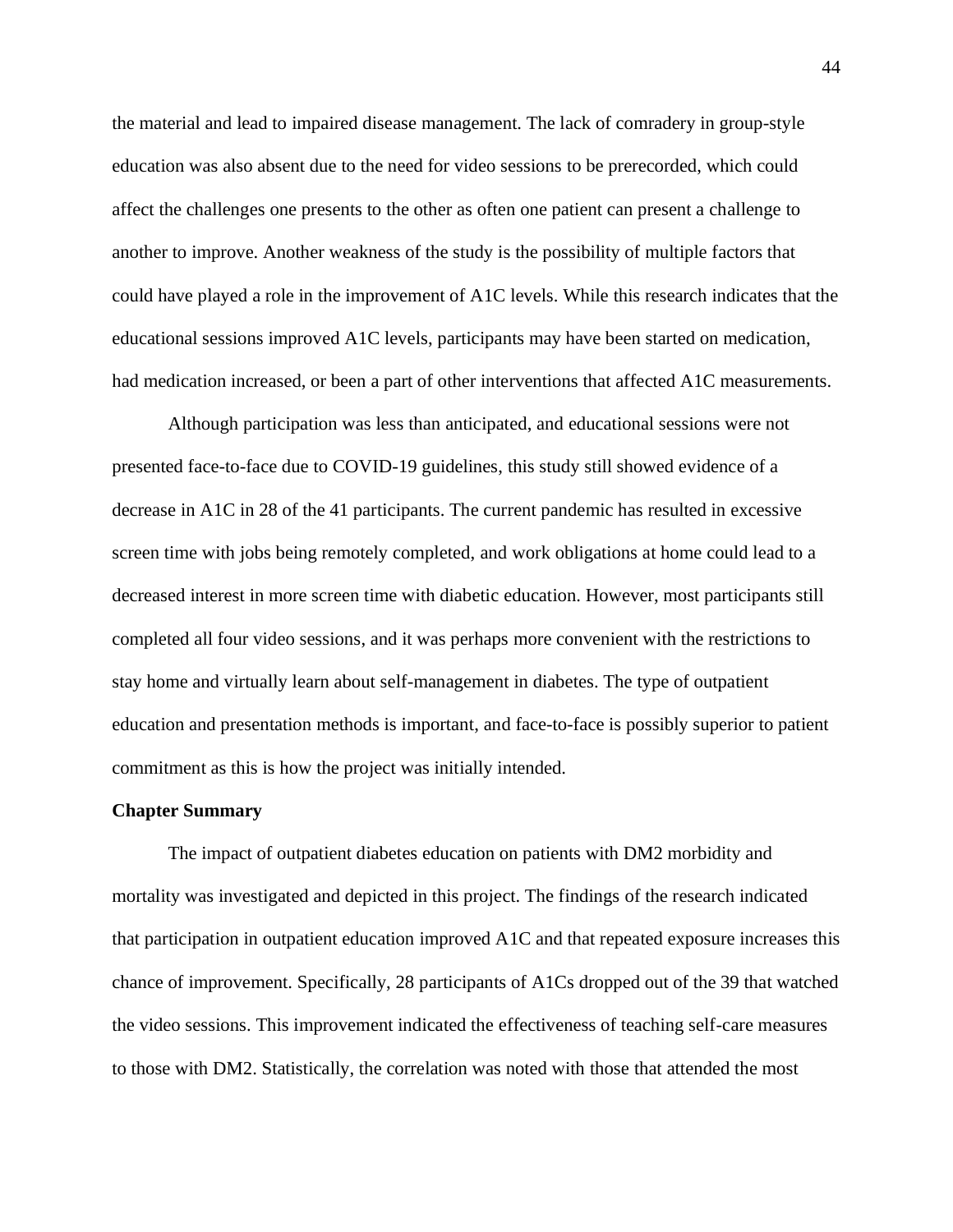the material and lead to impaired disease management. The lack of comradery in group-style education was also absent due to the need for video sessions to be prerecorded, which could affect the challenges one presents to the other as often one patient can present a challenge to another to improve. Another weakness of the study is the possibility of multiple factors that could have played a role in the improvement of A1C levels. While this research indicates that the educational sessions improved A1C levels, participants may have been started on medication, had medication increased, or been a part of other interventions that affected A1C measurements.

Although participation was less than anticipated, and educational sessions were not presented face-to-face due to COVID-19 guidelines, this study still showed evidence of a decrease in A1C in 28 of the 41 participants. The current pandemic has resulted in excessive screen time with jobs being remotely completed, and work obligations at home could lead to a decreased interest in more screen time with diabetic education. However, most participants still completed all four video sessions, and it was perhaps more convenient with the restrictions to stay home and virtually learn about self-management in diabetes. The type of outpatient education and presentation methods is important, and face-to-face is possibly superior to patient commitment as this is how the project was initially intended.

**Chapter Summary**

The impact of outpatient diabetes education on patients with DM2 morbidity and mortality was investigated and depicted in this project. The findings of the research indicated that participation in outpatient education improved A1C and that repeated exposure increases this chance of improvement. Specifically, 28 participants of A1Cs dropped out of the 39 that watched the video sessions. This improvement indicated the effectiveness of teaching self-care measures to those with DM2. Statistically, the correlation was noted with those that attended the most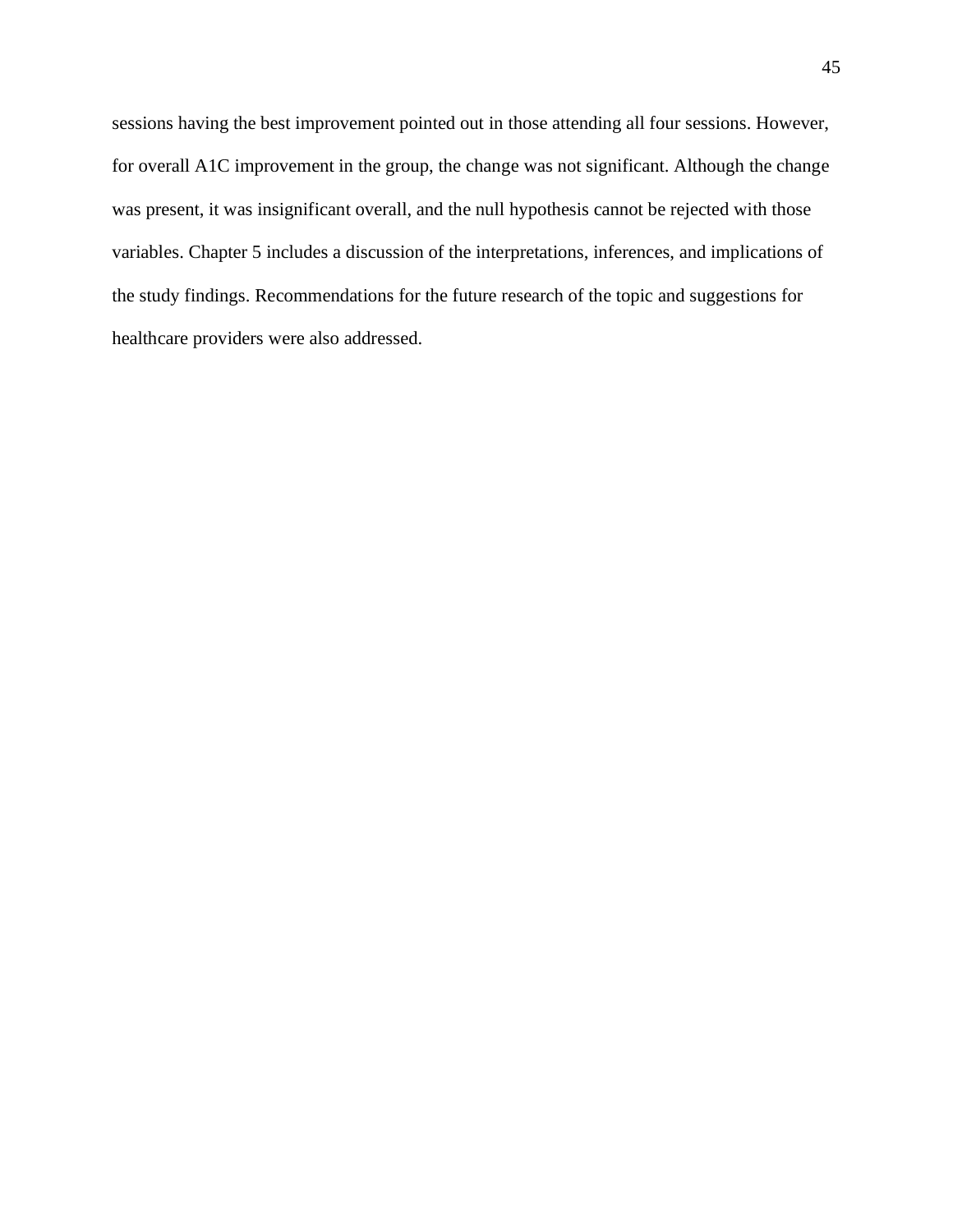sessions having the best improvement pointed out in those attending all four sessions. However, for overall A1C improvement in the group, the change was not significant. Although the change was present, it was insignificant overall, and the null hypothesis cannot be rejected with those variables. Chapter 5 includes a discussion of the interpretations, inferences, and implications of the study findings. Recommendations for the future research of the topic and suggestions for healthcare providers were also addressed.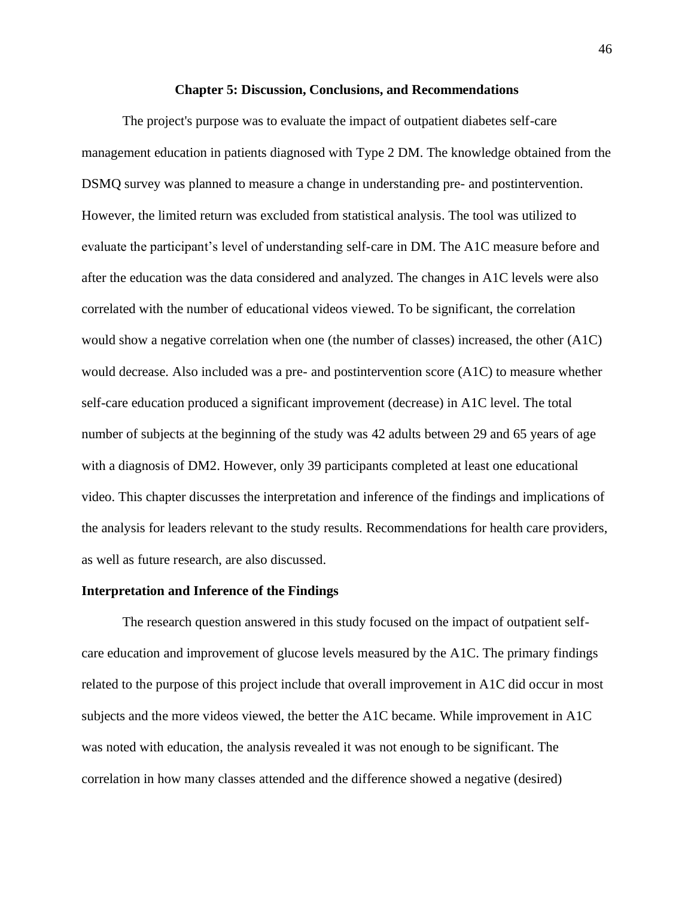## Chapter 5: Discussion, Conclusions, and Recommendations

The project's purpose was to evaluate the impact of outpatient diabetes self-care management education in patients diagnosed with Type 2 DM. The knowledge obtained from the DSMQ survey was planned to measure a change in understanding pre- and postintervention. However, the limited return was excluded from statistical analysis. The tool was utilized to evaluate the participant's level of understanding self-care in DM. The A1C measure before and after the education was the data considered and analyzed. The changes in A1C levels were also correlated with the number of educational videos viewed. To be significant, the correlation would show a negative correlation when one (the number of classes) increased, the other (A1C) would decrease. Also included was a pre- and postintervention score (A1C) to measure whether self-care education produced a significant improvement (decrease) in A1C level. The total number of subjects at the beginning of the study was 42 adults between 29 and 65 years of age with a diagnosis of DM2. However, only 39 participants completed at least one educational video. This chapter discusses the interpretation and inference of the findings and implications of the analysis for leaders relevant to the study results. Recommendations for health care providers, as well as future research, are also discussed.

### Interpretation and Inference of the Findings

The research question answered in this study focused on the impact of outpatient self-care education and improvement of glucose levels measured by the A1C. The primary findings related to the purpose of this project include that overall improvement in A1C did occur in most subjects and the more videos viewed, the better the A1C became. While improvement in A1C was noted with education, the analysis revealed it was not enough to be significant. The correlation in how many classes attended and the difference showed a negative (desired)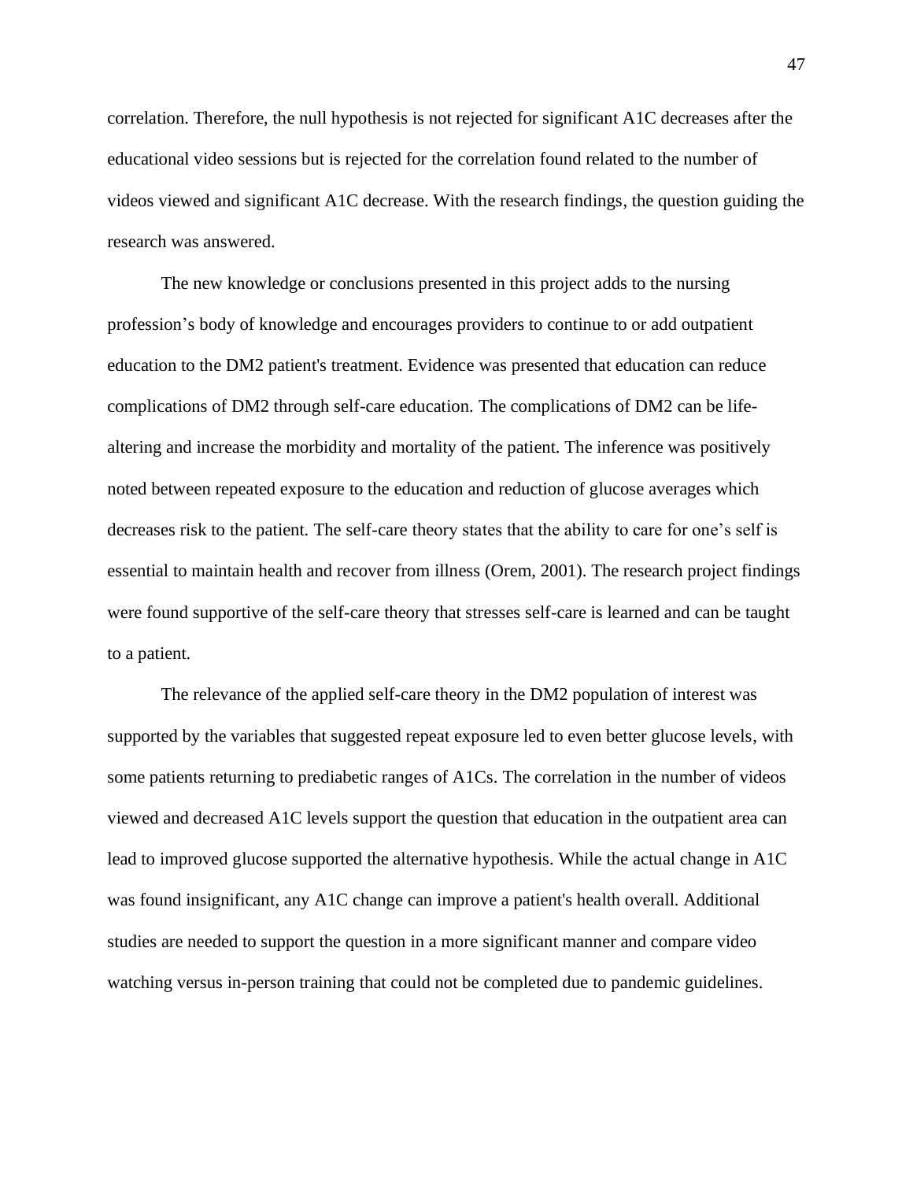correlation. Therefore, the null hypothesis is not rejected for significant A1C decreases after the educational video sessions but is rejected for the correlation found related to the number of videos viewed and significant A1C decrease. With the research findings, the question guiding the research was answered.

The new knowledge or conclusions presented in this project adds to the nursing profession's body of knowledge and encourages providers to continue to or add outpatient education to the DM2 patient's treatment. Evidence was presented that education can reduce complications of DM2 through self-care education. The complications of DM2 can be life-altering and increase the morbidity and mortality of the patient. The inference was positively noted between repeated exposure to the education and reduction of glucose averages which decreases risk to the patient. The self-care theory states that the ability to care for one's self is essential to maintain health and recover from illness (Orem, 2001). The research project findings were found supportive of the self-care theory that stresses self-care is learned and can be taught to a patient.

The relevance of the applied self-care theory in the DM2 population of interest was supported by the variables that suggested repeat exposure led to even better glucose levels, with some patients returning to prediabetic ranges of A1Cs. The correlation in the number of videos viewed and decreased A1C levels support the question that education in the outpatient area can lead to improved glucose supported the alternative hypothesis. While the actual change in A1C was found insignificant, any A1C change can improve a patient's health overall. Additional studies are needed to support the question in a more significant manner and compare video watching versus in-person training that could not be completed due to pandemic guidelines.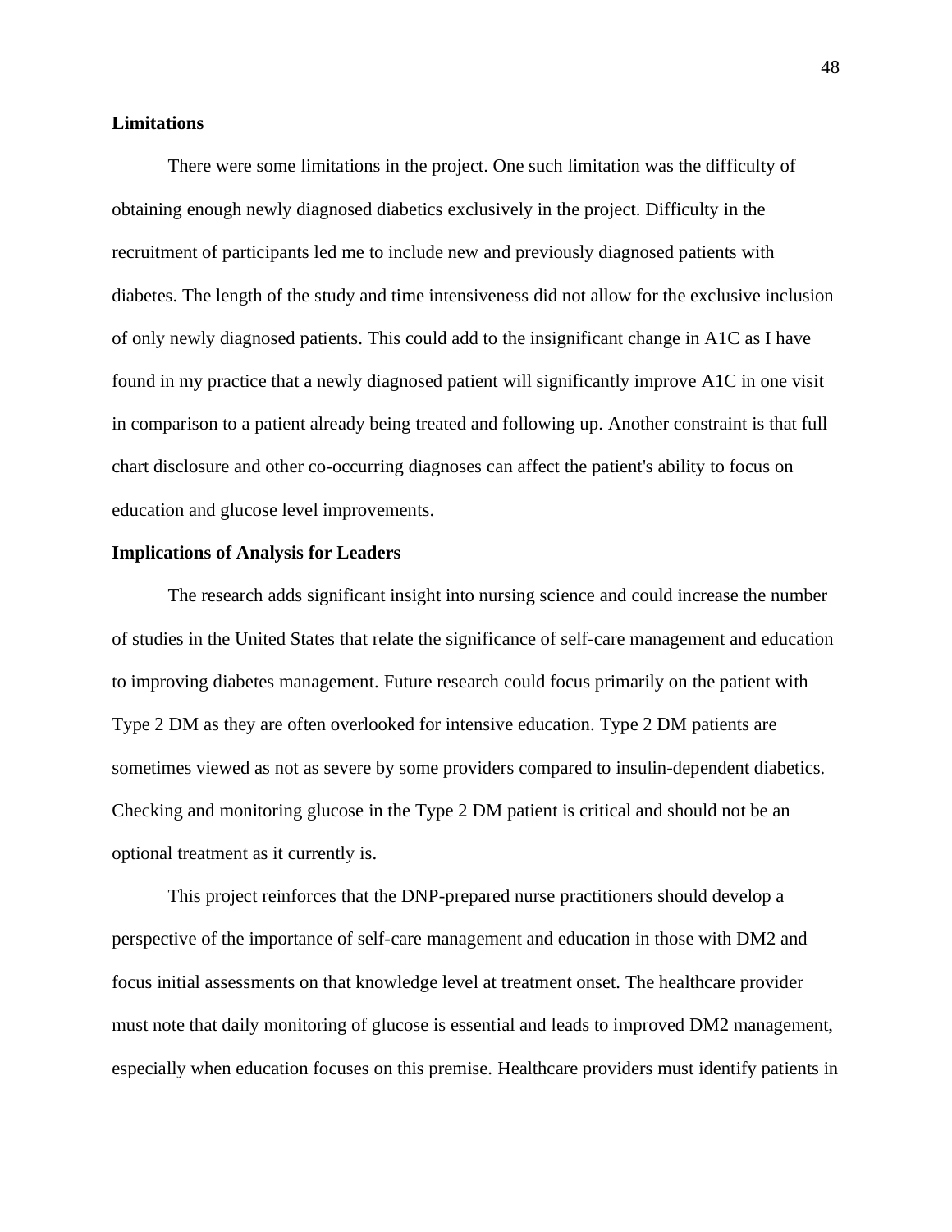**Limitations**

There were some limitations in the project. One such limitation was the difficulty of obtaining enough newly diagnosed diabetics exclusively in the project. Difficulty in the recruitment of participants led me to include new and previously diagnosed patients with diabetes. The length of the study and time intensiveness did not allow for the exclusive inclusion of only newly diagnosed patients. This could add to the insignificant change in A1C as I have found in my practice that a newly diagnosed patient will significantly improve A1C in one visit in comparison to a patient already being treated and following up. Another constraint is that full chart disclosure and other co-occurring diagnoses can affect the patient's ability to focus on education and glucose level improvements.

**Implications of Analysis for Leaders**

The research adds significant insight into nursing science and could increase the number of studies in the United States that relate the significance of self-care management and education to improving diabetes management. Future research could focus primarily on the patient with Type 2 DM as they are often overlooked for intensive education. Type 2 DM patients are sometimes viewed as not as severe by some providers compared to insulin-dependent diabetics. Checking and monitoring glucose in the Type 2 DM patient is critical and should not be an optional treatment as it currently is.

This project reinforces that the DNP-prepared nurse practitioners should develop a perspective of the importance of self-care management and education in those with DM2 and focus initial assessments on that knowledge level at treatment onset. The healthcare provider must note that daily monitoring of glucose is essential and leads to improved DM2 management, especially when education focuses on this premise. Healthcare providers must identify patients in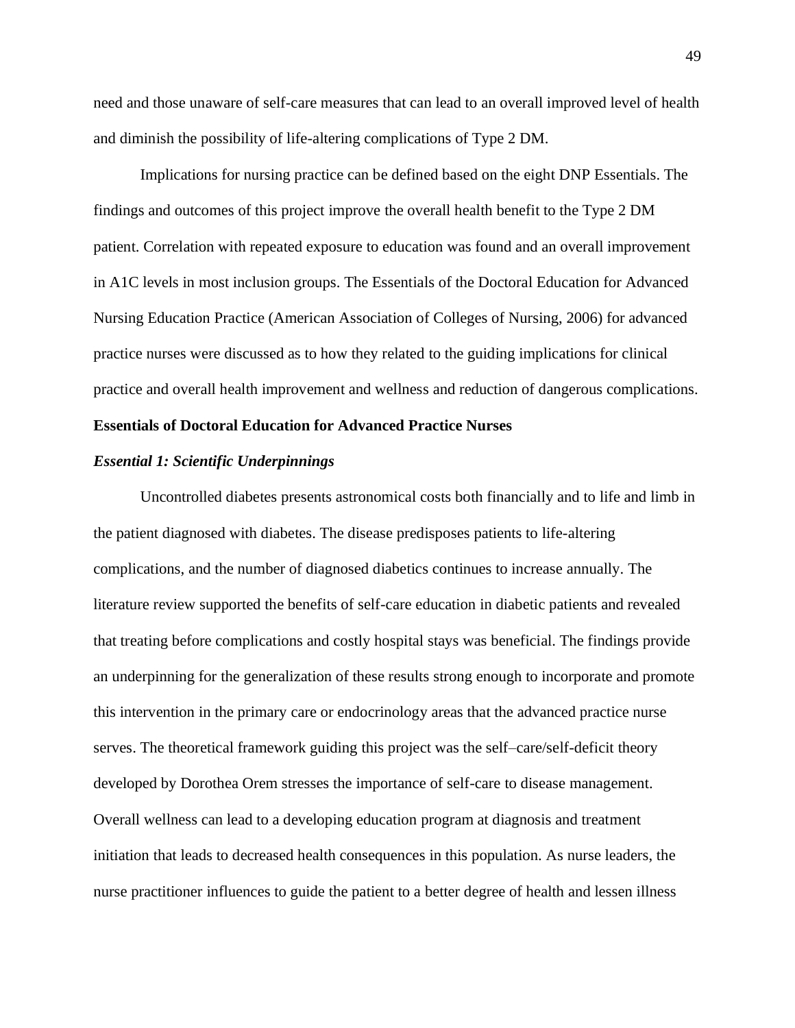need and those unaware of self-care measures that can lead to an overall improved level of health and diminish the possibility of life-altering complications of Type 2 DM.

Implications for nursing practice can be defined based on the eight DNP Essentials. The findings and outcomes of this project improve the overall health benefit to the Type 2 DM patient. Correlation with repeated exposure to education was found and an overall improvement in A1C levels in most inclusion groups. The Essentials of the Doctoral Education for Advanced Nursing Education Practice (American Association of Colleges of Nursing, 2006) for advanced practice nurses were discussed as to how they related to the guiding implications for clinical practice and overall health improvement and wellness and reduction of dangerous complications.

## Essentials of Doctoral Education for Advanced Practice Nurses

### *Essential 1: Scientific Underpinnings*

Uncontrolled diabetes presents astronomical costs both financially and to life and limb in the patient diagnosed with diabetes. The disease predisposes patients to life-altering complications, and the number of diagnosed diabetics continues to increase annually. The literature review supported the benefits of self-care education in diabetic patients and revealed that treating before complications and costly hospital stays was beneficial. The findings provide an underpinning for the generalization of these results strong enough to incorporate and promote this intervention in the primary care or endocrinology areas that the advanced practice nurse serves. The theoretical framework guiding this project was the self–care/self-deficit theory developed by Dorothea Orem stresses the importance of self-care to disease management. Overall wellness can lead to a developing education program at diagnosis and treatment initiation that leads to decreased health consequences in this population. As nurse leaders, the nurse practitioner influences to guide the patient to a better degree of health and lessen illness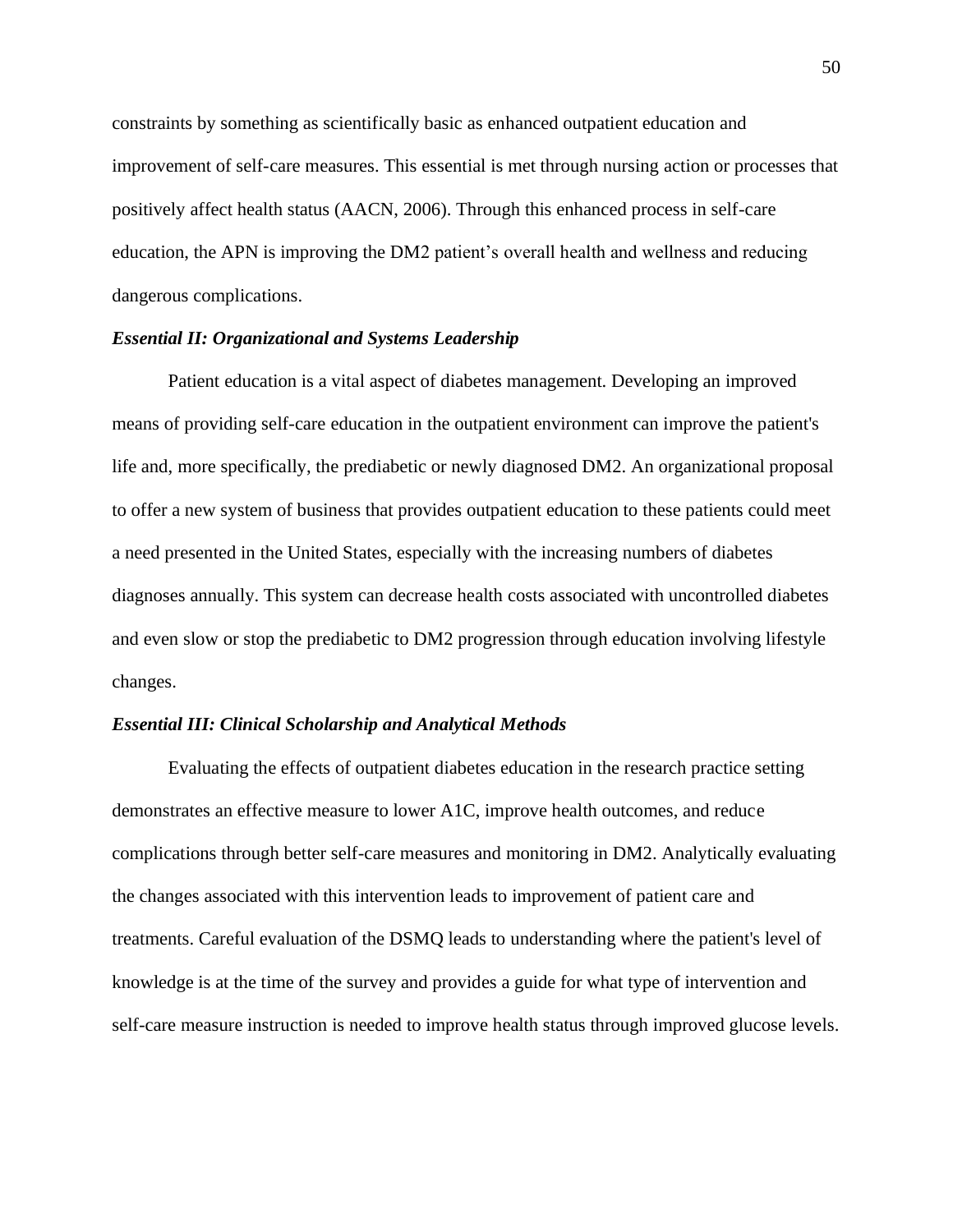constraints by something as scientifically basic as enhanced outpatient education and improvement of self-care measures. This essential is met through nursing action or processes that positively affect health status (AACN, 2006). Through this enhanced process in self-care education, the APN is improving the DM2 patient's overall health and wellness and reducing dangerous complications.

### *Essential II: Organizational and Systems Leadership*

Patient education is a vital aspect of diabetes management. Developing an improved means of providing self-care education in the outpatient environment can improve the patient's life and, more specifically, the prediabetic or newly diagnosed DM2. An organizational proposal to offer a new system of business that provides outpatient education to these patients could meet a need presented in the United States, especially with the increasing numbers of diabetes diagnoses annually. This system can decrease health costs associated with uncontrolled diabetes and even slow or stop the prediabetic to DM2 progression through education involving lifestyle changes.

### *Essential III: Clinical Scholarship and Analytical Methods*

Evaluating the effects of outpatient diabetes education in the research practice setting demonstrates an effective measure to lower A1C, improve health outcomes, and reduce complications through better self-care measures and monitoring in DM2. Analytically evaluating the changes associated with this intervention leads to improvement of patient care and treatments. Careful evaluation of the DSMQ leads to understanding where the patient's level of knowledge is at the time of the survey and provides a guide for what type of intervention and self-care measure instruction is needed to improve health status through improved glucose levels.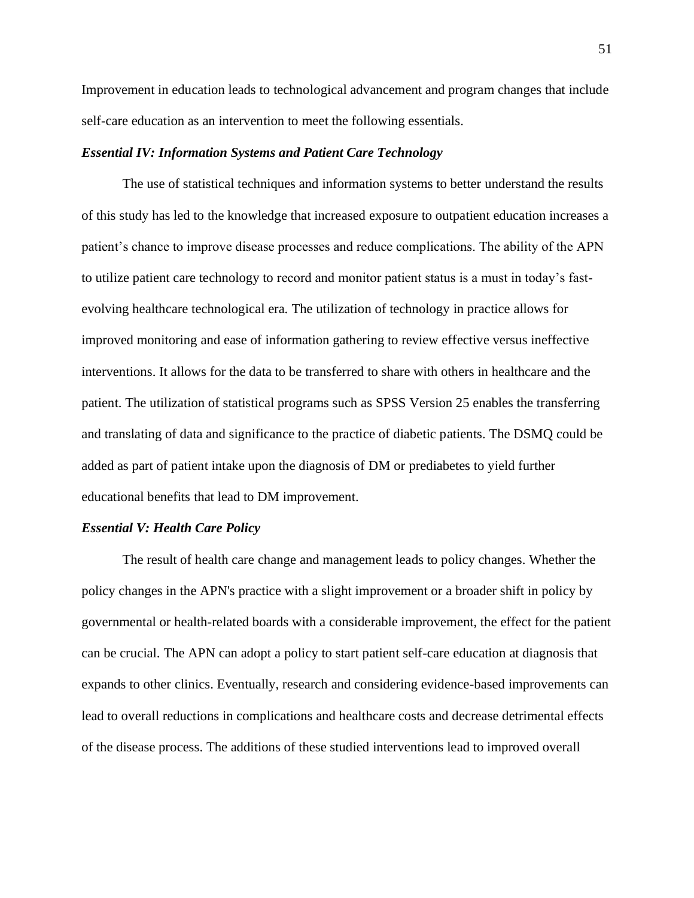Improvement in education leads to technological advancement and program changes that include self-care education as an intervention to meet the following essentials.

### *Essential IV: Information Systems and Patient Care Technology*

The use of statistical techniques and information systems to better understand the results of this study has led to the knowledge that increased exposure to outpatient education increases a patient's chance to improve disease processes and reduce complications. The ability of the APN to utilize patient care technology to record and monitor patient status is a must in today's fast-evolving healthcare technological era. The utilization of technology in practice allows for improved monitoring and ease of information gathering to review effective versus ineffective interventions. It allows for the data to be transferred to share with others in healthcare and the patient. The utilization of statistical programs such as SPSS Version 25 enables the transferring and translating of data and significance to the practice of diabetic patients. The DSMQ could be added as part of patient intake upon the diagnosis of DM or prediabetes to yield further educational benefits that lead to DM improvement.

### *Essential V: Health Care Policy*

The result of health care change and management leads to policy changes. Whether the policy changes in the APN's practice with a slight improvement or a broader shift in policy by governmental or health-related boards with a considerable improvement, the effect for the patient can be crucial. The APN can adopt a policy to start patient self-care education at diagnosis that expands to other clinics. Eventually, research and considering evidence-based improvements can lead to overall reductions in complications and healthcare costs and decrease detrimental effects of the disease process. The additions of these studied interventions lead to improved overall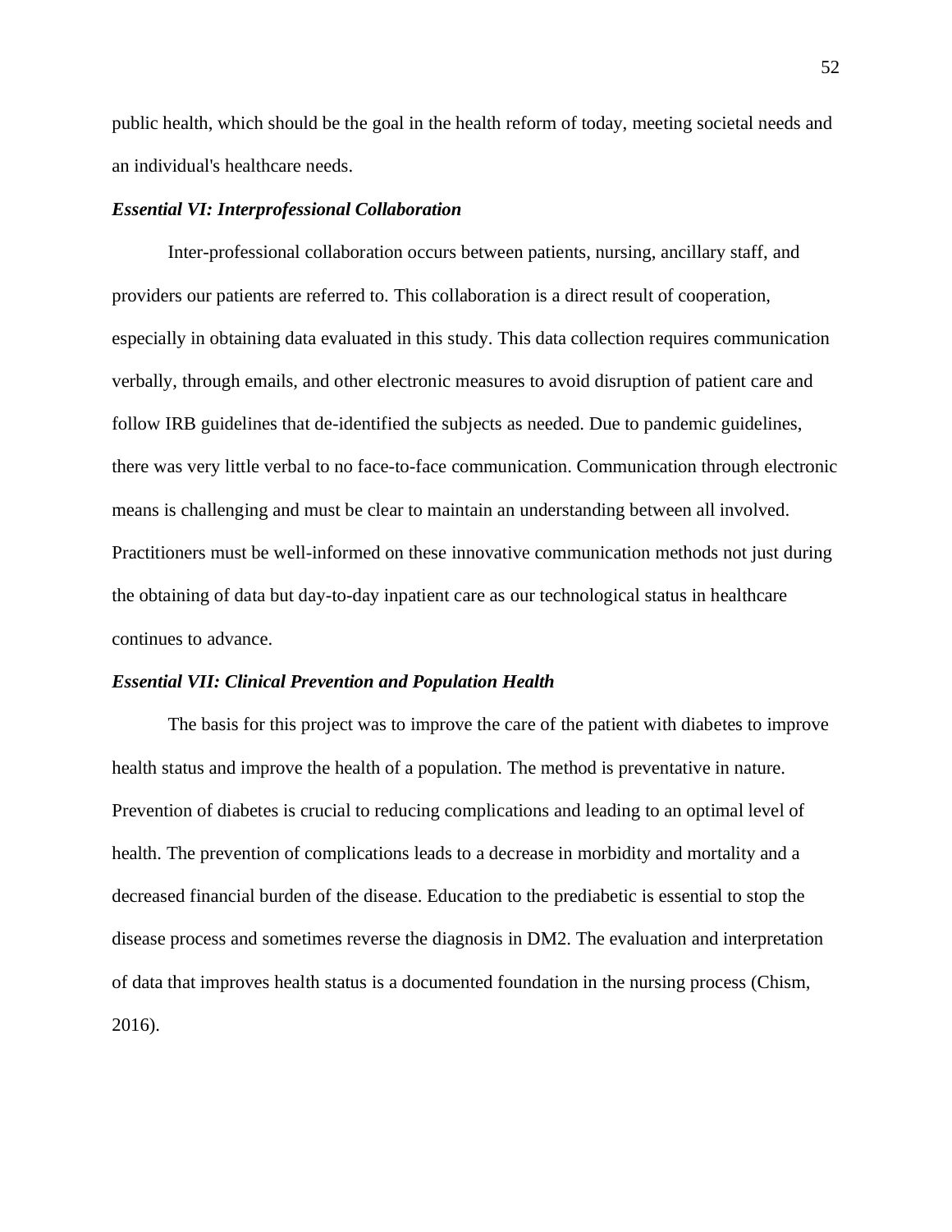public health, which should be the goal in the health reform of today, meeting societal needs and an individual's healthcare needs.

### *Essential VI: Interprofessional Collaboration*

Inter-professional collaboration occurs between patients, nursing, ancillary staff, and providers our patients are referred to. This collaboration is a direct result of cooperation, especially in obtaining data evaluated in this study. This data collection requires communication verbally, through emails, and other electronic measures to avoid disruption of patient care and follow IRB guidelines that de-identified the subjects as needed. Due to pandemic guidelines, there was very little verbal to no face-to-face communication. Communication through electronic means is challenging and must be clear to maintain an understanding between all involved. Practitioners must be well-informed on these innovative communication methods not just during the obtaining of data but day-to-day inpatient care as our technological status in healthcare continues to advance.

### *Essential VII: Clinical Prevention and Population Health*

The basis for this project was to improve the care of the patient with diabetes to improve health status and improve the health of a population. The method is preventative in nature. Prevention of diabetes is crucial to reducing complications and leading to an optimal level of health. The prevention of complications leads to a decrease in morbidity and mortality and a decreased financial burden of the disease. Education to the prediabetic is essential to stop the disease process and sometimes reverse the diagnosis in DM2. The evaluation and interpretation of data that improves health status is a documented foundation in the nursing process (Chism, 2016).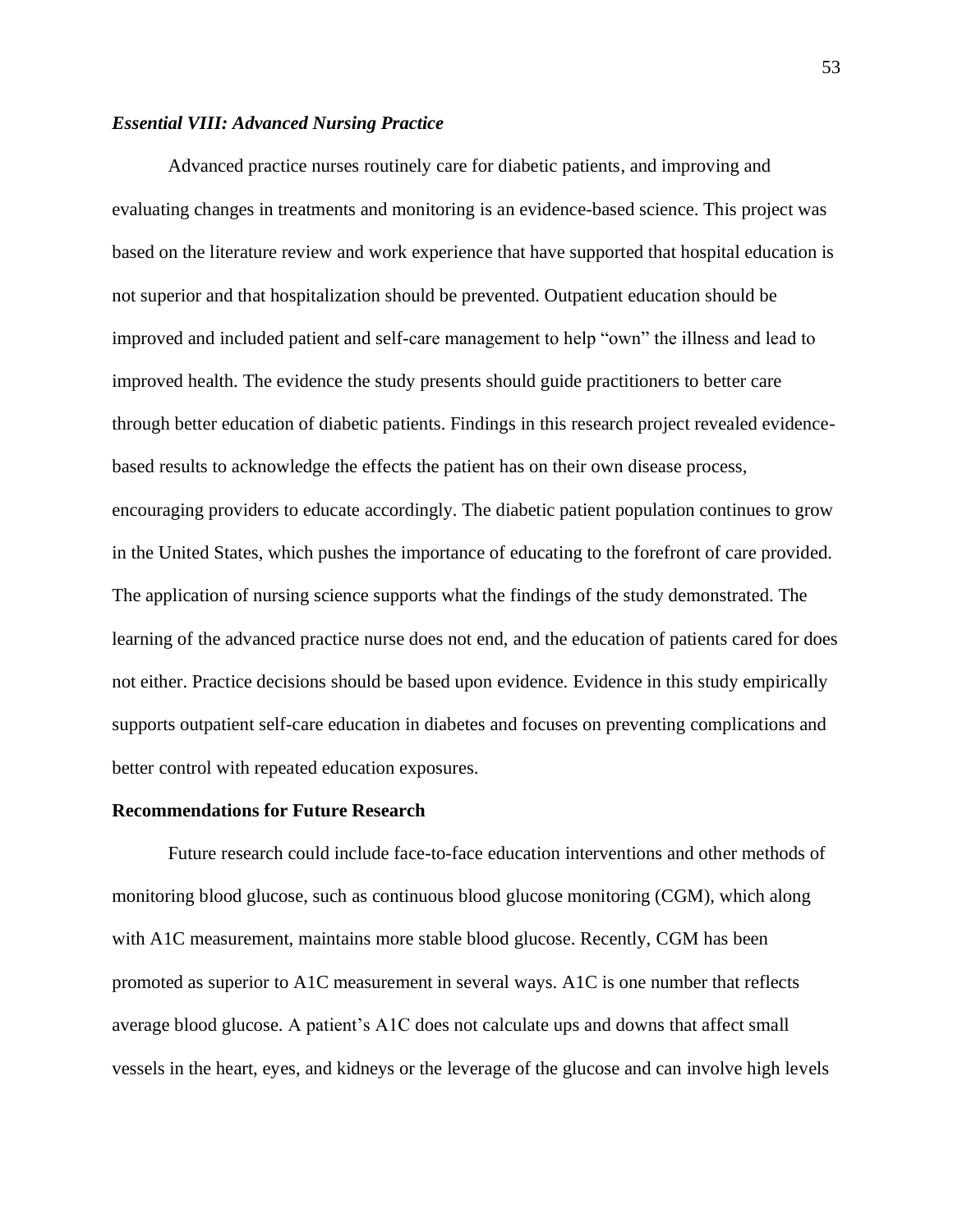### *Essential VIII: Advanced Nursing Practice*

Advanced practice nurses routinely care for diabetic patients, and improving and evaluating changes in treatments and monitoring is an evidence-based science. This project was based on the literature review and work experience that have supported that hospital education is not superior and that hospitalization should be prevented. Outpatient education should be improved and included patient and self-care management to help "own" the illness and lead to improved health. The evidence the study presents should guide practitioners to better care through better education of diabetic patients. Findings in this research project revealed evidence-based results to acknowledge the effects the patient has on their own disease process, encouraging providers to educate accordingly. The diabetic patient population continues to grow in the United States, which pushes the importance of educating to the forefront of care provided. The application of nursing science supports what the findings of the study demonstrated. The learning of the advanced practice nurse does not end, and the education of patients cared for does not either. Practice decisions should be based upon evidence. Evidence in this study empirically supports outpatient self-care education in diabetes and focuses on preventing complications and better control with repeated education exposures.

## **Recommendations for Future Research**

Future research could include face-to-face education interventions and other methods of monitoring blood glucose, such as continuous blood glucose monitoring (CGM), which along with A1C measurement, maintains more stable blood glucose. Recently, CGM has been promoted as superior to A1C measurement in several ways. A1C is one number that reflects average blood glucose. A patient's A1C does not calculate ups and downs that affect small vessels in the heart, eyes, and kidneys or the leverage of the glucose and can involve high levels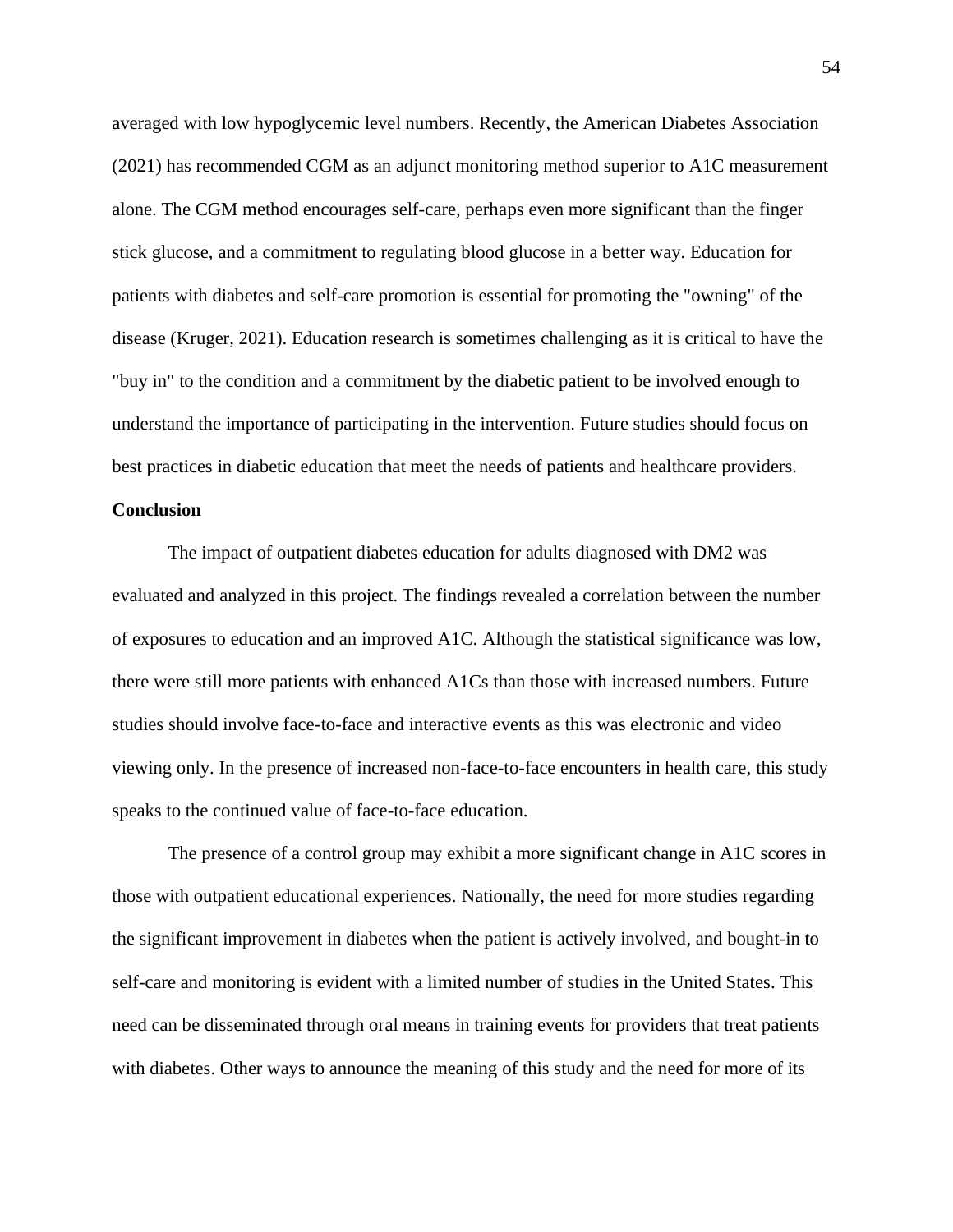averaged with low hypoglycemic level numbers. Recently, the American Diabetes Association (2021) has recommended CGM as an adjunct monitoring method superior to A1C measurement alone. The CGM method encourages self-care, perhaps even more significant than the finger stick glucose, and a commitment to regulating blood glucose in a better way. Education for patients with diabetes and self-care promotion is essential for promoting the "owning" of the disease (Kruger, 2021). Education research is sometimes challenging as it is critical to have the "buy in" to the condition and a commitment by the diabetic patient to be involved enough to understand the importance of participating in the intervention. Future studies should focus on best practices in diabetic education that meet the needs of patients and healthcare providers.

**Conclusion**

The impact of outpatient diabetes education for adults diagnosed with DM2 was evaluated and analyzed in this project. The findings revealed a correlation between the number of exposures to education and an improved A1C. Although the statistical significance was low, there were still more patients with enhanced A1Cs than those with increased numbers. Future studies should involve face-to-face and interactive events as this was electronic and video viewing only. In the presence of increased non-face-to-face encounters in health care, this study speaks to the continued value of face-to-face education.

The presence of a control group may exhibit a more significant change in A1C scores in those with outpatient educational experiences. Nationally, the need for more studies regarding the significant improvement in diabetes when the patient is actively involved, and bought-in to self-care and monitoring is evident with a limited number of studies in the United States. This need can be disseminated through oral means in training events for providers that treat patients with diabetes. Other ways to announce the meaning of this study and the need for more of its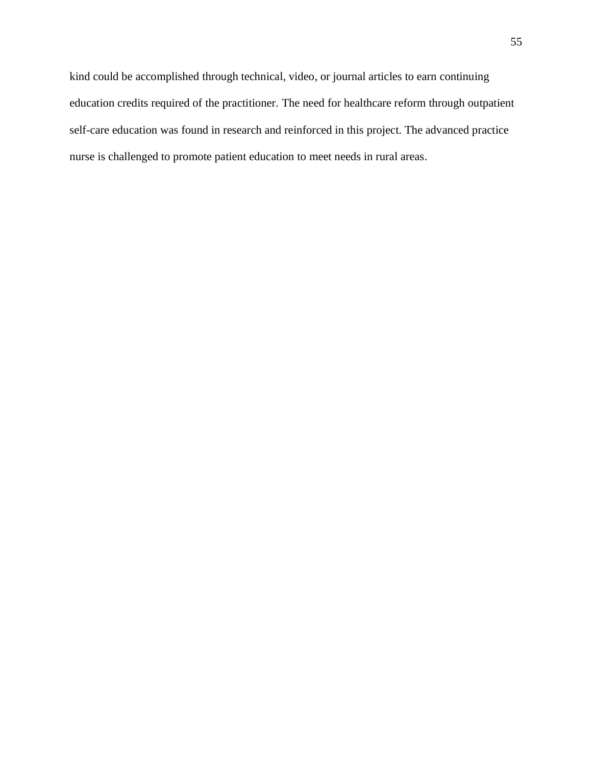kind could be accomplished through technical, video, or journal articles to earn continuing education credits required of the practitioner. The need for healthcare reform through outpatient self-care education was found in research and reinforced in this project. The advanced practice nurse is challenged to promote patient education to meet needs in rural areas.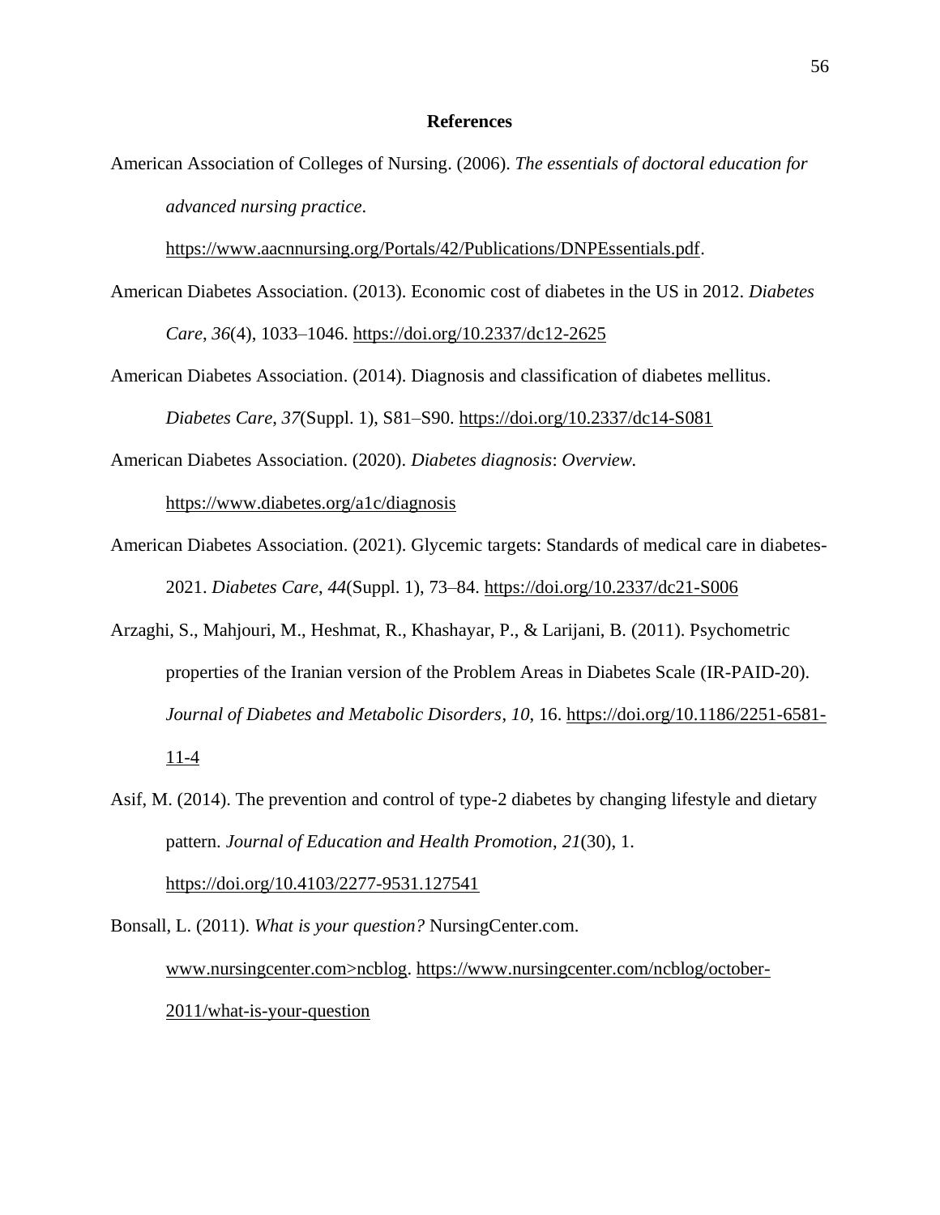# References

American Association of Colleges of Nursing. (2006). *The essentials of doctoral education for advanced nursing practice*. https://www.aacnnursing.org/Portals/42/Publications/DNPEssentials.pdf.

American Diabetes Association. (2013). Economic cost of diabetes in the US in 2012. *Diabetes Care*, *36*(4), 1033–1046. https://doi.org/10.2337/dc12-2625

American Diabetes Association. (2014). Diagnosis and classification of diabetes mellitus. *Diabetes Care*, *37*(Suppl. 1), S81–S90. https://doi.org/10.2337/dc14-S081

American Diabetes Association. (2020). *Diabetes diagnosis*: *Overview.* https://www.diabetes.org/a1c/diagnosis

American Diabetes Association. (2021). Glycemic targets: Standards of medical care in diabetes-2021. *Diabetes Care*, *44*(Suppl. 1), 73–84. https://doi.org/10.2337/dc21-S006

Arzaghi, S., Mahjouri, M., Heshmat, R., Khashayar, P., & Larijani, B. (2011). Psychometric properties of the Iranian version of the Problem Areas in Diabetes Scale (IR-PAID-20). *Journal of Diabetes and Metabolic Disorders*, *10*, 16. https://doi.org/10.1186/2251-6581-11-4

Asif, M. (2014). The prevention and control of type-2 diabetes by changing lifestyle and dietary pattern. *Journal of Education and Health Promotion*, *21*(30), 1. https://doi.org/10.4103/2277-9531.127541

Bonsall, L. (2011). *What is your question?* NursingCenter.com. www.nursingcenter.com>ncblog. https://www.nursingcenter.com/ncblog/october-2011/what-is-your-question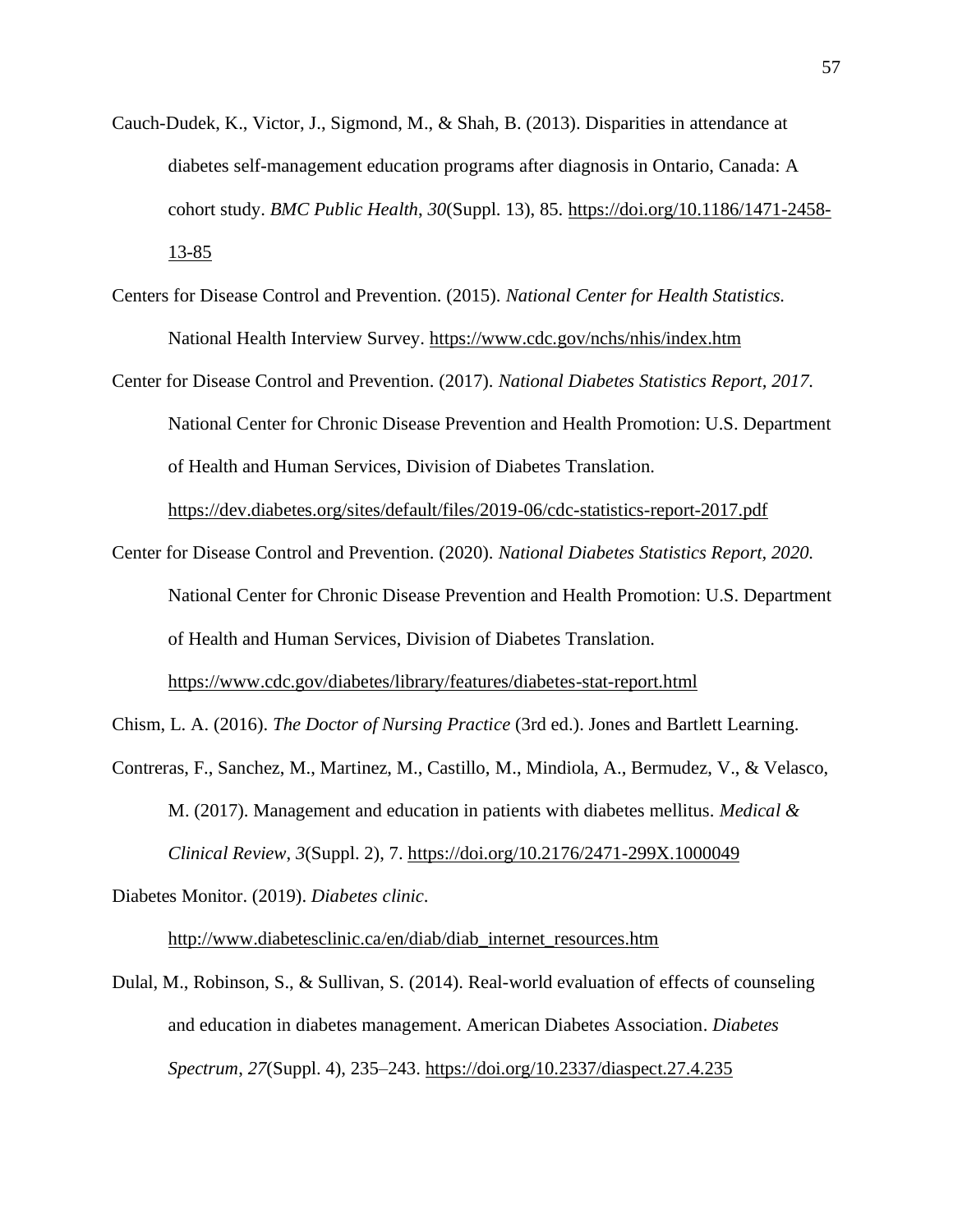Cauch-Dudek, K., Victor, J., Sigmond, M., & Shah, B. (2013). Disparities in attendance at diabetes self-management education programs after diagnosis in Ontario, Canada: A cohort study. *BMC Public Health*, *30*(Suppl. 13), 85. https://doi.org/10.1186/1471-2458-13-85

Centers for Disease Control and Prevention. (2015). *National Center for Health Statistics.* National Health Interview Survey. https://www.cdc.gov/nchs/nhis/index.htm

Center for Disease Control and Prevention. (2017). *National Diabetes Statistics Report, 2017.* National Center for Chronic Disease Prevention and Health Promotion: U.S. Department of Health and Human Services, Division of Diabetes Translation. https://dev.diabetes.org/sites/default/files/2019-06/cdc-statistics-report-2017.pdf

Center for Disease Control and Prevention. (2020). *National Diabetes Statistics Report, 2020.* National Center for Chronic Disease Prevention and Health Promotion: U.S. Department of Health and Human Services, Division of Diabetes Translation. https://www.cdc.gov/diabetes/library/features/diabetes-stat-report.html

Chism, L. A. (2016). *The Doctor of Nursing Practice* (3rd ed.). Jones and Bartlett Learning.

Contreras, F., Sanchez, M., Martinez, M., Castillo, M., Mindiola, A., Bermudez, V., & Velasco, M. (2017). Management and education in patients with diabetes mellitus. *Medical & Clinical Review*, *3*(Suppl. 2), 7. https://doi.org/10.2176/2471-299X.1000049

Diabetes Monitor. (2019). *Diabetes clinic*. http://www.diabetesclinic.ca/en/diab/diab_internet_resources.htm

Dulal, M., Robinson, S., & Sullivan, S. (2014). Real-world evaluation of effects of counseling and education in diabetes management. American Diabetes Association. *Diabetes Spectrum*, *27*(Suppl. 4), 235–243. https://doi.org/10.2337/diaspect.27.4.235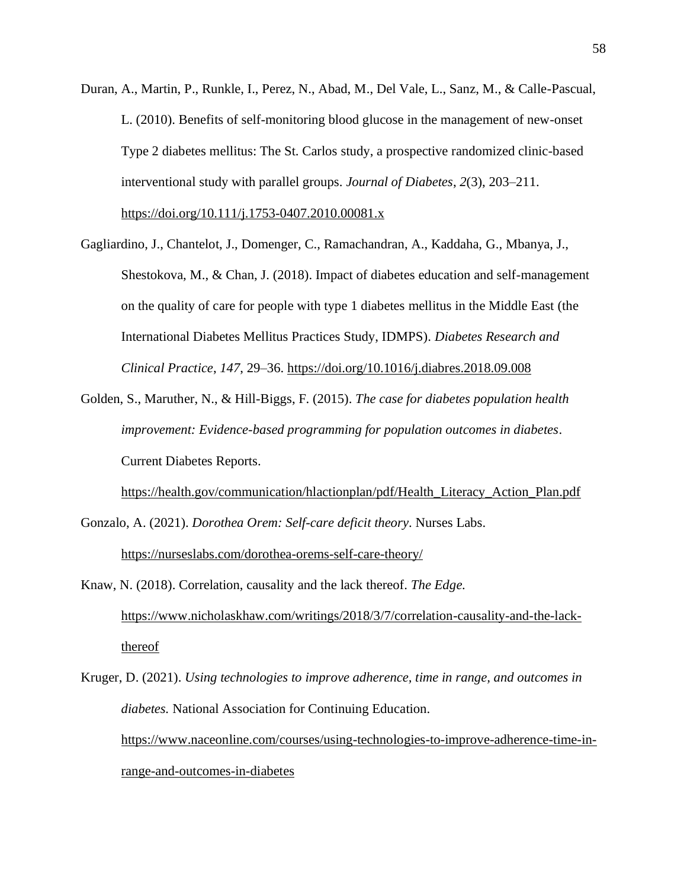Duran, A., Martin, P., Runkle, I., Perez, N., Abad, M., Del Vale, L., Sanz, M., & Calle-Pascual, L. (2010). Benefits of self-monitoring blood glucose in the management of new-onset Type 2 diabetes mellitus: The St. Carlos study, a prospective randomized clinic-based interventional study with parallel groups. *Journal of Diabetes*, *2*(3), 203–211. https://doi.org/10.111/j.1753-0407.2010.00081.x

Gagliardino, J., Chantelot, J., Domenger, C., Ramachandran, A., Kaddaha, G., Mbanya, J., Shestokova, M., & Chan, J. (2018). Impact of diabetes education and self-management on the quality of care for people with type 1 diabetes mellitus in the Middle East (the International Diabetes Mellitus Practices Study, IDMPS). *Diabetes Research and Clinical Practice*, *147*, 29–36. https://doi.org/10.1016/j.diabres.2018.09.008

Golden, S., Maruther, N., & Hill-Biggs, F. (2015). *The case for diabetes population health improvement: Evidence-based programming for population outcomes in diabetes*. Current Diabetes Reports. https://health.gov/communication/hlactionplan/pdf/Health_Literacy_Action_Plan.pdf

Gonzalo, A. (2021). *Dorothea Orem: Self-care deficit theory*. Nurses Labs. https://nurseslabs.com/dorothea-orems-self-care-theory/

Knaw, N. (2018). Correlation, causality and the lack thereof. *The Edge.* https://www.nicholaskhaw.com/writings/2018/3/7/correlation-causality-and-the-lack-thereof

Kruger, D. (2021). *Using technologies to improve adherence, time in range, and outcomes in diabetes.* National Association for Continuing Education. https://www.naceonline.com/courses/using-technologies-to-improve-adherence-time-in-range-and-outcomes-in-diabetes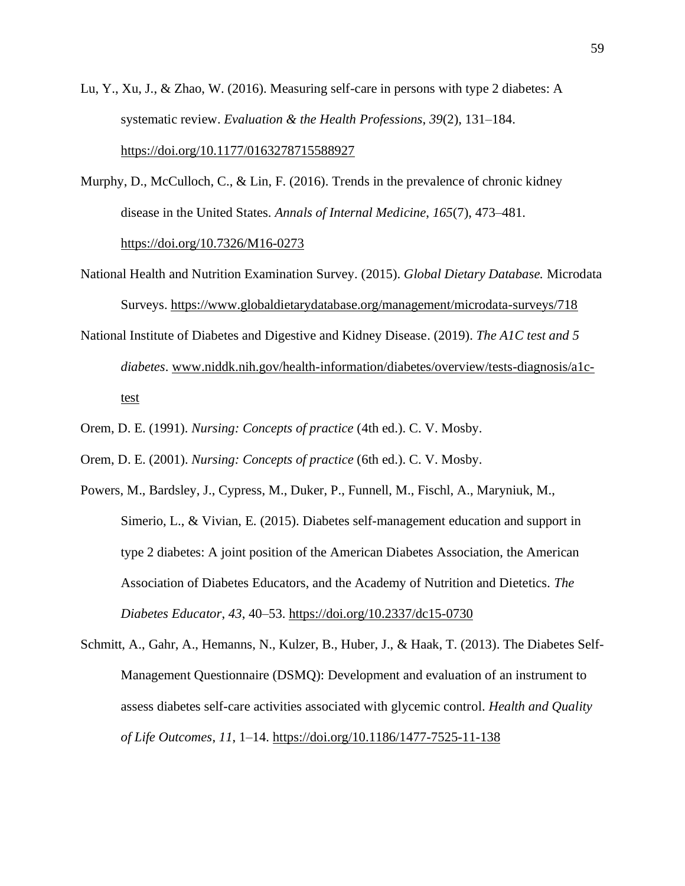Lu, Y., Xu, J., & Zhao, W. (2016). Measuring self-care in persons with type 2 diabetes: A systematic review. *Evaluation & the Health Professions*, *39*(2), 131–184. https://doi.org/10.1177/0163278715588927

Murphy, D., McCulloch, C., & Lin, F. (2016). Trends in the prevalence of chronic kidney disease in the United States. *Annals of Internal Medicine*, *165*(7), 473–481. https://doi.org/10.7326/M16-0273

National Health and Nutrition Examination Survey. (2015). *Global Dietary Database.* Microdata Surveys. https://www.globaldietarydatabase.org/management/microdata-surveys/718

National Institute of Diabetes and Digestive and Kidney Disease. (2019). *The A1C test and 5 diabetes*. www.niddk.nih.gov/health-information/diabetes/overview/tests-diagnosis/a1c-test

Orem, D. E. (1991). *Nursing: Concepts of practice* (4th ed.). C. V. Mosby.

Orem, D. E. (2001). *Nursing: Concepts of practice* (6th ed.). C. V. Mosby.

Powers, M., Bardsley, J., Cypress, M., Duker, P., Funnell, M., Fischl, A., Maryniuk, M., Simerio, L., & Vivian, E. (2015). Diabetes self-management education and support in type 2 diabetes: A joint position of the American Diabetes Association, the American Association of Diabetes Educators, and the Academy of Nutrition and Dietetics. *The Diabetes Educator*, *43*, 40–53. https://doi.org/10.2337/dc15-0730

Schmitt, A., Gahr, A., Hemanns, N., Kulzer, B., Huber, J., & Haak, T. (2013). The Diabetes Self-Management Questionnaire (DSMQ): Development and evaluation of an instrument to assess diabetes self-care activities associated with glycemic control. *Health and Quality of Life Outcomes*, *11*, 1–14. https://doi.org/10.1186/1477-7525-11-138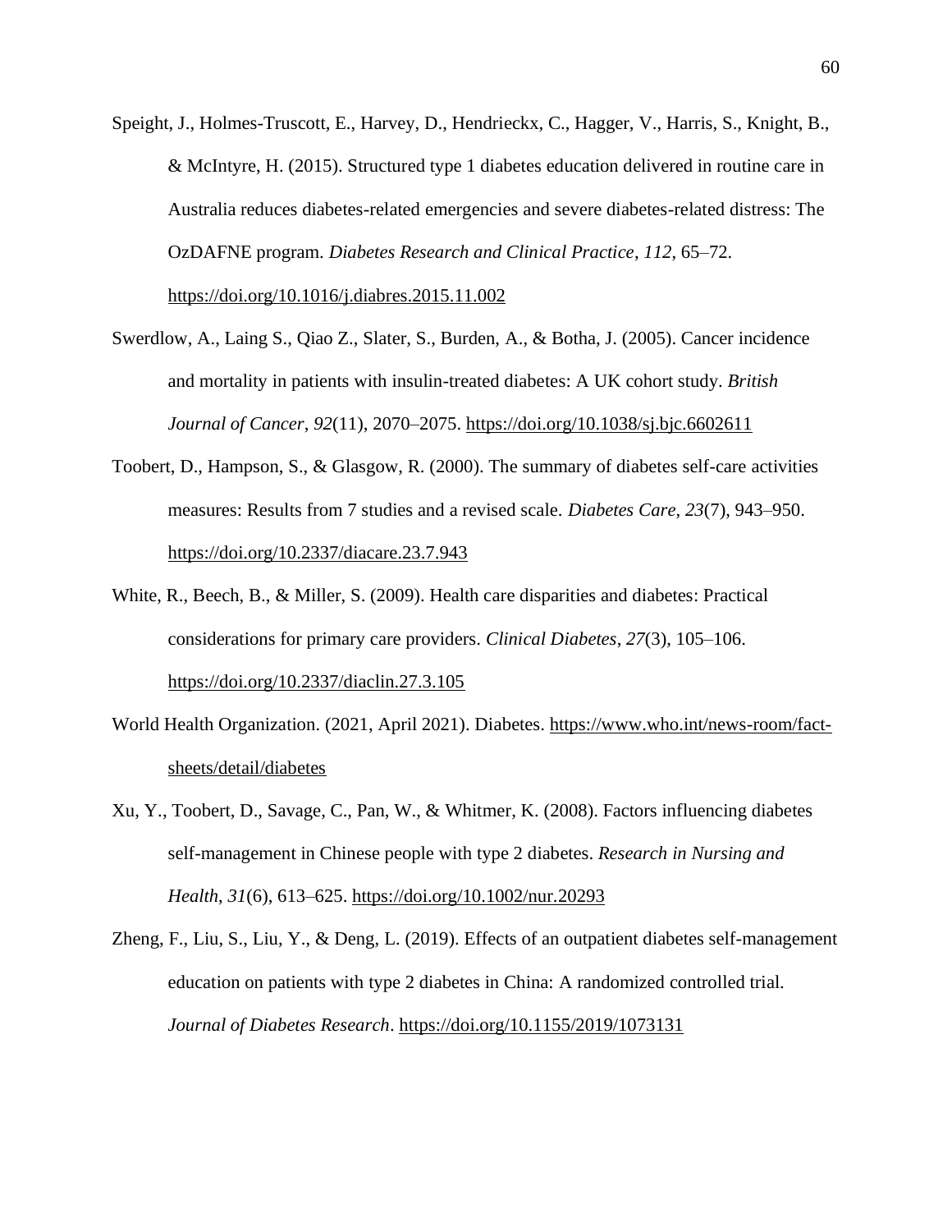Speight, J., Holmes-Truscott, E., Harvey, D., Hendrieckx, C., Hagger, V., Harris, S., Knight, B., & McIntyre, H. (2015). Structured type 1 diabetes education delivered in routine care in Australia reduces diabetes-related emergencies and severe diabetes-related distress: The OzDAFNE program. *Diabetes Research and Clinical Practice*, *112*, 65–72. https://doi.org/10.1016/j.diabres.2015.11.002

Swerdlow, A., Laing S., Qiao Z., Slater, S., Burden, A., & Botha, J. (2005). Cancer incidence and mortality in patients with insulin-treated diabetes: A UK cohort study. *British Journal of Cancer*, *92*(11), 2070–2075. https://doi.org/10.1038/sj.bjc.6602611

Toobert, D., Hampson, S., & Glasgow, R. (2000). The summary of diabetes self-care activities measures: Results from 7 studies and a revised scale. *Diabetes Care*, *23*(7), 943–950. https://doi.org/10.2337/diacare.23.7.943

White, R., Beech, B., & Miller, S. (2009). Health care disparities and diabetes: Practical considerations for primary care providers. *Clinical Diabetes*, *27*(3), 105–106. https://doi.org/10.2337/diaclin.27.3.105

World Health Organization. (2021, April 2021). Diabetes. https://www.who.int/news-room/fact-sheets/detail/diabetes

Xu, Y., Toobert, D., Savage, C., Pan, W., & Whitmer, K. (2008). Factors influencing diabetes self-management in Chinese people with type 2 diabetes. *Research in Nursing and Health*, *31*(6), 613–625. https://doi.org/10.1002/nur.20293

Zheng, F., Liu, S., Liu, Y., & Deng, L. (2019). Effects of an outpatient diabetes self-management education on patients with type 2 diabetes in China: A randomized controlled trial. *Journal of Diabetes Research*. https://doi.org/10.1155/2019/1073131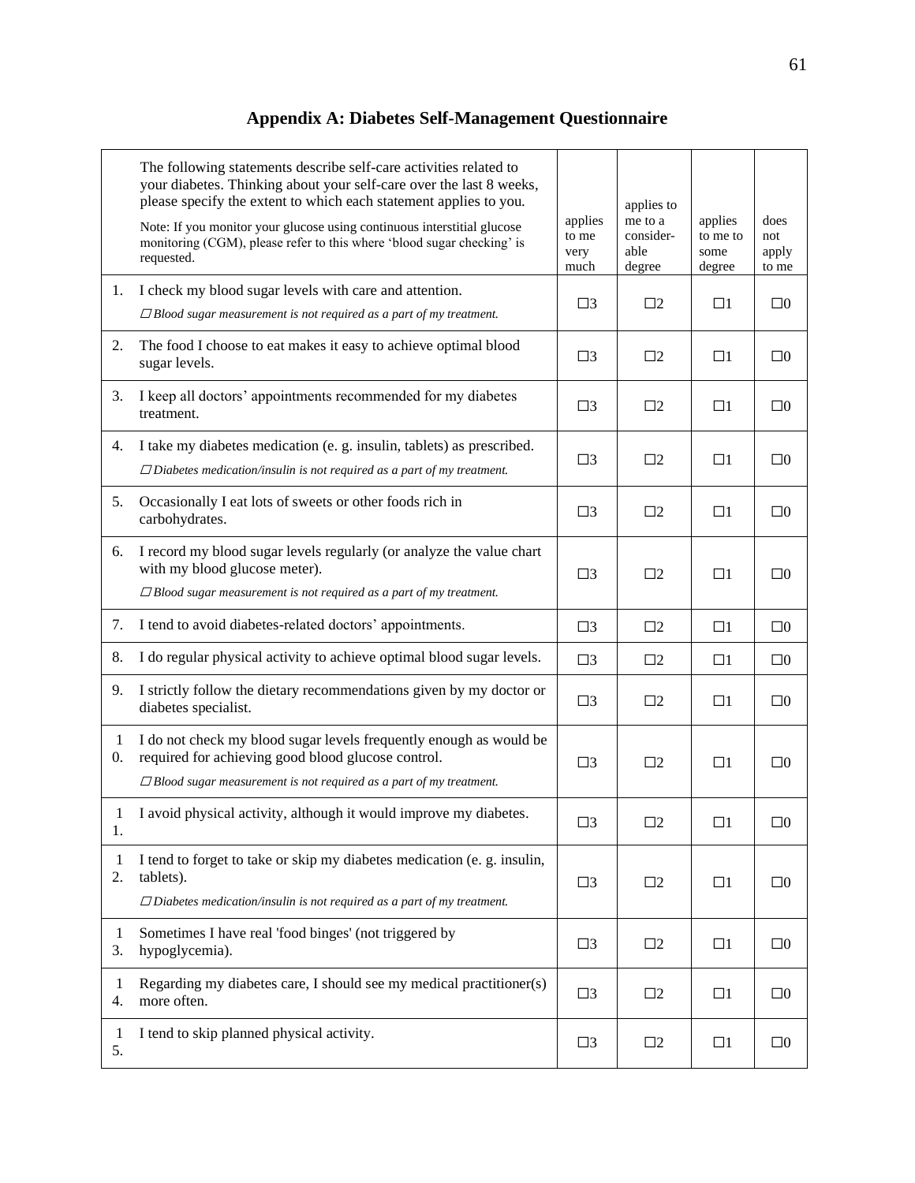# Appendix A: Diabetes Self-Management Questionnaire

| | The following statements describe self-care activities related to your diabetes. Thinking about your self-care over the last 8 weeks, please specify the extent to which each statement applies to you.<br>Note: If you monitor your glucose using continuous interstitial glucose monitoring (CGM), please refer to this where 'blood sugar checking' is requested. | applies to me very much | applies to me to a considerable degree | applies to me to some degree | does not apply to me |
|---|---|---|---|---|---|
| 1. | I check my blood sugar levels with care and attention.<br>☐ *Blood sugar measurement is not required as a part of my treatment.* | ☐3 | ☐2 | ☐1 | ☐0 |
| 2. | The food I choose to eat makes it easy to achieve optimal blood sugar levels. | ☐3 | ☐2 | ☐1 | ☐0 |
| 3. | I keep all doctors' appointments recommended for my diabetes treatment. | ☐3 | ☐2 | ☐1 | ☐0 |
| 4. | I take my diabetes medication (e. g. insulin, tablets) as prescribed.<br>☐ *Diabetes medication/insulin is not required as a part of my treatment.* | ☐3 | ☐2 | ☐1 | ☐0 |
| 5. | Occasionally I eat lots of sweets or other foods rich in carbohydrates. | ☐3 | ☐2 | ☐1 | ☐0 |
| 6. | I record my blood sugar levels regularly (or analyze the value chart with my blood glucose meter).<br>☐ *Blood sugar measurement is not required as a part of my treatment.* | ☐3 | ☐2 | ☐1 | ☐0 |
| 7. | I tend to avoid diabetes-related doctors' appointments. | ☐3 | ☐2 | ☐1 | ☐0 |
| 8. | I do regular physical activity to achieve optimal blood sugar levels. | ☐3 | ☐2 | ☐1 | ☐0 |
| 9. | I strictly follow the dietary recommendations given by my doctor or diabetes specialist. | ☐3 | ☐2 | ☐1 | ☐0 |
| 10. | I do not check my blood sugar levels frequently enough as would be required for achieving good blood glucose control.<br>☐ *Blood sugar measurement is not required as a part of my treatment.* | ☐3 | ☐2 | ☐1 | ☐0 |
| 11. | I avoid physical activity, although it would improve my diabetes. | ☐3 | ☐2 | ☐1 | ☐0 |
| 12. | I tend to forget to take or skip my diabetes medication (e. g. insulin, tablets).<br>☐ *Diabetes medication/insulin is not required as a part of my treatment.* | ☐3 | ☐2 | ☐1 | ☐0 |
| 13. | Sometimes I have real 'food binges' (not triggered by hypoglycemia). | ☐3 | ☐2 | ☐1 | ☐0 |
| 14. | Regarding my diabetes care, I should see my medical practitioner(s) more often. | ☐3 | ☐2 | ☐1 | ☐0 |
| 15. | I tend to skip planned physical activity. | ☐3 | ☐2 | ☐1 | ☐0 |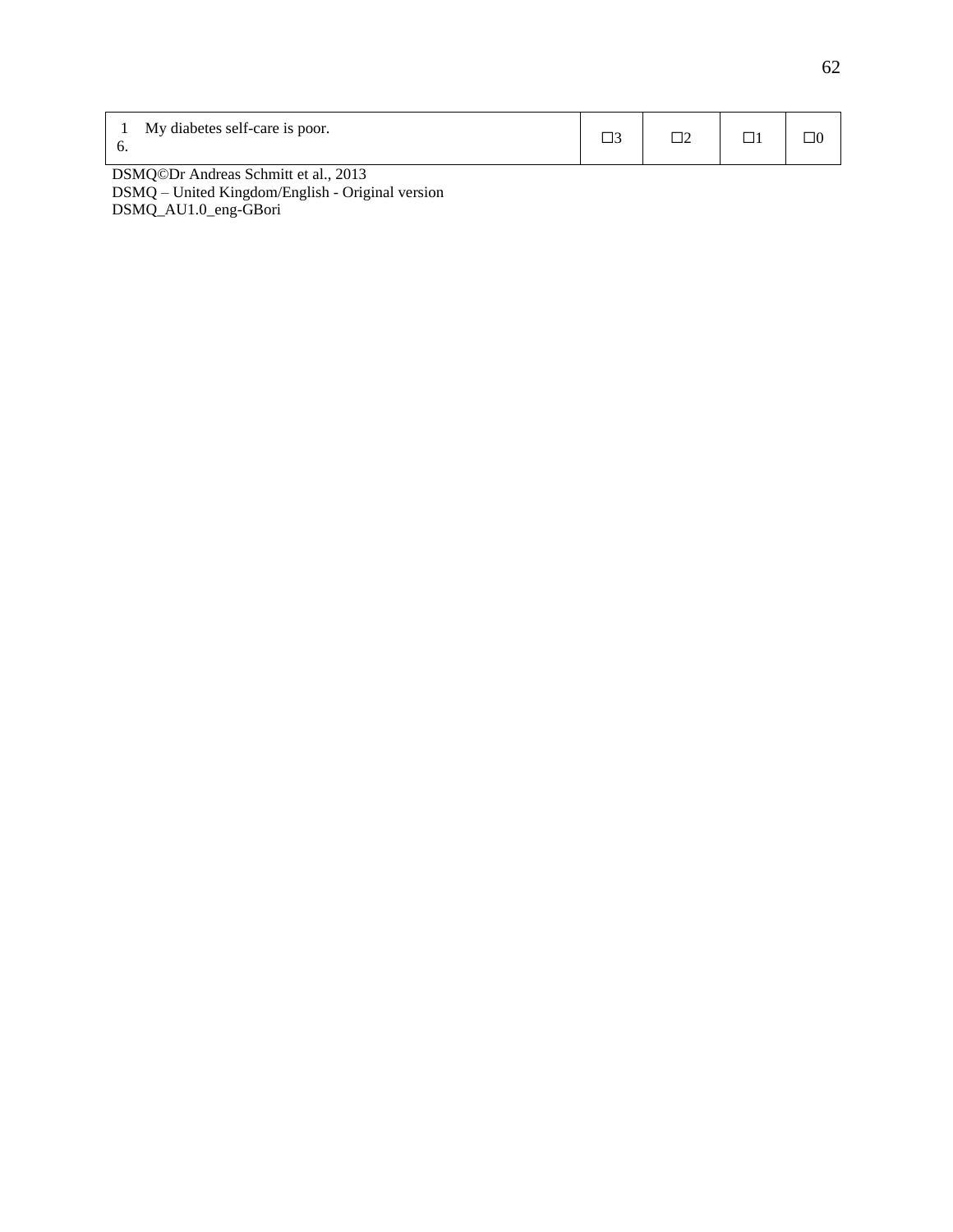| 16. | My diabetes self-care is poor. | ☐3 | ☐2 | ☐1 | ☐0 |
| --- | --- | --- | --- | --- | --- |

DSMQ©Dr Andreas Schmitt et al., 2013
DSMQ – United Kingdom/English - Original version
DSMQ_AU1.0_eng-GBori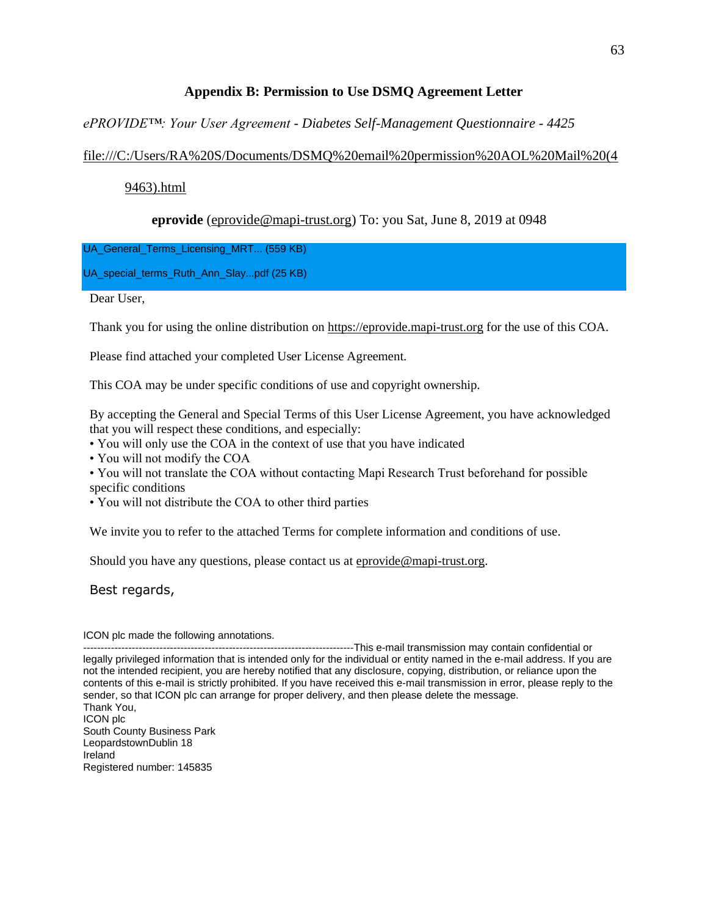## Appendix B: Permission to Use DSMQ Agreement Letter

*ePROVIDE™: Your User Agreement - Diabetes Self-Management Questionnaire - 4425*

file:///C:/Users/RA%20S/Documents/DSMQ%20email%20permission%20AOL%20Mail%20(49463).html

**eprovide** (eprovide@mapi-trust.org) To: you Sat, June 8, 2019 at 0948

UA_General_Terms_Licensing_MRT... (559 KB)

UA_special_terms_Ruth_Ann_Slay...pdf (25 KB)

Dear User,

Thank you for using the online distribution on https://eprovide.mapi-trust.org for the use of this COA.

Please find attached your completed User License Agreement.

This COA may be under specific conditions of use and copyright ownership.

By accepting the General and Special Terms of this User License Agreement, you have acknowledged that you will respect these conditions, and especially:

- You will only use the COA in the context of use that you have indicated
- You will not modify the COA
- You will not translate the COA without contacting Mapi Research Trust beforehand for possible specific conditions
- You will not distribute the COA to other third parties

We invite you to refer to the attached Terms for complete information and conditions of use.

Should you have any questions, please contact us at eprovide@mapi-trust.org.

Best regards,

ICON plc made the following annotations.

----------------------------------------------------------------------------This e-mail transmission may contain confidential or legally privileged information that is intended only for the individual or entity named in the e-mail address. If you are not the intended recipient, you are hereby notified that any disclosure, copying, distribution, or reliance upon the contents of this e-mail is strictly prohibited. If you have received this e-mail transmission in error, please reply to the sender, so that ICON plc can arrange for proper delivery, and then please delete the message.
Thank You,
ICON plc
South County Business Park
LeopardstownDublin 18
Ireland
Registered number: 145835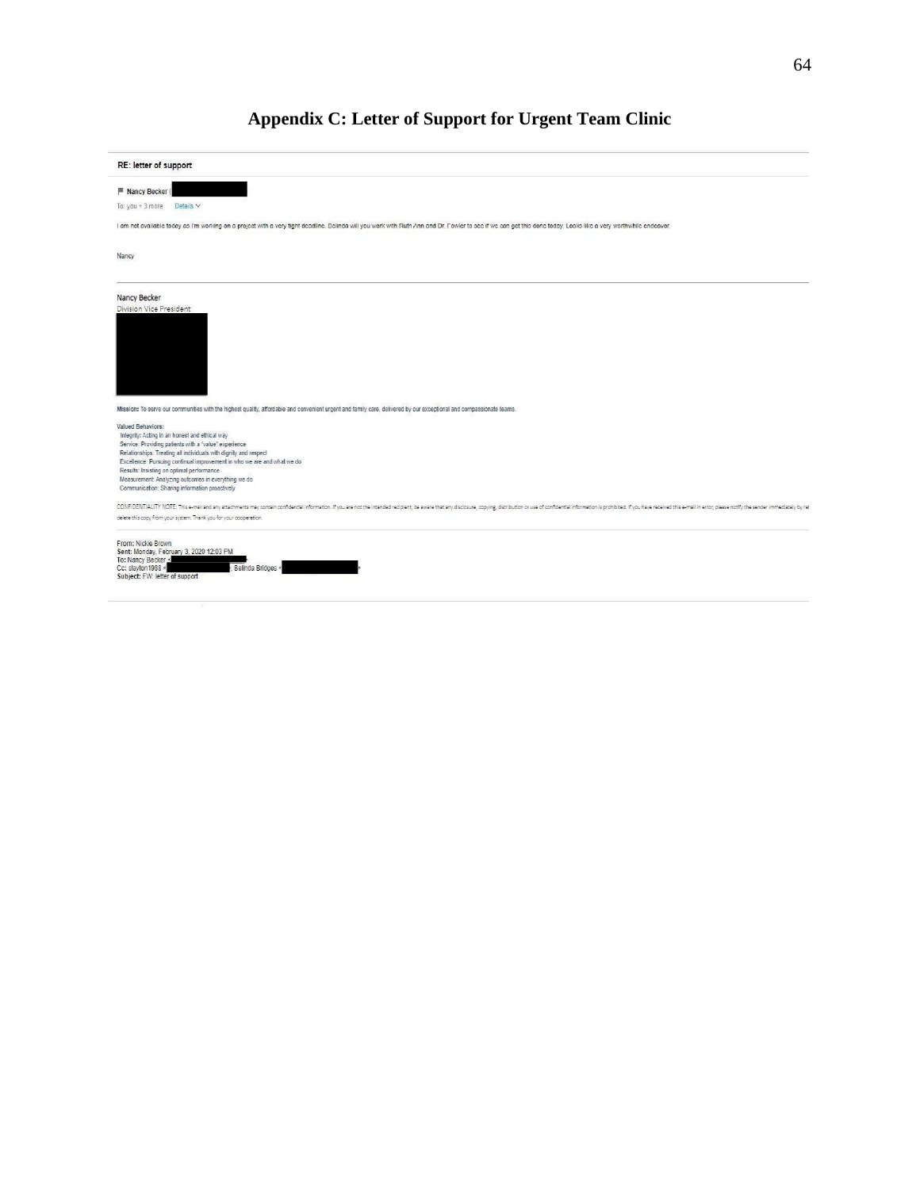# Appendix C: Letter of Support for Urgent Team Clinic

**RE: letter of support**

**Nancy Becker** (

To: you + 3 more Details

I am not available today as I'm working on a project with a very tight deadline. Belinda will you work with Ruth Ann and Dr. Fowler to see if we can get this done today. Looks like a very worthwhile endeavor.

Nancy

---

Nancy Becker
Division Vice President

**Mission:** To serve our communities with the highest quality, affordable and convenient urgent and family care, delivered by our exceptional and compassionate teams.

**Valued Behaviors:**
- Integrity: Acting in an honest and ethical way
- Service: Providing patients with a "value" experience
- Relationships: Treating all individuals with dignity and respect
- Excellence: Pursuing continual improvement in who we are and what we do
- Results: Insisting on optimal performance
- Measurement: Analyzing outcomes in everything we do
- Communication: Sharing information proactively

CONFIDENTIALITY NOTE: This e-mail and any attachments may contain confidential information. If you are not the intended recipient, be aware that any disclosure, copying, distribution or use of confidential information is prohibited. If you have received this e-mail in error, please notify the sender immediately by re[turn e-mail and] delete this copy from your system. Thank you for your cooperation.

---

**From:** Nickie Brown
**Sent:** Monday, February 3, 2020 12:03 PM
**To:** Nancy Becker <
**Cc:** slayton1988 < ; Belinda Bridges <
**Subject:** FW: letter of support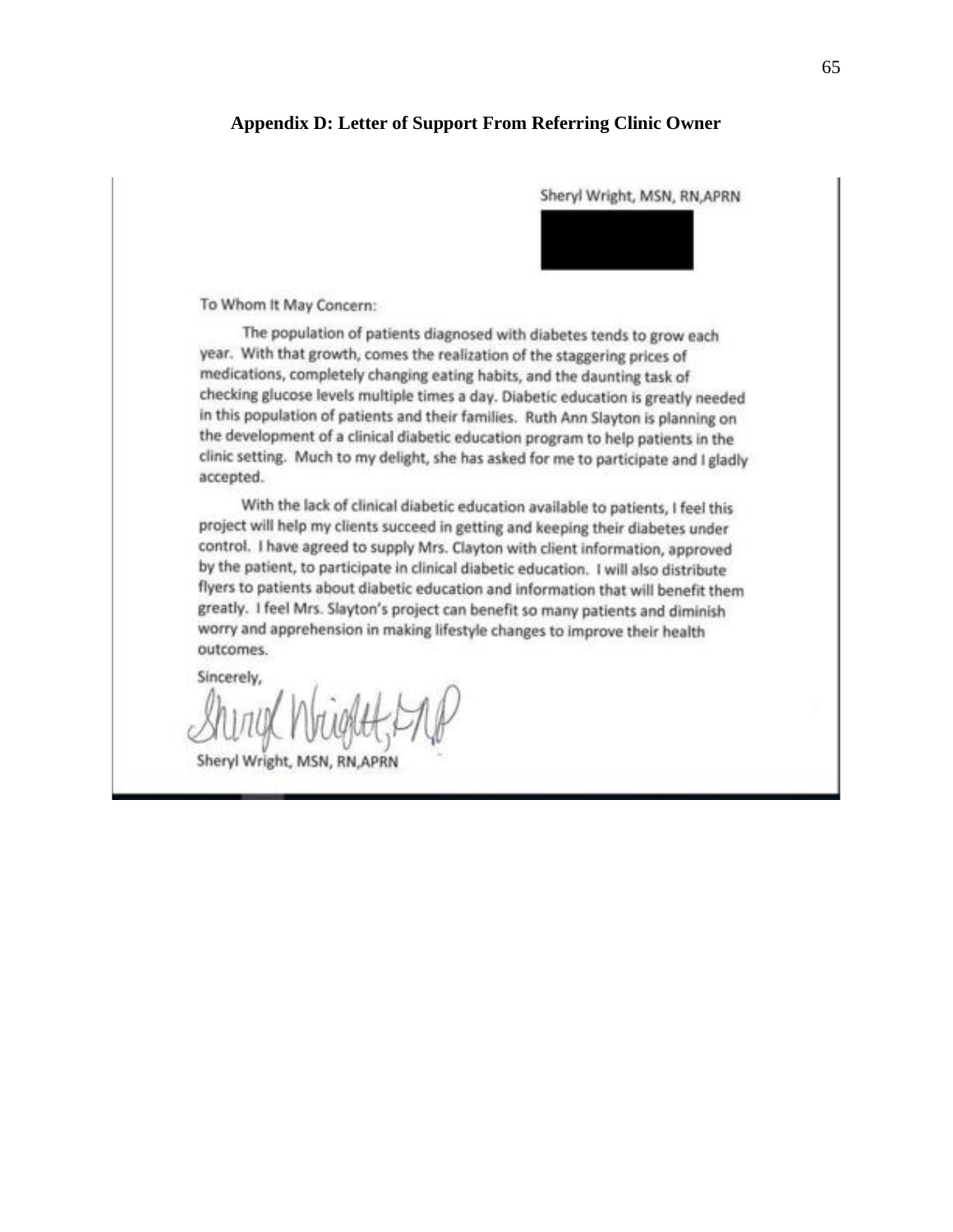## Appendix D: Letter of Support From Referring Clinic Owner

Sheryl Wright, MSN, RN,APRN

To Whom It May Concern:

The population of patients diagnosed with diabetes tends to grow each year. With that growth, comes the realization of the staggering prices of medications, completely changing eating habits, and the daunting task of checking glucose levels multiple times a day. Diabetic education is greatly needed in this population of patients and their families. Ruth Ann Slayton is planning on the development of a clinical diabetic education program to help patients in the clinic setting. Much to my delight, she has asked for me to participate and I gladly accepted.

With the lack of clinical diabetic education available to patients, I feel this project will help my clients succeed in getting and keeping their diabetes under control. I have agreed to supply Mrs. Clayton with client information, approved by the patient, to participate in clinical diabetic education. I will also distribute flyers to patients about diabetic education and information that will benefit them greatly. I feel Mrs. Slayton's project can benefit so many patients and diminish worry and apprehension in making lifestyle changes to improve their health outcomes.

Sincerely,

Sheryl Wright, FNP

Sheryl Wright, MSN, RN,APRN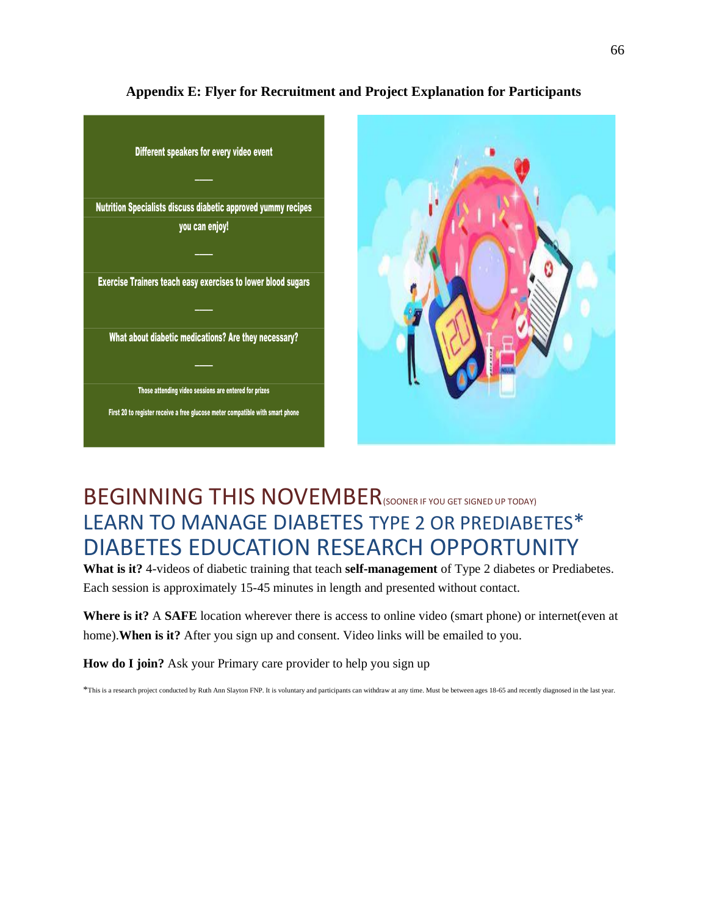## Appendix E: Flyer for Recruitment and Project Explanation for Participants

**Different speakers for every video event**

**Nutrition Specialists discuss diabetic approved yummy recipes you can enjoy!**

**Exercise Trainers teach easy exercises to lower blood sugars**

**What about diabetic medications? Are they necessary?**

**Those attending video sessions are entered for prizes**

**First 20 to register receive a free glucose meter compatible with smart phone**

# BEGINNING THIS NOVEMBER(SOONER IF YOU GET SIGNED UP TODAY)

## LEARN TO MANAGE DIABETES TYPE 2 OR PREDIABETES*

# DIABETES EDUCATION RESEARCH OPPORTUNITY

**What is it?** 4-videos of diabetic training that teach **self-management** of Type 2 diabetes or Prediabetes. Each session is approximately 15-45 minutes in length and presented without contact.

**Where is it?** A **SAFE** location wherever there is access to online video (smart phone) or internet(even at home).**When is it?** After you sign up and consent. Video links will be emailed to you.

**How do I join?** Ask your Primary care provider to help you sign up

*This is a research project conducted by Ruth Ann Slayton FNP. It is voluntary and participants can withdraw at any time. Must be between ages 18-65 and recently diagnosed in the last year.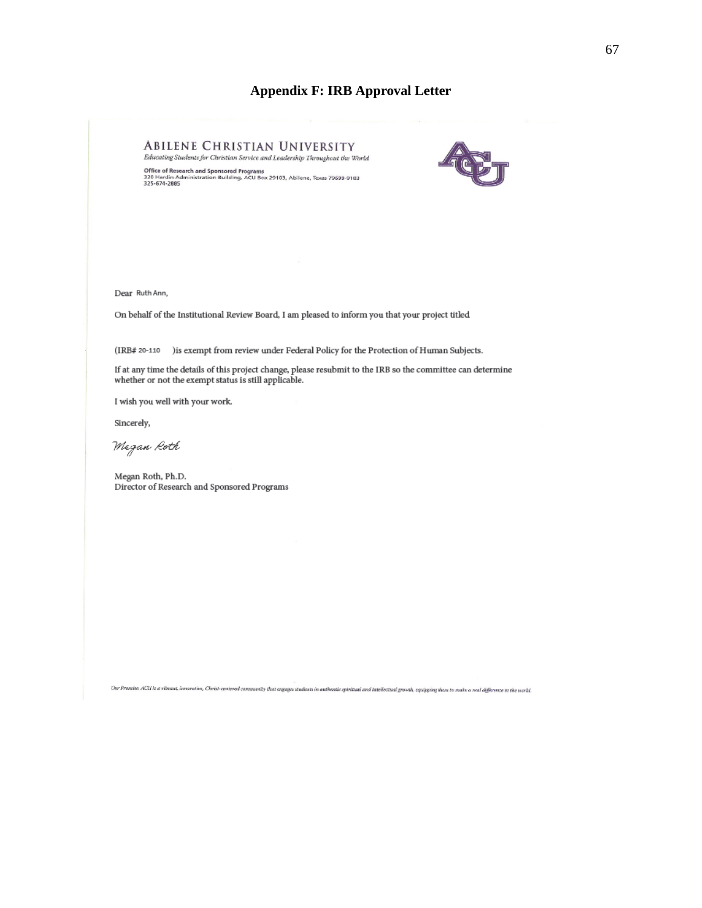## Appendix F: IRB Approval Letter

ABILENE CHRISTIAN UNIVERSITY

*Educating Students for Christian Service and Leadership Throughout the World*

Office of Research and Sponsored Programs
320 Hardin Administration Building, ACU Box 29103, Abilene, Texas 79699-9103
325-674-2885

Dear Ruth Ann,

On behalf of the Institutional Review Board, I am pleased to inform you that your project titled

(IRB# 20-110 )is exempt from review under Federal Policy for the Protection of Human Subjects.

If at any time the details of this project change, please resubmit to the IRB so the committee can determine whether or not the exempt status is still applicable.

I wish you well with your work.

Sincerely,

*Megan Roth*

Megan Roth, Ph.D.
Director of Research and Sponsored Programs

*Our Promise: ACU is a vibrant, innovative, Christ-centered community that engages students in authentic spiritual and intellectual growth, equipping them to make a real difference in the world.*